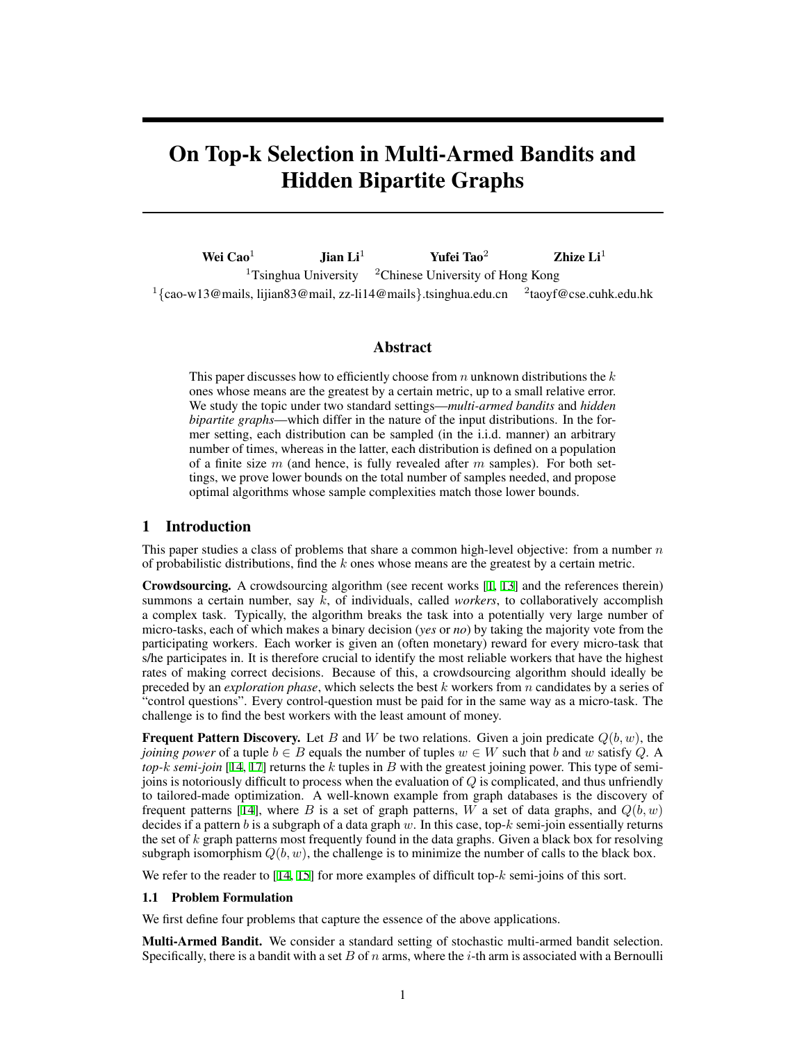# On Top-k Selection in Multi-Armed Bandits and Hidden Bipartite Graphs

**Wei Cao**[1] **Jian Li**[1] **Yufei Tao**[2] **Zhize Li**[1]

[1]Tsinghua University [2]Chinese University of Hong Kong

[1]{cao-w13@mails, lijian83@mail, zz-li14@mails}.tsinghua.edu.cn [2]taoyf@cse.cuhk.edu.hk

## Abstract

This paper discusses how to efficiently choose from $n$ unknown distributions the $k$ ones whose means are the greatest by a certain metric, up to a small relative error. We study the topic under two standard settings—*multi-armed bandits* and *hidden bipartite graphs*—which differ in the nature of the input distributions. In the former setting, each distribution can be sampled (in the i.i.d. manner) an arbitrary number of times, whereas in the latter, each distribution is defined on a population of a finite size $m$ (and hence, is fully revealed after $m$ samples). For both settings, we prove lower bounds on the total number of samples needed, and propose optimal algorithms whose sample complexities match those lower bounds.

## 1 Introduction

This paper studies a class of problems that share a common high-level objective: from a number $n$ of probabilistic distributions, find the $k$ ones whose means are the greatest by a certain metric.

**Crowdsourcing.** A crowdsourcing algorithm (see recent works [1, 13] and the references therein) summons a certain number, say $k$, of individuals, called *workers*, to collaboratively accomplish a complex task. Typically, the algorithm breaks the task into a potentially very large number of micro-tasks, each of which makes a binary decision (*yes* or *no*) by taking the majority vote from the participating workers. Each worker is given an (often monetary) reward for every micro-task that s/he participates in. It is therefore crucial to identify the most reliable workers that have the highest rates of making correct decisions. Because of this, a crowdsourcing algorithm should ideally be preceded by an *exploration phase*, which selects the best $k$ workers from $n$ candidates by a series of "control questions". Every control-question must be paid for in the same way as a micro-task. The challenge is to find the best workers with the least amount of money.

**Frequent Pattern Discovery.** Let $B$ and $W$ be two relations. Given a join predicate $Q(b, w)$, the *joining power* of a tuple $b \in B$ equals the number of tuples $w \in W$ such that $b$ and $w$ satisfy $Q$. A *top-k semi-join* [14, 17] returns the $k$ tuples in $B$ with the greatest joining power. This type of semi-joins is notoriously difficult to process when the evaluation of $Q$ is complicated, and thus unfriendly to tailored-made optimization. A well-known example from graph databases is the discovery of frequent patterns [14], where $B$ is a set of graph patterns, $W$ a set of data graphs, and $Q(b, w)$ decides if a pattern $b$ is a subgraph of a data graph $w$. In this case, top-$k$ semi-join essentially returns the set of $k$ graph patterns most frequently found in the data graphs. Given a black box for resolving subgraph isomorphism $Q(b, w)$, the challenge is to minimize the number of calls to the black box.

We refer to the reader to [14, 15] for more examples of difficult top-$k$ semi-joins of this sort.

### 1.1 Problem Formulation

We first define four problems that capture the essence of the above applications.

**Multi-Armed Bandit.** We consider a standard setting of stochastic multi-armed bandit selection. Specifically, there is a bandit with a set $B$ of $n$ arms, where the $i$-th arm is associated with a Bernoulli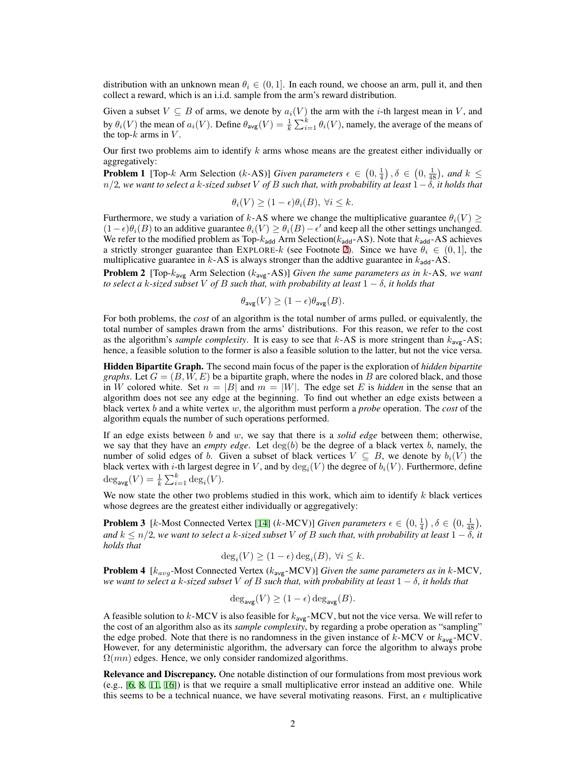distribution with an unknown mean $\theta_i \in (0, 1]$. In each round, we choose an arm, pull it, and then collect a reward, which is an i.i.d. sample from the arm's reward distribution.

Given a subset $V \subseteq B$ of arms, we denote by $a_i(V)$ the arm with the $i$-th largest mean in $V$, and by $\theta_i(V)$ the mean of $a_i(V)$. Define $\theta_{\mathsf{avg}}(V) = \frac{1}{k}\sum_{i=1}^{k} \theta_i(V)$, namely, the average of the means of the top-$k$ arms in $V$.

Our first two problems aim to identify $k$ arms whose means are the greatest either individually or aggregatively:

**Problem 1** [Top-$k$ Arm Selection ($k$-AS)] *Given parameters $\epsilon \in \left(0, \frac{1}{4}\right), \delta \in \left(0, \frac{1}{48}\right)$, and $k \leq n/2$, we want to select a $k$-sized subset $V$ of $B$ such that, with probability at least $1 - \delta$, it holds that*

$$\theta_i(V) \geq (1 - \epsilon)\theta_i(B),\ \forall i \leq k.$$

Furthermore, we study a variation of $k$-AS where we change the multiplicative guarantee $\theta_i(V) \geq (1-\epsilon)\theta_i(B)$ to an additive guarantee $\theta_i(V) \geq \theta_i(B) - \epsilon'$ and keep all the other settings unchanged. We refer to the modified problem as Top-$k_{\mathsf{add}}$ Arm Selection($k_{\mathsf{add}}$-AS). Note that $k_{\mathsf{add}}$-AS achieves a strictly stronger guarantee than EXPLORE-$k$ (see Footnote 2). Since we have $\theta_i \in (0, 1]$, the multiplicative guarantee in $k$-AS is always stronger than the addtive guarantee in $k_{\mathsf{add}}$-AS.

**Problem 2** [Top-$k_{\mathsf{avg}}$ Arm Selection ($k_{\mathsf{avg}}$-AS)] *Given the same parameters as in $k$-AS, we want to select a $k$-sized subset $V$ of $B$ such that, with probability at least $1 - \delta$, it holds that*

$$\theta_{\mathsf{avg}}(V) \geq (1 - \epsilon)\theta_{\mathsf{avg}}(B).$$

For both problems, the *cost* of an algorithm is the total number of arms pulled, or equivalently, the total number of samples drawn from the arms' distributions. For this reason, we refer to the cost as the algorithm's *sample complexity*. It is easy to see that $k$-AS is more stringent than $k_{\mathsf{avg}}$-AS; hence, a feasible solution to the former is also a feasible solution to the latter, but not the vice versa.

**Hidden Bipartite Graph.** The second main focus of the paper is the exploration of *hidden bipartite graphs*. Let $G = (B, W, E)$ be a bipartite graph, where the nodes in $B$ are colored black, and those in $W$ colored white. Set $n = |B|$ and $m = |W|$. The edge set $E$ is *hidden* in the sense that an algorithm does not see any edge at the beginning. To find out whether an edge exists between a black vertex $b$ and a white vertex $w$, the algorithm must perform a *probe* operation. The *cost* of the algorithm equals the number of such operations performed.

If an edge exists between $b$ and $w$, we say that there is a *solid edge* between them; otherwise, we say that they have an *empty edge*. Let $\deg(b)$ be the degree of a black vertex $b$, namely, the number of solid edges of $b$. Given a subset of black vertices $V \subseteq B$, we denote by $b_i(V)$ the black vertex with $i$-th largest degree in $V$, and by $\deg_i(V)$ the degree of $b_i(V)$. Furthermore, define $\deg_{\mathsf{avg}}(V) = \frac{1}{k}\sum_{i=1}^{k}\deg_i(V)$.

We now state the other two problems studied in this work, which aim to identify $k$ black vertices whose degrees are the greatest either individually or aggregatively:

**Problem 3** [$k$-Most Connected Vertex [14] ($k$-MCV)] *Given parameters $\epsilon \in \left(0, \frac{1}{4}\right), \delta \in \left(0, \frac{1}{48}\right)$, and $k \leq n/2$, we want to select a $k$-sized subset $V$ of $B$ such that, with probability at least $1 - \delta$, it holds that*

$$\deg_i(V) \geq (1 - \epsilon)\deg_i(B),\ \forall i \leq k.$$

**Problem 4** [$k_{avg}$-Most Connected Vertex ($k_{\mathsf{avg}}$-MCV)] *Given the same parameters as in $k$-MCV, we want to select a $k$-sized subset $V$ of $B$ such that, with probability at least $1 - \delta$, it holds that*

$$\deg_{\mathsf{avg}}(V) \geq (1 - \epsilon)\deg_{\mathsf{avg}}(B).$$

A feasible solution to $k$-MCV is also feasible for $k_{\mathsf{avg}}$-MCV, but not the vice versa. We will refer to the cost of an algorithm also as its *sample complexity*, by regarding a probe operation as "sampling" the edge probed. Note that there is no randomness in the given instance of $k$-MCV or $k_{\mathsf{avg}}$-MCV. However, for any deterministic algorithm, the adversary can force the algorithm to always probe $\Omega(mn)$ edges. Hence, we only consider randomized algorithms.

**Relevance and Discrepancy.** One notable distinction of our formulations from most previous work (e.g., [6, 8, 11, 16]) is that we require a small multiplicative error instead an additive one. While this seems to be a technical nuance, we have several motivating reasons. First, an $\epsilon$ multiplicative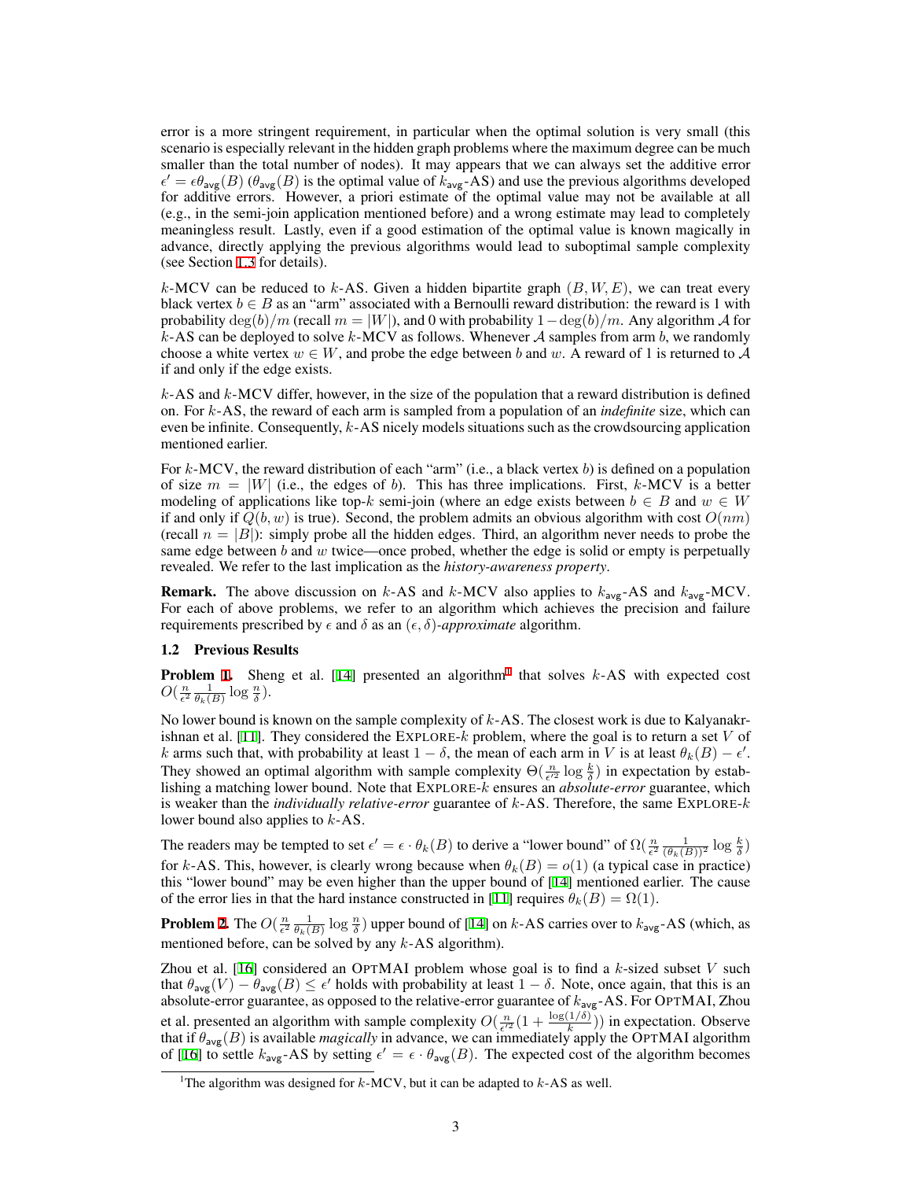error is a more stringent requirement, in particular when the optimal solution is very small (this scenario is especially relevant in the hidden graph problems where the maximum degree can be much smaller than the total number of nodes). It may appears that we can always set the additive error $\epsilon' = \epsilon\theta_{\mathsf{avg}}(B)$ ($\theta_{\mathsf{avg}}(B)$ is the optimal value of $k_{\mathsf{avg}}$-AS) and use the previous algorithms developed for additive errors. However, a priori estimate of the optimal value may not be available at all (e.g., in the semi-join application mentioned before) and a wrong estimate may lead to completely meaningless result. Lastly, even if a good estimation of the optimal value is known magically in advance, directly applying the previous algorithms would lead to suboptimal sample complexity (see Section 1.3 for details).

$k$-MCV can be reduced to $k$-AS. Given a hidden bipartite graph $(B, W, E)$, we can treat every black vertex $b \in B$ as an "arm" associated with a Bernoulli reward distribution: the reward is 1 with probability $\deg(b)/m$ (recall $m = |W|$), and 0 with probability $1 - \deg(b)/m$. Any algorithm $\mathcal{A}$ for $k$-AS can be deployed to solve $k$-MCV as follows. Whenever $\mathcal{A}$ samples from arm $b$, we randomly choose a white vertex $w \in W$, and probe the edge between $b$ and $w$. A reward of 1 is returned to $\mathcal{A}$ if and only if the edge exists.

$k$-AS and $k$-MCV differ, however, in the size of the population that a reward distribution is defined on. For $k$-AS, the reward of each arm is sampled from a population of an *indefinite* size, which can even be infinite. Consequently, $k$-AS nicely models situations such as the crowdsourcing application mentioned earlier.

For $k$-MCV, the reward distribution of each "arm" (i.e., a black vertex $b$) is defined on a population of size $m = |W|$ (i.e., the edges of $b$). This has three implications. First, $k$-MCV is a better modeling of applications like top-$k$ semi-join (where an edge exists between $b \in B$ and $w \in W$ if and only if $Q(b, w)$ is true). Second, the problem admits an obvious algorithm with cost $O(nm)$ (recall $n = |B|$): simply probe all the hidden edges. Third, an algorithm never needs to probe the same edge between $b$ and $w$ twice—once probed, whether the edge is solid or empty is perpetually revealed. We refer to the last implication as the *history-awareness property*.

**Remark.** The above discussion on $k$-AS and $k$-MCV also applies to $k_{\mathsf{avg}}$-AS and $k_{\mathsf{avg}}$-MCV. For each of above problems, we refer to an algorithm which achieves the precision and failure requirements prescribed by $\epsilon$ and $\delta$ as an *$(\epsilon, \delta)$-approximate* algorithm.

## 1.2 Previous Results

**Problem 1.** Sheng et al. [14] presented an algorithm[1] that solves $k$-AS with expected cost $O(\frac{n}{\epsilon^2}\frac{1}{\theta_k(B)}\log\frac{n}{\delta})$.

No lower bound is known on the sample complexity of $k$-AS. The closest work is due to Kalyanakrishnan et al. [11]. They considered the EXPLORE-$k$ problem, where the goal is to return a set $V$ of $k$ arms such that, with probability at least $1 - \delta$, the mean of each arm in $V$ is at least $\theta_k(B) - \epsilon'$. They showed an optimal algorithm with sample complexity $\Theta(\frac{n}{\epsilon'^2}\log\frac{k}{\delta})$ in expectation by establishing a matching lower bound. Note that EXPLORE-$k$ ensures an *absolute-error* guarantee, which is weaker than the *individually relative-error* guarantee of $k$-AS. Therefore, the same EXPLORE-$k$ lower bound also applies to $k$-AS.

The readers may be tempted to set $\epsilon' = \epsilon \cdot \theta_k(B)$ to derive a "lower bound" of $\Omega(\frac{n}{\epsilon^2}\frac{1}{(\theta_k(B))^2}\log\frac{k}{\delta})$ for $k$-AS. This, however, is clearly wrong because when $\theta_k(B) = o(1)$ (a typical case in practice) this "lower bound" may be even higher than the upper bound of [14] mentioned earlier. The cause of the error lies in that the hard instance constructed in [11] requires $\theta_k(B) = \Omega(1)$.

**Problem 2.** The $O(\frac{n}{\epsilon^2}\frac{1}{\theta_k(B)}\log\frac{n}{\delta})$ upper bound of [14] on $k$-AS carries over to $k_{\mathsf{avg}}$-AS (which, as mentioned before, can be solved by any $k$-AS algorithm).

Zhou et al. [16] considered an OPTMAI problem whose goal is to find a $k$-sized subset $V$ such that $\theta_{\mathsf{avg}}(V) - \theta_{\mathsf{avg}}(B) \leq \epsilon'$ holds with probability at least $1 - \delta$. Note, once again, that this is an absolute-error guarantee, as opposed to the relative-error guarantee of $k_{\mathsf{avg}}$-AS. For OPTMAI, Zhou et al. presented an algorithm with sample complexity $O(\frac{n}{\epsilon'^2}(1 + \frac{\log(1/\delta)}{k}))$ in expectation. Observe that if $\theta_{\mathsf{avg}}(B)$ is available *magically* in advance, we can immediately apply the OPTMAI algorithm of [16] to settle $k_{\mathsf{avg}}$-AS by setting $\epsilon' = \epsilon \cdot \theta_{\mathsf{avg}}(B)$. The expected cost of the algorithm becomes

[1] The algorithm was designed for $k$-MCV, but it can be adapted to $k$-AS as well.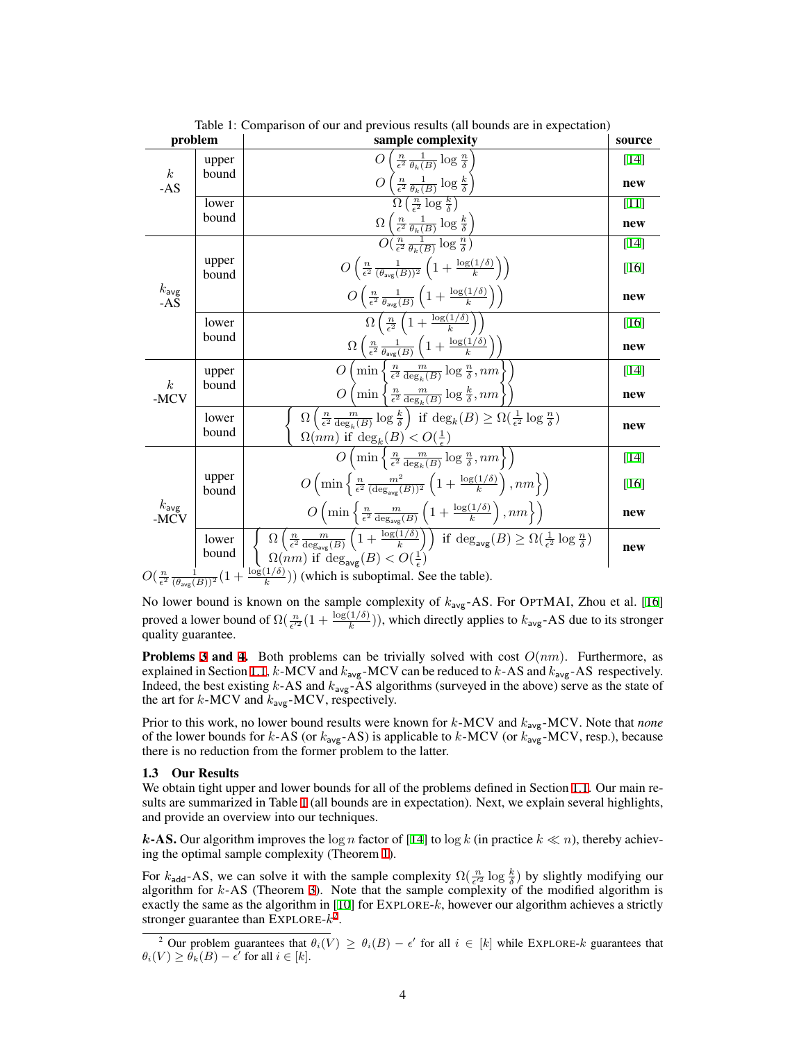Table 1: Comparison of our and previous results (all bounds are in expectation)

| problem | | sample complexity | source |
|---|---|---|---|
| $k$-AS | upper bound | $O\left(\frac{n}{\epsilon^2}\frac{1}{\theta_k(B)}\log\frac{n}{\delta}\right)$ | [14] |
| | | $O\left(\frac{n}{\epsilon^2}\frac{1}{\theta_k(B)}\log\frac{k}{\delta}\right)$ | **new** |
| | lower bound | $\Omega\left(\frac{n}{\epsilon^2}\log\frac{k}{\delta}\right)$ | [11] |
| | | $\Omega\left(\frac{n}{\epsilon^2}\frac{1}{\theta_k(B)}\log\frac{k}{\delta}\right)$ | **new** |
| $k_{\mathsf{avg}}$-AS | upper bound | $O(\frac{n}{\epsilon^2}\frac{1}{\theta_k(B)}\log\frac{n}{\delta})$ | [14] |
| | | $O\left(\frac{n}{\epsilon^2}\frac{1}{(\theta_{\mathsf{avg}}(B))^2}\left(1+\frac{\log(1/\delta)}{k}\right)\right)$ | [16] |
| | | $O\left(\frac{n}{\epsilon^2}\frac{1}{\theta_{\mathsf{avg}}(B)}\left(1+\frac{\log(1/\delta)}{k}\right)\right)$ | **new** |
| | lower bound | $\Omega\left(\frac{n}{\epsilon^2}\left(1+\frac{\log(1/\delta)}{k}\right)\right)$ | [16] |
| | | $\Omega\left(\frac{n}{\epsilon^2}\frac{1}{\theta_{\mathsf{avg}}(B)}\left(1+\frac{\log(1/\delta)}{k}\right)\right)$ | **new** |
| $k$-MCV | upper bound | $O\left(\min\left\{\frac{n}{\epsilon^2}\frac{m}{\deg_k(B)}\log\frac{n}{\delta}, nm\right\}\right)$ | [14] |
| | | $O\left(\min\left\{\frac{n}{\epsilon^2}\frac{m}{\deg_k(B)}\log\frac{k}{\delta}, nm\right\}\right)$ | **new** |
| | lower bound | $\Omega\left(\frac{n}{\epsilon^2}\frac{m}{\deg_k(B)}\log\frac{k}{\delta}\right)$ if $\deg_k(B)\geq\Omega(\frac{1}{\epsilon^2}\log\frac{n}{\delta})$; $\Omega(nm)$ if $\deg_k(B)<O(\frac{1}{\epsilon})$ | **new** |
| $k_{\mathsf{avg}}$-MCV | upper bound | $O\left(\min\left\{\frac{n}{\epsilon^2}\frac{m}{\deg_k(B)}\log\frac{n}{\delta}, nm\right\}\right)$ | [14] |
| | | $O\left(\min\left\{\frac{n}{\epsilon^2}\frac{m^2}{(\deg_{\mathsf{avg}}(B))^2}\left(1+\frac{\log(1/\delta)}{k}\right), nm\right\}\right)$ | [16] |
| | | $O\left(\min\left\{\frac{n}{\epsilon^2}\frac{m}{\deg_{\mathsf{avg}}(B)}\left(1+\frac{\log(1/\delta)}{k}\right), nm\right\}\right)$ | **new** |
| | lower bound | $\Omega\left(\frac{n}{\epsilon^2}\frac{m}{\deg_{\mathsf{avg}}(B)}\left(1+\frac{\log(1/\delta)}{k}\right)\right)$ if $\deg_{\mathsf{avg}}(B)\geq\Omega(\frac{1}{\epsilon^2}\log\frac{n}{\delta})$; $\Omega(nm)$ if $\deg_{\mathsf{avg}}(B)<O(\frac{1}{\epsilon})$ | **new** |

$O(\frac{n}{\epsilon^2}\frac{1}{(\theta_{\mathsf{avg}}(B))^2}(1+\frac{\log(1/\delta)}{k}))$ (which is suboptimal. See the table).

No lower bound is known on the sample complexity of $k_{\mathsf{avg}}$-AS. For OPTMAI, Zhou et al. [16] proved a lower bound of $\Omega(\frac{n}{\epsilon'^2}(1+\frac{\log(1/\delta)}{k}))$, which directly applies to $k_{\mathsf{avg}}$-AS due to its stronger quality guarantee.

**Problems 3 and 4.** Both problems can be trivially solved with cost $O(nm)$. Furthermore, as explained in Section 1.1, $k$-MCV and $k_{\mathsf{avg}}$-MCV can be reduced to $k$-AS and $k_{\mathsf{avg}}$-AS respectively. Indeed, the best existing $k$-AS and $k_{\mathsf{avg}}$-AS algorithms (surveyed in the above) serve as the state of the art for $k$-MCV and $k_{\mathsf{avg}}$-MCV, respectively.

Prior to this work, no lower bound results were known for $k$-MCV and $k_{\mathsf{avg}}$-MCV. Note that *none* of the lower bounds for $k$-AS (or $k_{\mathsf{avg}}$-AS) is applicable to $k$-MCV (or $k_{\mathsf{avg}}$-MCV, resp.), because there is no reduction from the former problem to the latter.

### 1.3 Our Results

We obtain tight upper and lower bounds for all of the problems defined in Section 1.1. Our main results are summarized in Table 1 (all bounds are in expectation). Next, we explain several highlights, and provide an overview into our techniques.

***k*-AS.** Our algorithm improves the $\log n$ factor of [14] to $\log k$ (in practice $k \ll n$), thereby achieving the optimal sample complexity (Theorem 1).

For $k_{\mathsf{add}}$-AS, we can solve it with the sample complexity $\Omega(\frac{n}{\epsilon'^2}\log\frac{k}{\delta})$ by slightly modifying our algorithm for $k$-AS (Theorem 3). Note that the sample complexity of the modified algorithm is exactly the same as the algorithm in [10] for EXPLORE-$k$, however our algorithm achieves a strictly stronger guarantee than EXPLORE-$k$[2].

[2] Our problem guarantees that $\theta_i(V) \geq \theta_i(B) - \epsilon'$ for all $i \in [k]$ while EXPLORE-$k$ guarantees that $\theta_i(V) \geq \theta_k(B) - \epsilon'$ for all $i \in [k]$.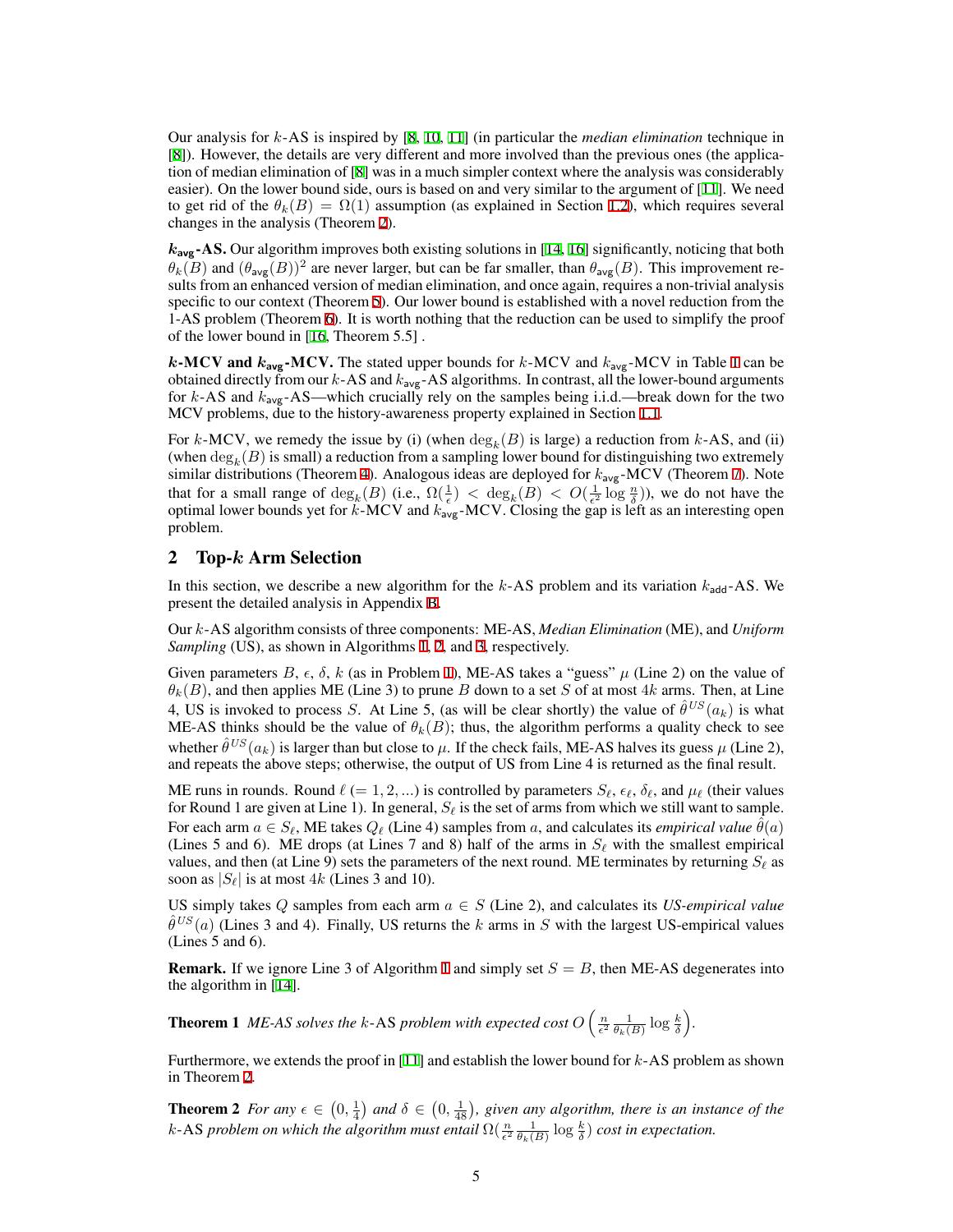Our analysis for $k$-AS is inspired by [8, 10, 11] (in particular the *median elimination* technique in [8]). However, the details are very different and more involved than the previous ones (the application of median elimination of [8] was in a much simpler context where the analysis was considerably easier). On the lower bound side, ours is based on and very similar to the argument of [11]. We need to get rid of the $\theta_k(B) = \Omega(1)$ assumption (as explained in Section 1.2), which requires several changes in the analysis (Theorem 2).

**$k_{\mathsf{avg}}$-AS.** Our algorithm improves both existing solutions in [14, 16] significantly, noticing that both $\theta_k(B)$ and $(\theta_{\mathsf{avg}}(B))^2$ are never larger, but can be far smaller, than $\theta_{\mathsf{avg}}(B)$. This improvement results from an enhanced version of median elimination, and once again, requires a non-trivial analysis specific to our context (Theorem 5). Our lower bound is established with a novel reduction from the 1-AS problem (Theorem 6). It is worth nothing that the reduction can be used to simplify the proof of the lower bound in [16, Theorem 5.5] .

**$k$-MCV and $k_{\mathsf{avg}}$-MCV.** The stated upper bounds for $k$-MCV and $k_{\mathsf{avg}}$-MCV in Table 1 can be obtained directly from our $k$-AS and $k_{\mathsf{avg}}$-AS algorithms. In contrast, all the lower-bound arguments for $k$-AS and $k_{\mathsf{avg}}$-AS—which crucially rely on the samples being i.i.d.—break down for the two MCV problems, due to the history-awareness property explained in Section 1.1.

For $k$-MCV, we remedy the issue by (i) (when $\deg_k(B)$ is large) a reduction from $k$-AS, and (ii) (when $\deg_k(B)$ is small) a reduction from a sampling lower bound for distinguishing two extremely similar distributions (Theorem 4). Analogous ideas are deployed for $k_{\mathsf{avg}}$-MCV (Theorem 7). Note that for a small range of $\deg_k(B)$ (i.e., $\Omega(\frac{1}{\epsilon}) < \deg_k(B) < O(\frac{1}{\epsilon^2}\log\frac{n}{\delta})$), we do not have the optimal lower bounds yet for $k$-MCV and $k_{\mathsf{avg}}$-MCV. Closing the gap is left as an interesting open problem.

## 2 Top-$k$ Arm Selection

In this section, we describe a new algorithm for the $k$-AS problem and its variation $k_{\mathsf{add}}$-AS. We present the detailed analysis in Appendix B.

Our $k$-AS algorithm consists of three components: ME-AS, *Median Elimination* (ME), and *Uniform Sampling* (US), as shown in Algorithms 1, 2, and 3, respectively.

Given parameters $B$, $\epsilon$, $\delta$, $k$ (as in Problem 1), ME-AS takes a "guess" $\mu$ (Line 2) on the value of $\theta_k(B)$, and then applies ME (Line 3) to prune $B$ down to a set $S$ of at most $4k$ arms. Then, at Line 4, US is invoked to process $S$. At Line 5, (as will be clear shortly) the value of $\hat{\theta}^{US}(a_k)$ is what ME-AS thinks should be the value of $\theta_k(B)$; thus, the algorithm performs a quality check to see whether $\hat{\theta}^{US}(a_k)$ is larger than but close to $\mu$. If the check fails, ME-AS halves its guess $\mu$ (Line 2), and repeats the above steps; otherwise, the output of US from Line 4 is returned as the final result.

ME runs in rounds. Round $\ell$ ($= 1, 2, \ldots$) is controlled by parameters $S_\ell$, $\epsilon_\ell$, $\delta_\ell$, and $\mu_\ell$ (their values for Round 1 are given at Line 1). In general, $S_\ell$ is the set of arms from which we still want to sample. For each arm $a \in S_\ell$, ME takes $Q_\ell$ (Line 4) samples from $a$, and calculates its *empirical value* $\hat{\theta}(a)$ (Lines 5 and 6). ME drops (at Lines 7 and 8) half of the arms in $S_\ell$ with the smallest empirical values, and then (at Line 9) sets the parameters of the next round. ME terminates by returning $S_\ell$ as soon as $|S_\ell|$ is at most $4k$ (Lines 3 and 10).

US simply takes $Q$ samples from each arm $a \in S$ (Line 2), and calculates its *US-empirical value* $\hat{\theta}^{US}(a)$ (Lines 3 and 4). Finally, US returns the $k$ arms in $S$ with the largest US-empirical values (Lines 5 and 6).

**Remark.** If we ignore Line 3 of Algorithm 1 and simply set $S = B$, then ME-AS degenerates into the algorithm in [14].

**Theorem 1** *ME-AS solves the $k$-AS problem with expected cost $O\left(\frac{n}{\epsilon^2}\frac{1}{\theta_k(B)}\log\frac{k}{\delta}\right)$.*

Furthermore, we extends the proof in [11] and establish the lower bound for $k$-AS problem as shown in Theorem 2.

**Theorem 2** *For any $\epsilon \in \left(0, \frac{1}{4}\right)$ and $\delta \in \left(0, \frac{1}{48}\right)$, given any algorithm, there is an instance of the $k$-AS problem on which the algorithm must entail $\Omega(\frac{n}{\epsilon^2}\frac{1}{\theta_k(B)}\log\frac{k}{\delta})$ cost in expectation.*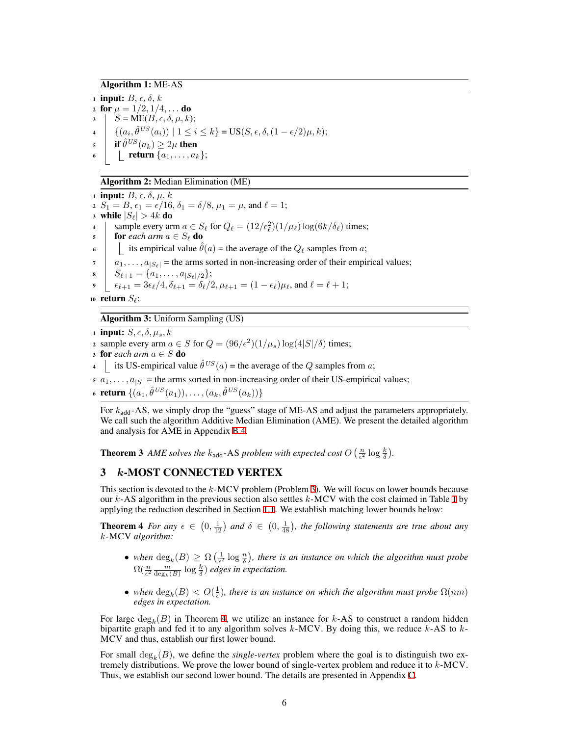**Algorithm 1:** ME-AS

```
1 input: B, ε, δ, k
2 for μ = 1/2, 1/4, ... do
3     S = ME(B, ε, δ, μ, k);
4     {(a_i, θ̂^US(a_i)) | 1 ≤ i ≤ k} = US(S, ε, δ, (1 − ε/2)μ, k);
5     if θ̂^US(a_k) ≥ 2μ then
6         return {a_1, ..., a_k};
```

**Algorithm 2:** Median Elimination (ME)

```
1  input: B, ε, δ, μ, k
2  S_1 = B, ε_1 = ε/16, δ_1 = δ/8, μ_1 = μ, and ℓ = 1;
3  while |S_ℓ| > 4k do
4      sample every arm a ∈ S_ℓ for Q_ℓ = (12/ε_ℓ^2)(1/μ_ℓ) log(6k/δ_ℓ) times;
5      for each arm a ∈ S_ℓ do
6          its empirical value θ̂(a) = the average of the Q_ℓ samples from a;
7      a_1, ..., a_{|S_ℓ|} = the arms sorted in non-increasing order of their empirical values;
8      S_{ℓ+1} = {a_1, ..., a_{|S_ℓ|/2}};
9      ε_{ℓ+1} = 3ε_ℓ/4, δ_{ℓ+1} = δ_ℓ/2, μ_{ℓ+1} = (1 − ε_ℓ)μ_ℓ, and ℓ = ℓ + 1;
10 return S_ℓ;
```

**Algorithm 3:** Uniform Sampling (US)

```
1 input: S, ε, δ, μ_s, k
2 sample every arm a ∈ S for Q = (96/ε^2)(1/μ_s) log(4|S|/δ) times;
3 for each arm a ∈ S do
4     its US-empirical value θ̂^US(a) = the average of the Q samples from a;
5 a_1, ..., a_{|S|} = the arms sorted in non-increasing order of their US-empirical values;
6 return {(a_1, θ̂^US(a_1)), ..., (a_k, θ̂^US(a_k))}
```

For $k_{\mathsf{add}}$-AS, we simply drop the "guess" stage of ME-AS and adjust the parameters appropriately. We call such the algorithm Additive Median Elimination (AME). We present the detailed algorithm and analysis for AME in Appendix B.4.

**Theorem 3** *AME solves the $k_{\mathsf{add}}$-AS problem with expected cost $O\left(\frac{n}{\epsilon^2}\log\frac{k}{\delta}\right)$.*

## 3 $k$-MOST CONNECTED VERTEX

This section is devoted to the $k$-MCV problem (Problem 3). We will focus on lower bounds because our $k$-AS algorithm in the previous section also settles $k$-MCV with the cost claimed in Table 1 by applying the reduction described in Section 1.1. We establish matching lower bounds below:

**Theorem 4** *For any $\epsilon \in \left(0, \frac{1}{12}\right)$ and $\delta \in \left(0, \frac{1}{48}\right)$, the following statements are true about any $k$-MCV algorithm:*

- *when $\deg_k(B) \geq \Omega\left(\frac{1}{\epsilon^2}\log\frac{n}{\delta}\right)$, there is an instance on which the algorithm must probe $\Omega(\frac{n}{\epsilon^2}\frac{m}{\deg_k(B)}\log\frac{k}{\delta})$ edges in expectation.*
- *when $\deg_k(B) < O(\frac{1}{\epsilon})$, there is an instance on which the algorithm must probe $\Omega(nm)$ edges in expectation.*

For large $\deg_k(B)$ in Theorem 4, we utilize an instance for $k$-AS to construct a random hidden bipartite graph and fed it to any algorithm solves $k$-MCV. By doing this, we reduce $k$-AS to $k$-MCV and thus, establish our first lower bound.

For small $\deg_k(B)$, we define the *single-vertex* problem where the goal is to distinguish two extremely distributions. We prove the lower bound of single-vertex problem and reduce it to $k$-MCV. Thus, we establish our second lower bound. The details are presented in Appendix C.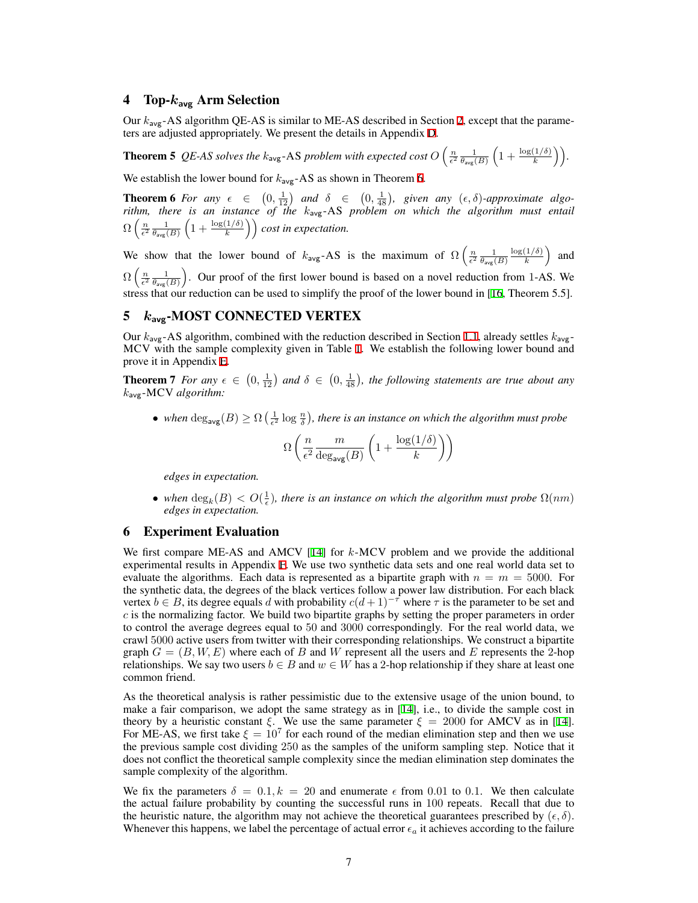## 4 Top-$k_{\mathsf{avg}}$ Arm Selection

Our $k_{\mathsf{avg}}$-AS algorithm QE-AS is similar to ME-AS described in Section 2, except that the parameters are adjusted appropriately. We present the details in Appendix D.

**Theorem 5** *QE-AS solves the $k_{\mathsf{avg}}$-AS problem with expected cost $O\left(\frac{n}{\epsilon^2}\frac{1}{\theta_{\mathsf{avg}}(B)}\left(1+\frac{\log(1/\delta)}{k}\right)\right)$.*

We establish the lower bound for $k_{\mathsf{avg}}$-AS as shown in Theorem 6.

**Theorem 6** *For any $\epsilon \in \left(0, \frac{1}{12}\right)$ and $\delta \in \left(0, \frac{1}{48}\right)$, given any $(\epsilon, \delta)$-approximate algorithm, there is an instance of the $k_{\mathsf{avg}}$-AS problem on which the algorithm must entail $\Omega\left(\frac{n}{\epsilon^2}\frac{1}{\theta_{\mathsf{avg}}(B)}\left(1+\frac{\log(1/\delta)}{k}\right)\right)$ cost in expectation.*

We show that the lower bound of $k_{\mathsf{avg}}$-AS is the maximum of $\Omega\left(\frac{n}{\epsilon^2}\frac{1}{\theta_{\mathsf{avg}}(B)}\frac{\log(1/\delta)}{k}\right)$ and $\Omega\left(\frac{n}{\epsilon^2}\frac{1}{\theta_{\mathsf{avg}}(B)}\right)$. Our proof of the first lower bound is based on a novel reduction from 1-AS. We stress that our reduction can be used to simplify the proof of the lower bound in [16, Theorem 5.5].

## 5 $k_{\mathsf{avg}}$-MOST CONNECTED VERTEX

Our $k_{\mathsf{avg}}$-AS algorithm, combined with the reduction described in Section 1.1, already settles $k_{\mathsf{avg}}$-MCV with the sample complexity given in Table 1. We establish the following lower bound and prove it in Appendix E.

**Theorem 7** *For any $\epsilon \in \left(0, \frac{1}{12}\right)$ and $\delta \in \left(0, \frac{1}{48}\right)$, the following statements are true about any $k_{\mathsf{avg}}$-MCV algorithm:*

- *when $\deg_{\mathsf{avg}}(B) \geq \Omega\left(\frac{1}{\epsilon^2}\log\frac{n}{\delta}\right)$, there is an instance on which the algorithm must probe*

$$\Omega\left(\frac{n}{\epsilon^2}\frac{m}{\deg_{\mathsf{avg}}(B)}\left(1+\frac{\log(1/\delta)}{k}\right)\right)$$

  *edges in expectation.*

- *when $\deg_k(B) < O(\frac{1}{\epsilon})$, there is an instance on which the algorithm must probe $\Omega(nm)$ edges in expectation.*

## 6 Experiment Evaluation

We first compare ME-AS and AMCV [14] for $k$-MCV problem and we provide the additional experimental results in Appendix F. We use two synthetic data sets and one real world data set to evaluate the algorithms. Each data is represented as a bipartite graph with $n = m = 5000$. For the synthetic data, the degrees of the black vertices follow a power law distribution. For each black vertex $b \in B$, its degree equals $d$ with probability $c(d+1)^{-\tau}$ where $\tau$ is the parameter to be set and $c$ is the normalizing factor. We build two bipartite graphs by setting the proper parameters in order to control the average degrees equal to 50 and 3000 correspondingly. For the real world data, we crawl 5000 active users from twitter with their corresponding relationships. We construct a bipartite graph $G = (B, W, E)$ where each of $B$ and $W$ represent all the users and $E$ represents the 2-hop relationships. We say two users $b \in B$ and $w \in W$ has a 2-hop relationship if they share at least one common friend.

As the theoretical analysis is rather pessimistic due to the extensive usage of the union bound, to make a fair comparison, we adopt the same strategy as in [14], i.e., to divide the sample cost in theory by a heuristic constant $\xi$. We use the same parameter $\xi = 2000$ for AMCV as in [14]. For ME-AS, we first take $\xi = 10^7$ for each round of the median elimination step and then we use the previous sample cost dividing 250 as the samples of the uniform sampling step. Notice that it does not conflict the theoretical sample complexity since the median elimination step dominates the sample complexity of the algorithm.

We fix the parameters $\delta = 0.1, k = 20$ and enumerate $\epsilon$ from 0.01 to 0.1. We then calculate the actual failure probability by counting the successful runs in 100 repeats. Recall that due to the heuristic nature, the algorithm may not achieve the theoretical guarantees prescribed by $(\epsilon, \delta)$. Whenever this happens, we label the percentage of actual error $\epsilon_a$ it achieves according to the failure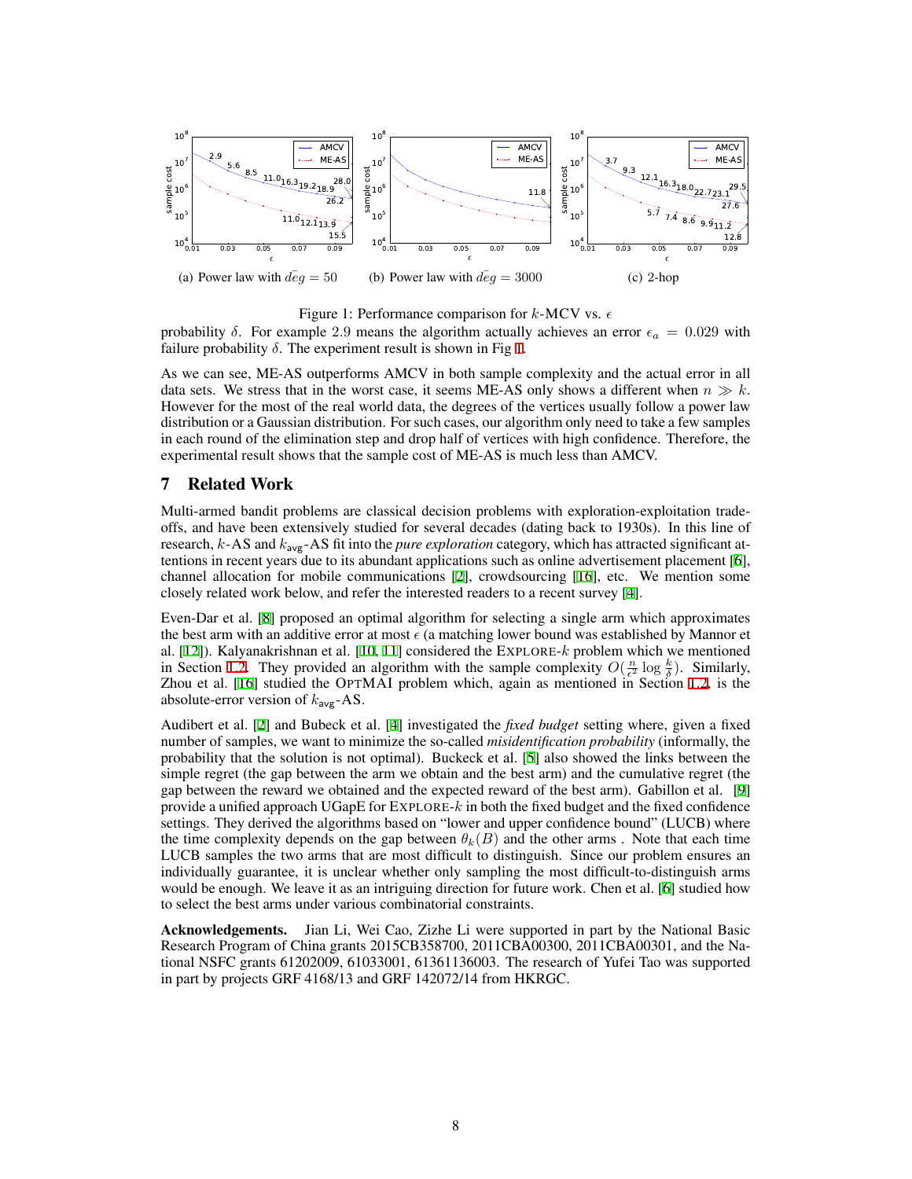(a) Power law with $\bar{deg} = 50$ (b) Power law with $\bar{deg} = 3000$ (c) 2-hop

Figure 1: Performance comparison for $k$-MCV vs. $\epsilon$

probability $\delta$. For example 2.9 means the algorithm actually achieves an error $\epsilon_a = 0.029$ with failure probability $\delta$. The experiment result is shown in Fig 1.

As we can see, ME-AS outperforms AMCV in both sample complexity and the actual error in all data sets. We stress that in the worst case, it seems ME-AS only shows a different when $n \gg k$. However for the most of the real world data, the degrees of the vertices usually follow a power law distribution or a Gaussian distribution. For such cases, our algorithm only need to take a few samples in each round of the elimination step and drop half of vertices with high confidence. Therefore, the experimental result shows that the sample cost of ME-AS is much less than AMCV.

## 7 Related Work

Multi-armed bandit problems are classical decision problems with exploration-exploitation trade-offs, and have been extensively studied for several decades (dating back to 1930s). In this line of research, $k$-AS and $k_{\mathsf{avg}}$-AS fit into the *pure exploration* category, which has attracted significant attentions in recent years due to its abundant applications such as online advertisement placement [6], channel allocation for mobile communications [2], crowdsourcing [16], etc. We mention some closely related work below, and refer the interested readers to a recent survey [4].

Even-Dar et al. [8] proposed an optimal algorithm for selecting a single arm which approximates the best arm with an additive error at most $\epsilon$ (a matching lower bound was established by Mannor et al. [12]). Kalyanakrishnan et al. [10, 11] considered the EXPLORE-$k$ problem which we mentioned in Section 1.2. They provided an algorithm with the sample complexity $O(\frac{n}{\epsilon^2}\log\frac{k}{\delta})$. Similarly, Zhou et al. [16] studied the OPTMAI problem which, again as mentioned in Section 1.2, is the absolute-error version of $k_{\mathsf{avg}}$-AS.

Audibert et al. [2] and Bubeck et al. [4] investigated the *fixed budget* setting where, given a fixed number of samples, we want to minimize the so-called *misidentification probability* (informally, the probability that the solution is not optimal). Buckeck et al. [5] also showed the links between the simple regret (the gap between the arm we obtain and the best arm) and the cumulative regret (the gap between the reward we obtained and the expected reward of the best arm). Gabillon et al. [9] provide a unified approach UGapE for EXPLORE-$k$ in both the fixed budget and the fixed confidence settings. They derived the algorithms based on "lower and upper confidence bound" (LUCB) where the time complexity depends on the gap between $\theta_k(B)$ and the other arms . Note that each time LUCB samples the two arms that are most difficult to distinguish. Since our problem ensures an individually guarantee, it is unclear whether only sampling the most difficult-to-distinguish arms would be enough. We leave it as an intriguing direction for future work. Chen et al. [6] studied how to select the best arms under various combinatorial constraints.

**Acknowledgements.** Jian Li, Wei Cao, Zizhe Li were supported in part by the National Basic Research Program of China grants 2015CB358700, 2011CBA00300, 2011CBA00301, and the National NSFC grants 61202009, 61033001, 61361136003. The research of Yufei Tao was supported in part by projects GRF 4168/13 and GRF 142072/14 from HKRGC.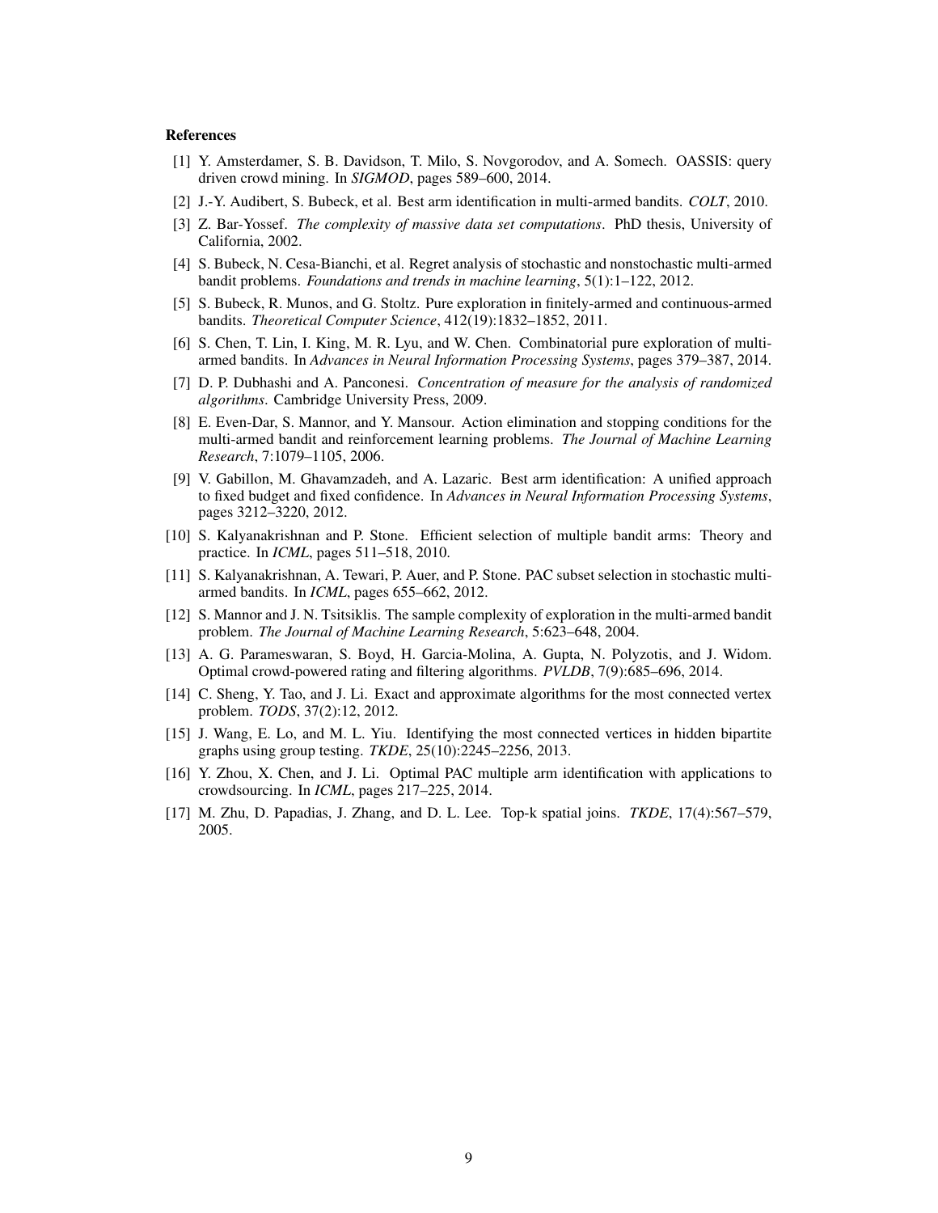## References

[1] Y. Amsterdamer, S. B. Davidson, T. Milo, S. Novgorodov, and A. Somech. OASSIS: query driven crowd mining. In *SIGMOD*, pages 589–600, 2014.

[2] J.-Y. Audibert, S. Bubeck, et al. Best arm identification in multi-armed bandits. *COLT*, 2010.

[3] Z. Bar-Yossef. *The complexity of massive data set computations*. PhD thesis, University of California, 2002.

[4] S. Bubeck, N. Cesa-Bianchi, et al. Regret analysis of stochastic and nonstochastic multi-armed bandit problems. *Foundations and trends in machine learning*, 5(1):1–122, 2012.

[5] S. Bubeck, R. Munos, and G. Stoltz. Pure exploration in finitely-armed and continuous-armed bandits. *Theoretical Computer Science*, 412(19):1832–1852, 2011.

[6] S. Chen, T. Lin, I. King, M. R. Lyu, and W. Chen. Combinatorial pure exploration of multi-armed bandits. In *Advances in Neural Information Processing Systems*, pages 379–387, 2014.

[7] D. P. Dubhashi and A. Panconesi. *Concentration of measure for the analysis of randomized algorithms*. Cambridge University Press, 2009.

[8] E. Even-Dar, S. Mannor, and Y. Mansour. Action elimination and stopping conditions for the multi-armed bandit and reinforcement learning problems. *The Journal of Machine Learning Research*, 7:1079–1105, 2006.

[9] V. Gabillon, M. Ghavamzadeh, and A. Lazaric. Best arm identification: A unified approach to fixed budget and fixed confidence. In *Advances in Neural Information Processing Systems*, pages 3212–3220, 2012.

[10] S. Kalyanakrishnan and P. Stone. Efficient selection of multiple bandit arms: Theory and practice. In *ICML*, pages 511–518, 2010.

[11] S. Kalyanakrishnan, A. Tewari, P. Auer, and P. Stone. PAC subset selection in stochastic multi-armed bandits. In *ICML*, pages 655–662, 2012.

[12] S. Mannor and J. N. Tsitsiklis. The sample complexity of exploration in the multi-armed bandit problem. *The Journal of Machine Learning Research*, 5:623–648, 2004.

[13] A. G. Parameswaran, S. Boyd, H. Garcia-Molina, A. Gupta, N. Polyzotis, and J. Widom. Optimal crowd-powered rating and filtering algorithms. *PVLDB*, 7(9):685–696, 2014.

[14] C. Sheng, Y. Tao, and J. Li. Exact and approximate algorithms for the most connected vertex problem. *TODS*, 37(2):12, 2012.

[15] J. Wang, E. Lo, and M. L. Yiu. Identifying the most connected vertices in hidden bipartite graphs using group testing. *TKDE*, 25(10):2245–2256, 2013.

[16] Y. Zhou, X. Chen, and J. Li. Optimal PAC multiple arm identification with applications to crowdsourcing. In *ICML*, pages 217–225, 2014.

[17] M. Zhu, D. Papadias, J. Zhang, and D. L. Lee. Top-k spatial joins. *TKDE*, 17(4):567–579, 2005.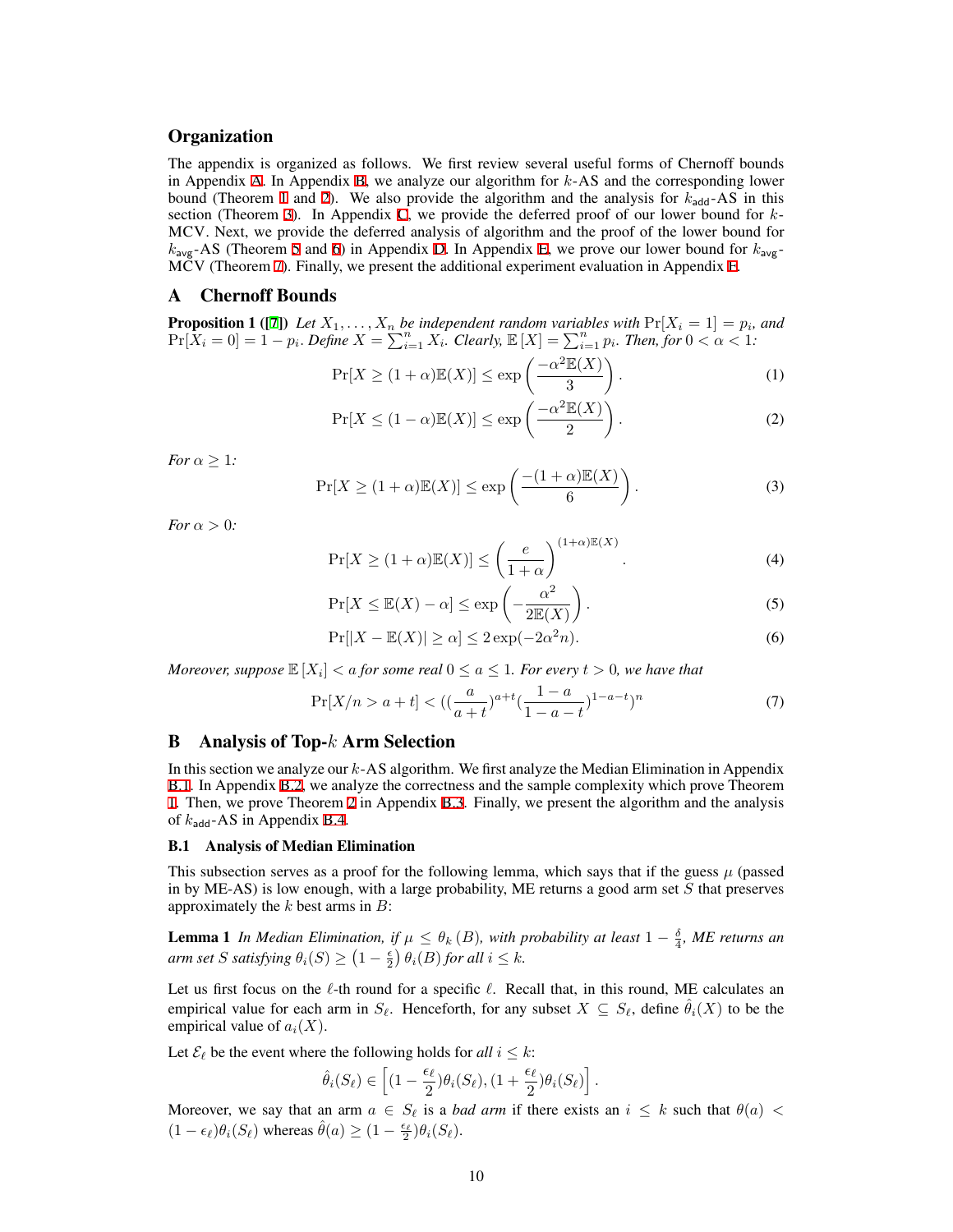## Organization

The appendix is organized as follows. We first review several useful forms of Chernoff bounds in Appendix A. In Appendix B, we analyze our algorithm for $k$-AS and the corresponding lower bound (Theorem 1 and 2). We also provide the algorithm and the analysis for $k_{\mathsf{add}}$-AS in this section (Theorem 3). In Appendix C, we provide the deferred proof of our lower bound for $k$-MCV. Next, we provide the deferred analysis of algorithm and the proof of the lower bound for $k_{\mathsf{avg}}$-AS (Theorem 5 and 6) in Appendix D. In Appendix E, we prove our lower bound for $k_{\mathsf{avg}}$-MCV (Theorem 7). Finally, we present the additional experiment evaluation in Appendix F.

## A Chernoff Bounds

**Proposition 1** ([7]) *Let $X_1, \ldots, X_n$ be independent random variables with $\Pr[X_i = 1] = p_i$, and $\Pr[X_i = 0] = 1 - p_i$. Define $X = \sum_{i=1}^{n} X_i$. Clearly, $\mathbb{E}[X] = \sum_{i=1}^{n} p_i$. Then, for $0 < \alpha < 1$:*

$$\Pr[X \geq (1+\alpha)\mathbb{E}(X)] \leq \exp\left(\frac{-\alpha^2 \mathbb{E}(X)}{3}\right). \tag{1}$$

$$\Pr[X \leq (1-\alpha)\mathbb{E}(X)] \leq \exp\left(\frac{-\alpha^2 \mathbb{E}(X)}{2}\right). \tag{2}$$

*For $\alpha \geq 1$:*

$$\Pr[X \geq (1+\alpha)\mathbb{E}(X)] \leq \exp\left(\frac{-(1+\alpha)\mathbb{E}(X)}{6}\right). \tag{3}$$

*For $\alpha > 0$:*

$$\Pr[X \geq (1+\alpha)\mathbb{E}(X)] \leq \left(\frac{e}{1+\alpha}\right)^{(1+\alpha)\mathbb{E}(X)}. \tag{4}$$

$$\Pr[X \leq \mathbb{E}(X) - \alpha] \leq \exp\left(-\frac{\alpha^2}{2\mathbb{E}(X)}\right). \tag{5}$$

$$\Pr[|X - \mathbb{E}(X)| \geq \alpha] \leq 2\exp(-2\alpha^2 n). \tag{6}$$

*Moreover, suppose $\mathbb{E}[X_i] < a$ for some real $0 \leq a \leq 1$. For every $t > 0$, we have that*

$$\Pr[X/n > a+t] < \left(\left(\frac{a}{a+t}\right)^{a+t}\left(\frac{1-a}{1-a-t}\right)^{1-a-t}\right)^n \tag{7}$$

## B Analysis of Top-$k$ Arm Selection

In this section we analyze our $k$-AS algorithm. We first analyze the Median Elimination in Appendix B.1. In Appendix B.2, we analyze the correctness and the sample complexity which prove Theorem 1. Then, we prove Theorem 2 in Appendix B.3. Finally, we present the algorithm and the analysis of $k_{\mathsf{add}}$-AS in Appendix B.4.

### B.1 Analysis of Median Elimination

This subsection serves as a proof for the following lemma, which says that if the guess $\mu$ (passed in by ME-AS) is low enough, with a large probability, ME returns a good arm set $S$ that preserves approximately the $k$ best arms in $B$:

**Lemma 1** *In Median Elimination, if $\mu \leq \theta_k(B)$, with probability at least $1 - \frac{\delta}{4}$, ME returns an arm set $S$ satisfying $\theta_i(S) \geq \left(1 - \frac{\epsilon}{2}\right)\theta_i(B)$ for all $i \leq k$.*

Let us first focus on the $\ell$-th round for a specific $\ell$. Recall that, in this round, ME calculates an empirical value for each arm in $S_\ell$. Henceforth, for any subset $X \subseteq S_\ell$, define $\hat{\theta}_i(X)$ to be the empirical value of $a_i(X)$.

Let $\mathcal{E}_\ell$ be the event where the following holds for *all* $i \leq k$:

$$\hat{\theta}_i(S_\ell) \in \left[(1 - \frac{\epsilon_\ell}{2})\theta_i(S_\ell), (1 + \frac{\epsilon_\ell}{2})\theta_i(S_\ell)\right].$$

Moreover, we say that an arm $a \in S_\ell$ is a *bad arm* if there exists an $i \leq k$ such that $\theta(a) < (1 - \epsilon_\ell)\theta_i(S_\ell)$ whereas $\hat{\theta}(a) \geq (1 - \frac{\epsilon_\ell}{2})\theta_i(S_\ell)$.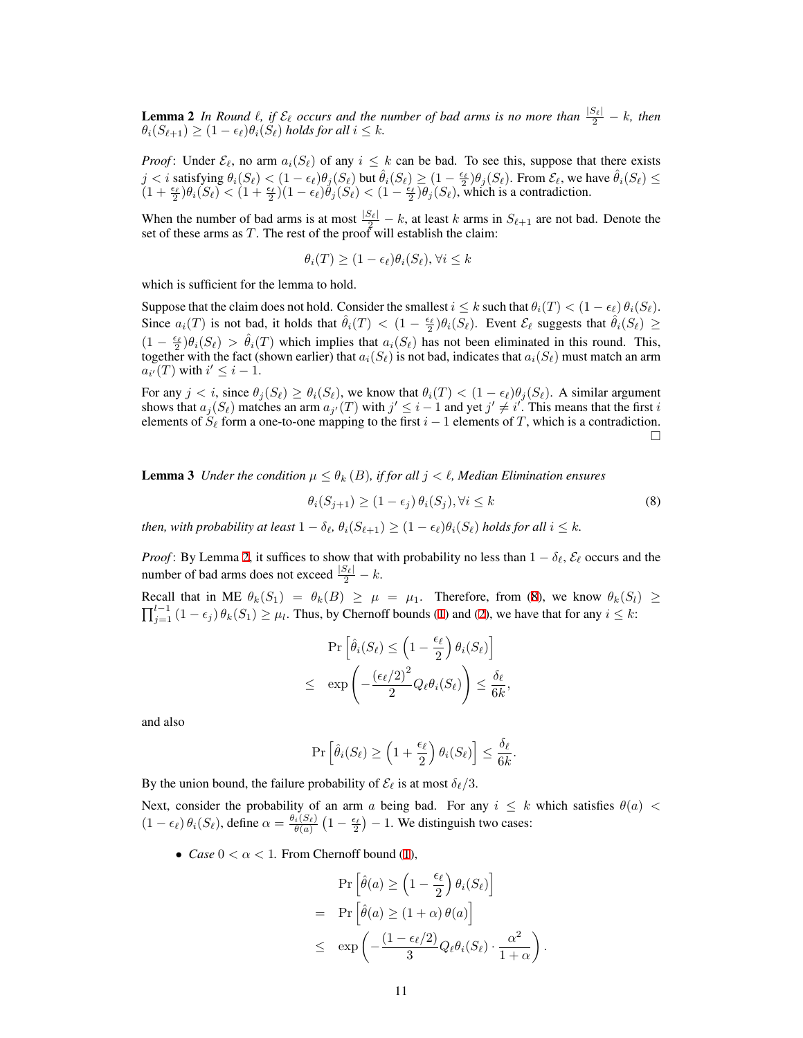**Lemma 2** *In Round $\ell$, if $\mathcal{E}_\ell$ occurs and the number of bad arms is no more than $\frac{|S_\ell|}{2} - k$, then $\theta_i(S_{\ell+1}) \geq (1-\epsilon_\ell)\theta_i(S_\ell)$ holds for all $i \leq k$.*

*Proof*: Under $\mathcal{E}_\ell$, no arm $a_i(S_\ell)$ of any $i \leq k$ can be bad. To see this, suppose that there exists $j < i$ satisfying $\theta_i(S_\ell) < (1-\epsilon_\ell)\theta_j(S_\ell)$ but $\hat{\theta}_i(S_\ell) \geq (1-\frac{\epsilon_\ell}{2})\theta_j(S_\ell)$. From $\mathcal{E}_\ell$, we have $\hat{\theta}_i(S_\ell) \leq (1+\frac{\epsilon_\ell}{2})\theta_i(S_\ell) < (1+\frac{\epsilon_\ell}{2})(1-\epsilon_\ell)\theta_j(S_\ell) < (1-\frac{\epsilon_\ell}{2})\theta_j(S_\ell)$, which is a contradiction.

When the number of bad arms is at most $\frac{|S_\ell|}{2} - k$, at least $k$ arms in $S_{\ell+1}$ are not bad. Denote the set of these arms as $T$. The rest of the proof will establish the claim:

$$\theta_i(T) \geq (1-\epsilon_\ell)\theta_i(S_\ell), \forall i \leq k$$

which is sufficient for the lemma to hold.

Suppose that the claim does not hold. Consider the smallest $i \leq k$ such that $\theta_i(T) < (1-\epsilon_\ell)\,\theta_i(S_\ell)$. Since $a_i(T)$ is not bad, it holds that $\hat{\theta}_i(T) < (1-\frac{\epsilon_\ell}{2})\theta_i(S_\ell)$. Event $\mathcal{E}_\ell$ suggests that $\hat{\theta}_i(S_\ell) \geq (1-\frac{\epsilon_\ell}{2})\theta_i(S_\ell) > \hat{\theta}_i(T)$ which implies that $a_i(S_\ell)$ has not been eliminated in this round. This, together with the fact (shown earlier) that $a_i(S_\ell)$ is not bad, indicates that $a_i(S_\ell)$ must match an arm $a_{i'}(T)$ with $i' \leq i-1$.

For any $j < i$, since $\theta_j(S_\ell) \geq \theta_i(S_\ell)$, we know that $\theta_i(T) < (1-\epsilon_\ell)\theta_j(S_\ell)$. A similar argument shows that $a_j(S_\ell)$ matches an arm $a_{j'}(T)$ with $j' \leq i-1$ and yet $j' \neq i'$. This means that the first $i$ elements of $S_\ell$ form a one-to-one mapping to the first $i-1$ elements of $T$, which is a contradiction. □

**Lemma 3** *Under the condition $\mu \leq \theta_k(B)$, if for all $j < \ell$, Median Elimination ensures*

$$\theta_i(S_{j+1}) \geq (1-\epsilon_j)\,\theta_i(S_j), \forall i \leq k \tag{8}$$

*then, with probability at least $1-\delta_\ell$, $\theta_i(S_{\ell+1}) \geq (1-\epsilon_\ell)\theta_i(S_\ell)$ holds for all $i \leq k$.*

*Proof*: By Lemma 2, it suffices to show that with probability no less than $1-\delta_\ell$, $\mathcal{E}_\ell$ occurs and the number of bad arms does not exceed $\frac{|S_\ell|}{2} - k$.

Recall that in ME $\theta_k(S_1) = \theta_k(B) \geq \mu = \mu_1$. Therefore, from (8), we know $\theta_k(S_l) \geq \prod_{j=1}^{l-1}(1-\epsilon_j)\,\theta_k(S_1) \geq \mu_l$. Thus, by Chernoff bounds (1) and (2), we have that for any $i \leq k$:

$$\begin{aligned} & \Pr\left[\hat{\theta}_i(S_\ell) \leq \left(1-\frac{\epsilon_\ell}{2}\right)\theta_i(S_\ell)\right] \\ \leq \;\; & \exp\left(-\frac{(\epsilon_\ell/2)^2}{2} Q_\ell \theta_i(S_\ell)\right) \leq \frac{\delta_\ell}{6k}, \end{aligned}$$

and also

$$\Pr\left[\hat{\theta}_i(S_\ell) \geq \left(1+\frac{\epsilon_\ell}{2}\right)\theta_i(S_\ell)\right] \leq \frac{\delta_\ell}{6k}.$$

By the union bound, the failure probability of $\mathcal{E}_\ell$ is at most $\delta_\ell/3$.

Next, consider the probability of an arm $a$ being bad. For any $i \leq k$ which satisfies $\theta(a) < (1-\epsilon_\ell)\,\theta_i(S_\ell)$, define $\alpha = \frac{\theta_i(S_\ell)}{\theta(a)}\left(1-\frac{\epsilon_\ell}{2}\right) - 1$. We distinguish two cases:

- *Case* $0 < \alpha < 1$. From Chernoff bound (1),

$$\begin{aligned} & \Pr\left[\hat{\theta}(a) \geq \left(1-\frac{\epsilon_\ell}{2}\right)\theta_i(S_\ell)\right] \\ = \;\; & \Pr\left[\hat{\theta}(a) \geq (1+\alpha)\,\theta(a)\right] \\ \leq \;\; & \exp\left(-\frac{(1-\epsilon_\ell/2)}{3} Q_\ell \theta_i(S_\ell) \cdot \frac{\alpha^2}{1+\alpha}\right). \end{aligned}$$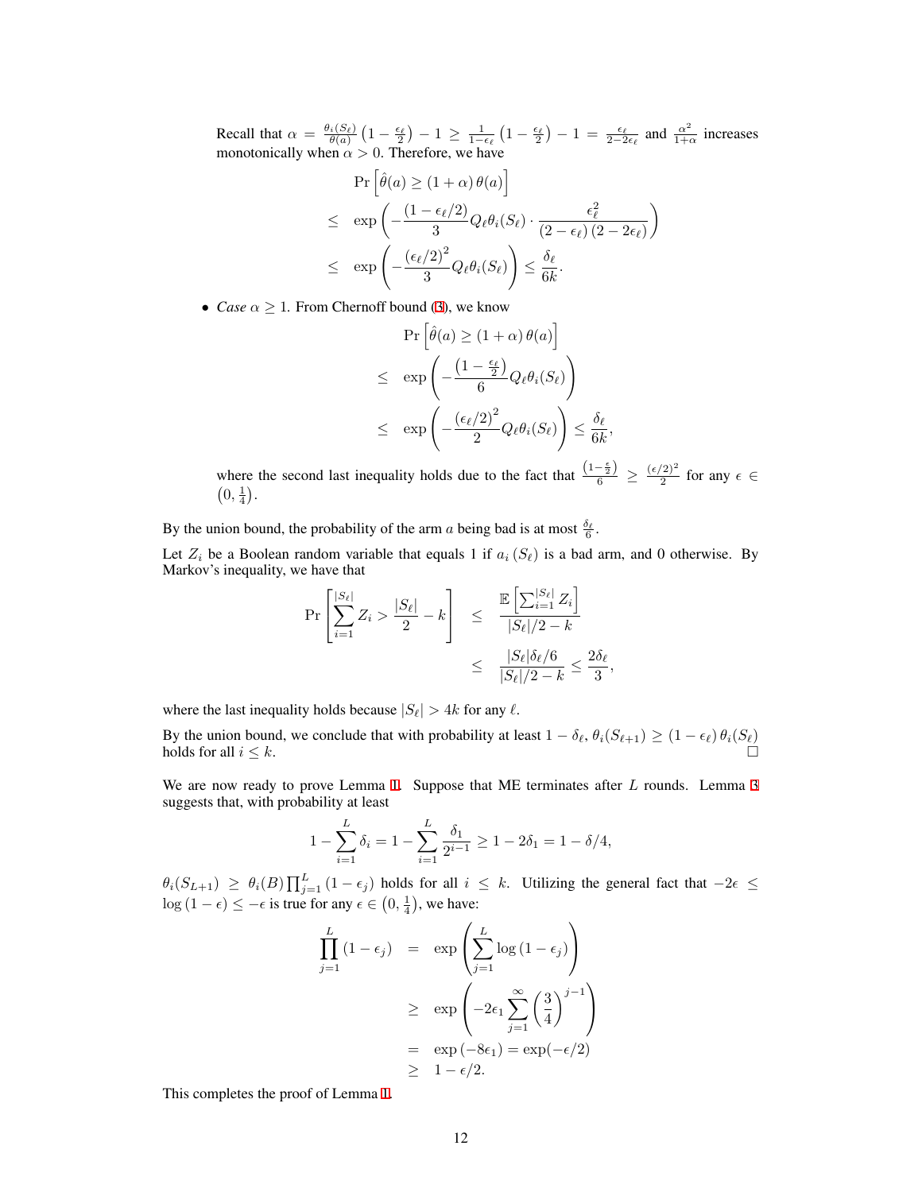Recall that $\alpha = \frac{\theta_i(S_\ell)}{\theta(a)}\left(1-\frac{\epsilon_\ell}{2}\right) - 1 \geq \frac{1}{1-\epsilon_\ell}\left(1-\frac{\epsilon_\ell}{2}\right) - 1 = \frac{\epsilon_\ell}{2-2\epsilon_\ell}$ and $\frac{\alpha^2}{1+\alpha}$ increases monotonically when $\alpha > 0$. Therefore, we have

$$
\begin{aligned}
& \Pr\left[\hat{\theta}(a) \geq (1+\alpha)\,\theta(a)\right] \\
\leq\ & \exp\left(-\frac{(1-\epsilon_\ell/2)}{3} Q_\ell \theta_i(S_\ell) \cdot \frac{\epsilon_\ell^2}{(2-\epsilon_\ell)(2-2\epsilon_\ell)}\right) \\
\leq\ & \exp\left(-\frac{(\epsilon_\ell/2)^2}{3} Q_\ell \theta_i(S_\ell)\right) \leq \frac{\delta_\ell}{6k}.
\end{aligned}
$$

- *Case* $\alpha \geq 1$. From Chernoff bound (3), we know

$$
\begin{aligned}
& \Pr\left[\hat{\theta}(a) \geq (1+\alpha)\,\theta(a)\right] \\
\leq\ & \exp\left(-\frac{\left(1-\frac{\epsilon_\ell}{2}\right)}{6} Q_\ell \theta_i(S_\ell)\right) \\
\leq\ & \exp\left(-\frac{(\epsilon_\ell/2)^2}{2} Q_\ell \theta_i(S_\ell)\right) \leq \frac{\delta_\ell}{6k},
\end{aligned}
$$

where the second last inequality holds due to the fact that $\frac{\left(1-\frac{\epsilon}{2}\right)}{6} \geq \frac{(\epsilon/2)^2}{2}$ for any $\epsilon \in \left(0, \frac{1}{4}\right)$.

By the union bound, the probability of the arm $a$ being bad is at most $\frac{\delta_\ell}{6}$.

Let $Z_i$ be a Boolean random variable that equals 1 if $a_i(S_\ell)$ is a bad arm, and 0 otherwise. By Markov's inequality, we have that

$$
\begin{aligned}
\Pr\left[\sum_{i=1}^{|S_\ell|} Z_i > \frac{|S_\ell|}{2} - k\right] &\leq \frac{\mathbb{E}\left[\sum_{i=1}^{|S_\ell|} Z_i\right]}{|S_\ell|/2 - k} \\
&\leq \frac{|S_\ell|\delta_\ell/6}{|S_\ell|/2 - k} \leq \frac{2\delta_\ell}{3},
\end{aligned}
$$

where the last inequality holds because $|S_\ell| > 4k$ for any $\ell$.

By the union bound, we conclude that with probability at least $1-\delta_\ell$, $\theta_i(S_{\ell+1}) \geq (1-\epsilon_\ell)\,\theta_i(S_\ell)$ holds for all $i \leq k$. □

We are now ready to prove Lemma 1. Suppose that ME terminates after $L$ rounds. Lemma 3 suggests that, with probability at least

$$
1 - \sum_{i=1}^{L} \delta_i = 1 - \sum_{i=1}^{L} \frac{\delta_1}{2^{i-1}} \geq 1 - 2\delta_1 = 1 - \delta/4,
$$

$\theta_i(S_{L+1}) \geq \theta_i(B) \prod_{j=1}^{L}(1-\epsilon_j)$ holds for all $i \leq k$. Utilizing the general fact that $-2\epsilon \leq \log(1-\epsilon) \leq -\epsilon$ is true for any $\epsilon \in \left(0, \frac{1}{4}\right)$, we have:

$$
\begin{aligned}
\prod_{j=1}^{L}(1-\epsilon_j) &= \exp\left(\sum_{j=1}^{L}\log(1-\epsilon_j)\right) \\
&\geq \exp\left(-2\epsilon_1 \sum_{j=1}^{\infty}\left(\frac{3}{4}\right)^{j-1}\right) \\
&= \exp(-8\epsilon_1) = \exp(-\epsilon/2) \\
&\geq 1 - \epsilon/2.
\end{aligned}
$$

This completes the proof of Lemma 1.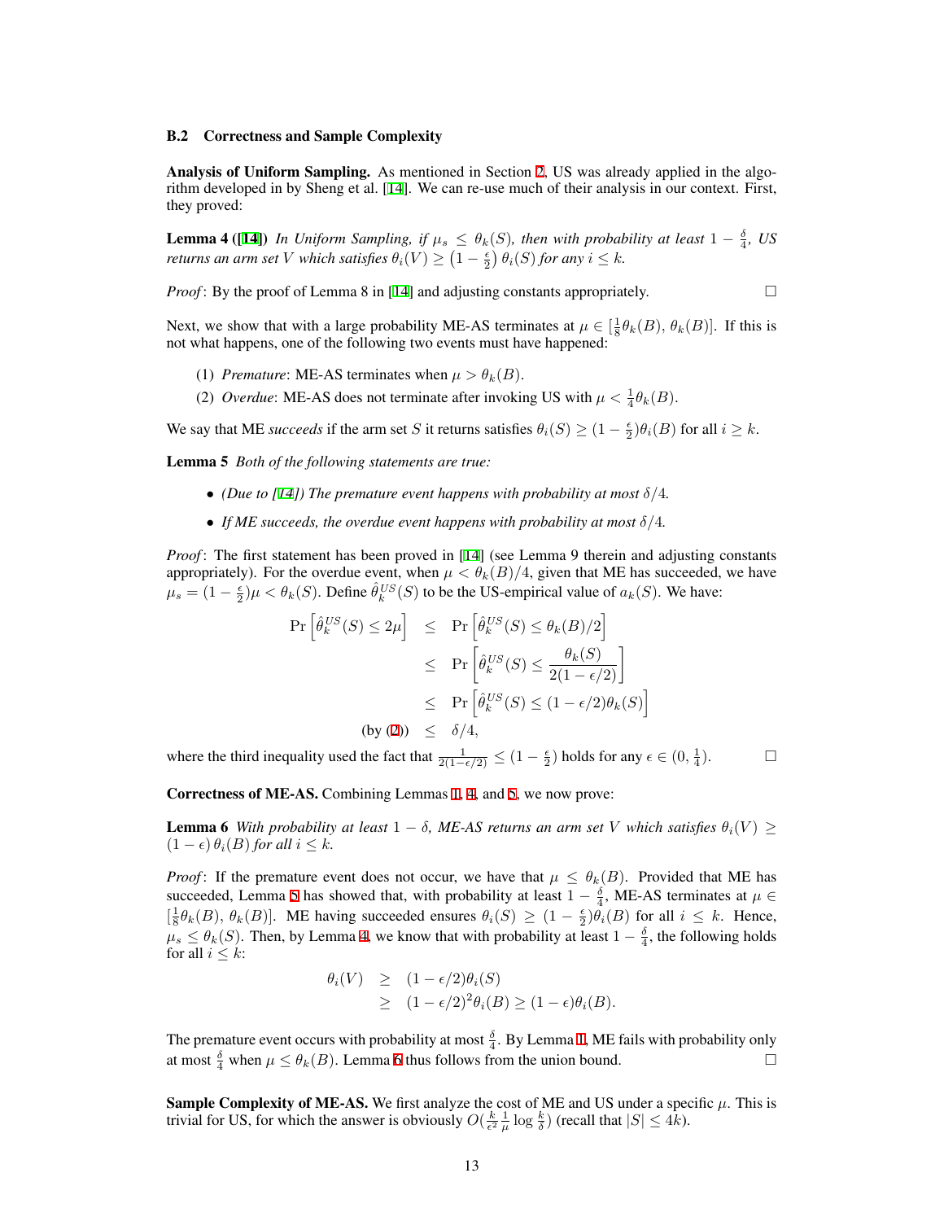### B.2 Correctness and Sample Complexity

**Analysis of Uniform Sampling.** As mentioned in Section 2, US was already applied in the algorithm developed in by Sheng et al. [14]. We can re-use much of their analysis in our context. First, they proved:

**Lemma 4 ([14])** *In Uniform Sampling, if $\mu_s \le \theta_k(S)$, then with probability at least $1 - \frac{\delta}{4}$, US returns an arm set $V$ which satisfies $\theta_i(V) \ge \left(1 - \frac{\epsilon}{2}\right)\theta_i(S)$ for any $i \le k$.*

*Proof*: By the proof of Lemma 8 in [14] and adjusting constants appropriately. □

Next, we show that with a large probability ME-AS terminates at $\mu \in [\frac{1}{8}\theta_k(B),\, \theta_k(B)]$. If this is not what happens, one of the following two events must have happened:

(1) *Premature*: ME-AS terminates when $\mu > \theta_k(B)$.

(2) *Overdue*: ME-AS does not terminate after invoking US with $\mu < \frac{1}{4}\theta_k(B)$.

We say that ME *succeeds* if the arm set $S$ it returns satisfies $\theta_i(S) \ge (1 - \frac{\epsilon}{2})\theta_i(B)$ for all $i \ge k$.

**Lemma 5** *Both of the following statements are true:*

- *(Due to [14]) The premature event happens with probability at most $\delta/4$.*
- *If ME succeeds, the overdue event happens with probability at most $\delta/4$.*

*Proof*: The first statement has been proved in [14] (see Lemma 9 therein and adjusting constants appropriately). For the overdue event, when $\mu < \theta_k(B)/4$, given that ME has succeeded, we have $\mu_s = (1 - \frac{\epsilon}{2})\mu < \theta_k(S)$. Define $\hat{\theta}_k^{US}(S)$ to be the US-empirical value of $a_k(S)$. We have:

$$
\begin{aligned}
\Pr\left[\hat{\theta}_k^{US}(S) \le 2\mu\right] &\le \Pr\left[\hat{\theta}_k^{US}(S) \le \theta_k(B)/2\right] \\
&\le \Pr\left[\hat{\theta}_k^{US}(S) \le \frac{\theta_k(S)}{2(1-\epsilon/2)}\right] \\
&\le \Pr\left[\hat{\theta}_k^{US}(S) \le (1-\epsilon/2)\theta_k(S)\right] \\
\text{(by (2))} \quad &\le \delta/4,
\end{aligned}
$$

where the third inequality used the fact that $\frac{1}{2(1-\epsilon/2)} \le (1 - \frac{\epsilon}{2})$ holds for any $\epsilon \in (0, \frac{1}{4})$. □

**Correctness of ME-AS.** Combining Lemmas 1, 4, and 5, we now prove:

**Lemma 6** *With probability at least $1 - \delta$, ME-AS returns an arm set $V$ which satisfies $\theta_i(V) \ge (1 - \epsilon)\,\theta_i(B)$ for all $i \le k$.*

*Proof*: If the premature event does not occur, we have that $\mu \le \theta_k(B)$. Provided that ME has succeeded, Lemma 5 has showed that, with probability at least $1 - \frac{\delta}{4}$, ME-AS terminates at $\mu \in [\frac{1}{8}\theta_k(B),\, \theta_k(B)]$. ME having succeeded ensures $\theta_i(S) \ge (1 - \frac{\epsilon}{2})\theta_i(B)$ for all $i \le k$. Hence, $\mu_s \le \theta_k(S)$. Then, by Lemma 4, we know that with probability at least $1 - \frac{\delta}{4}$, the following holds for all $i \le k$:

$$
\begin{aligned}
\theta_i(V) &\ge (1-\epsilon/2)\theta_i(S) \\
&\ge (1-\epsilon/2)^2\theta_i(B) \ge (1-\epsilon)\theta_i(B).
\end{aligned}
$$

The premature event occurs with probability at most $\frac{\delta}{4}$. By Lemma 1, ME fails with probability only at most $\frac{\delta}{4}$ when $\mu \le \theta_k(B)$. Lemma 6 thus follows from the union bound. □

**Sample Complexity of ME-AS.** We first analyze the cost of ME and US under a specific $\mu$. This is trivial for US, for which the answer is obviously $O(\frac{k}{\epsilon^2}\frac{1}{\mu}\log\frac{k}{\delta})$ (recall that $|S| \le 4k$).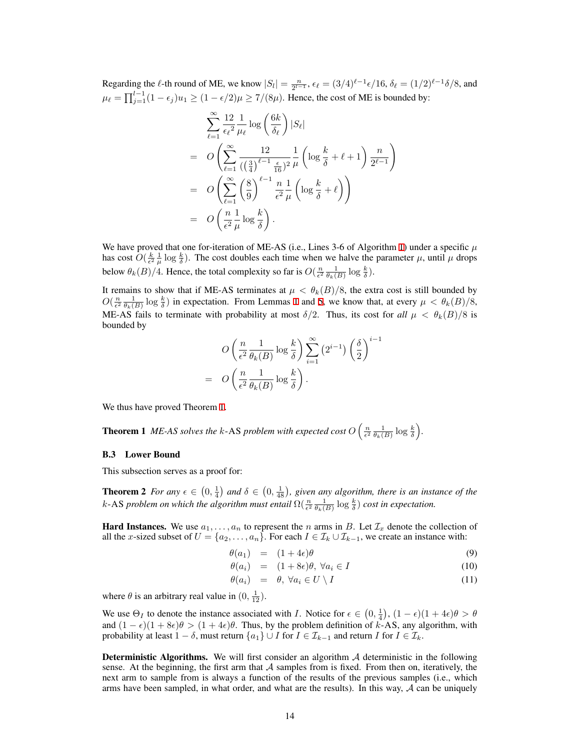Regarding the $\ell$-th round of ME, we know $|S_l| = \frac{n}{2^{l-1}}$, $\epsilon_\ell = (3/4)^{\ell-1}\epsilon/16$, $\delta_\ell = (1/2)^{\ell-1}\delta/8$, and $\mu_\ell = \prod_{j=1}^{l-1}(1-\epsilon_j)u_1 \geq (1-\epsilon/2)\mu \geq 7/(8\mu)$. Hence, the cost of ME is bounded by:

$$
\begin{aligned}
& \sum_{\ell=1}^{\infty} \frac{12}{\epsilon_\ell{}^2} \frac{1}{\mu_\ell} \log\left(\frac{6k}{\delta_\ell}\right) |S_\ell| \\
= \ & O\left( \sum_{\ell=1}^{\infty} \frac{12}{((\frac{3}{4})^{\ell-1} \frac{\epsilon}{16})^2} \frac{1}{\mu} \left(\log \frac{k}{\delta} + \ell + 1\right) \frac{n}{2^{\ell-1}} \right) \\
= \ & O\left( \sum_{\ell=1}^{\infty} \left(\frac{8}{9}\right)^{\ell-1} \frac{n}{\epsilon^2} \frac{1}{\mu} \left(\log \frac{k}{\delta} + \ell\right) \right) \\
= \ & O\left( \frac{n}{\epsilon^2} \frac{1}{\mu} \log \frac{k}{\delta} \right).
\end{aligned}
$$

We have proved that one for-iteration of ME-AS (i.e., Lines 3-6 of Algorithm 1) under a specific $\mu$ has cost $O(\frac{k}{\epsilon^2} \frac{1}{\mu} \log \frac{k}{\delta})$. The cost doubles each time when we halve the parameter $\mu$, until $\mu$ drops below $\theta_k(B)/4$. Hence, the total complexity so far is $O(\frac{n}{\epsilon^2} \frac{1}{\theta_k(B)} \log \frac{k}{\delta})$.

It remains to show that if ME-AS terminates at $\mu < \theta_k(B)/8$, the extra cost is still bounded by $O(\frac{n}{\epsilon^2} \frac{1}{\theta_k(B)} \log \frac{k}{\delta})$ in expectation. From Lemmas 1 and 5, we know that, at every $\mu < \theta_k(B)/8$, ME-AS fails to terminate with probability at most $\delta/2$. Thus, its cost for *all* $\mu < \theta_k(B)/8$ is bounded by

$$
\begin{aligned}
& O\left( \frac{n}{\epsilon^2} \frac{1}{\theta_k(B)} \log \frac{k}{\delta} \right) \sum_{i=1}^{\infty} \left(2^{i-1}\right) \left(\frac{\delta}{2}\right)^{i-1} \\
= \ & O\left( \frac{n}{\epsilon^2} \frac{1}{\theta_k(B)} \log \frac{k}{\delta} \right).
\end{aligned}
$$

We thus have proved Theorem 1.

**Theorem 1** *ME-AS solves the $k$-AS problem with expected cost $O\left(\frac{n}{\epsilon^2} \frac{1}{\theta_k(B)} \log \frac{k}{\delta}\right)$.*

### B.3 Lower Bound

This subsection serves as a proof for:

**Theorem 2** *For any $\epsilon \in \left(0, \frac{1}{4}\right)$ and $\delta \in \left(0, \frac{1}{48}\right)$, given any algorithm, there is an instance of the $k$-AS problem on which the algorithm must entail $\Omega(\frac{n}{\epsilon^2} \frac{1}{\theta_k(B)} \log \frac{k}{\delta})$ cost in expectation.*

**Hard Instances.** We use $a_1, \ldots, a_n$ to represent the $n$ arms in $B$. Let $\mathcal{I}_x$ denote the collection of all the $x$-sized subset of $U = \{a_2, \ldots, a_n\}$. For each $I \in \mathcal{I}_k \cup \mathcal{I}_{k-1}$, we create an instance with:

$$
\begin{aligned}
\theta(a_1) &= (1+4\epsilon)\theta && (9) \\
\theta(a_i) &= (1+8\epsilon)\theta, \ \forall a_i \in I && (10) \\
\theta(a_i) &= \theta, \ \forall a_i \in U \setminus I && (11)
\end{aligned}
$$

where $\theta$ is an arbitrary real value in $(0, \frac{1}{12})$.

We use $\Theta_I$ to denote the instance associated with $I$. Notice for $\epsilon \in \left(0, \frac{1}{4}\right)$, $(1-\epsilon)(1+4\epsilon)\theta > \theta$ and $(1-\epsilon)(1+8\epsilon)\theta > (1+4\epsilon)\theta$. Thus, by the problem definition of $k$-AS, any algorithm, with probability at least $1-\delta$, must return $\{a_1\} \cup I$ for $I \in \mathcal{I}_{k-1}$ and return $I$ for $I \in \mathcal{I}_k$.

**Deterministic Algorithms.** We will first consider an algorithm $\mathcal{A}$ deterministic in the following sense. At the beginning, the first arm that $\mathcal{A}$ samples from is fixed. From then on, iteratively, the next arm to sample from is always a function of the results of the previous samples (i.e., which arms have been sampled, in what order, and what are the results). In this way, $\mathcal{A}$ can be uniquely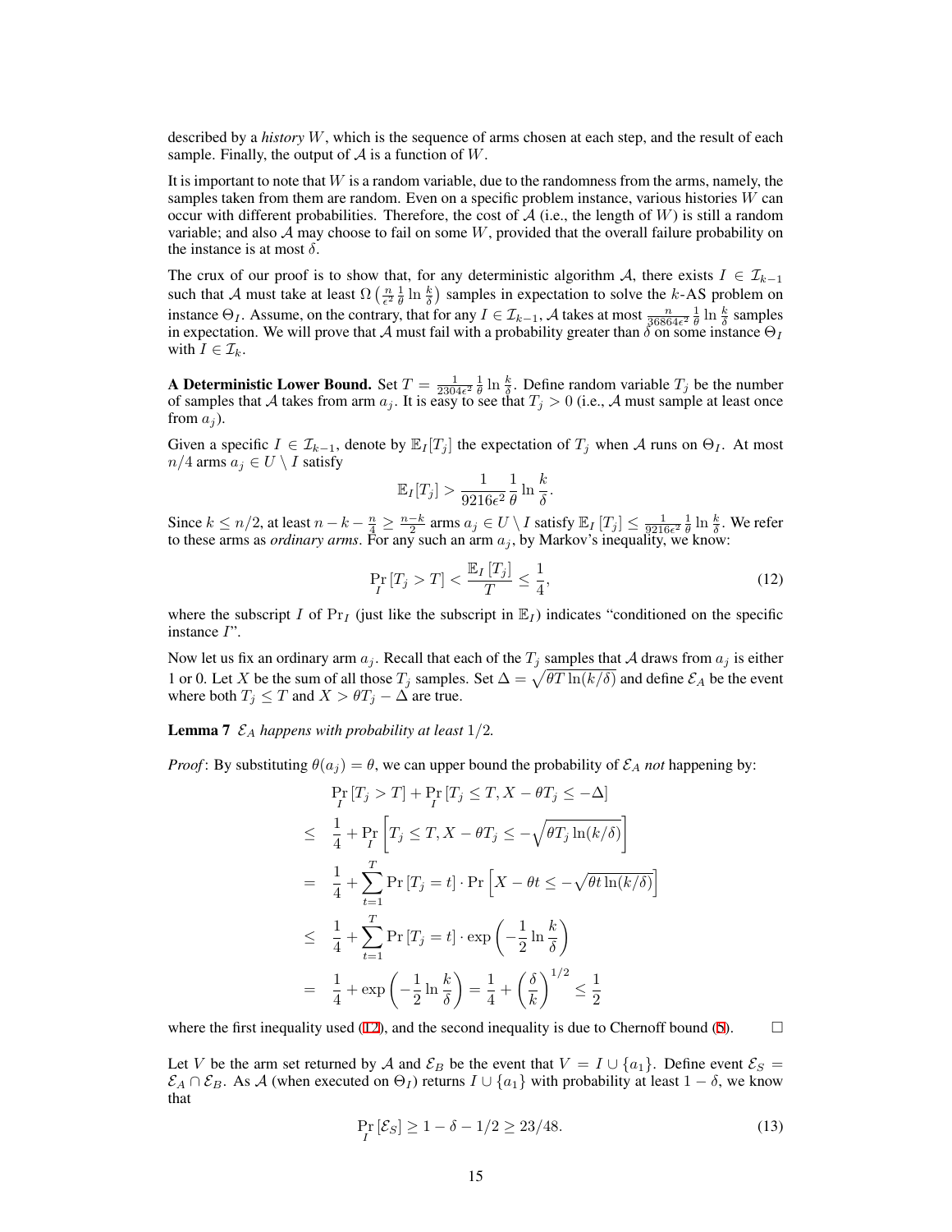described by a *history* $W$, which is the sequence of arms chosen at each step, and the result of each sample. Finally, the output of $\mathcal{A}$ is a function of $W$.

It is important to note that $W$ is a random variable, due to the randomness from the arms, namely, the samples taken from them are random. Even on a specific problem instance, various histories $W$ can occur with different probabilities. Therefore, the cost of $\mathcal{A}$ (i.e., the length of $W$) is still a random variable; and also $\mathcal{A}$ may choose to fail on some $W$, provided that the overall failure probability on the instance is at most $\delta$.

The crux of our proof is to show that, for any deterministic algorithm $\mathcal{A}$, there exists $I \in \mathcal{I}_{k-1}$ such that $\mathcal{A}$ must take at least $\Omega\left(\frac{n}{\epsilon^2}\frac{1}{\theta}\ln\frac{k}{\delta}\right)$ samples in expectation to solve the $k$-AS problem on instance $\Theta_I$. Assume, on the contrary, that for any $I \in \mathcal{I}_{k-1}$, $\mathcal{A}$ takes at most $\frac{n}{36864\epsilon^2}\frac{1}{\theta}\ln\frac{k}{\delta}$ samples in expectation. We will prove that $\mathcal{A}$ must fail with a probability greater than $\delta$ on some instance $\Theta_I$ with $I \in \mathcal{I}_k$.

**A Deterministic Lower Bound.** Set $T = \frac{1}{2304\epsilon^2}\frac{1}{\theta}\ln\frac{k}{\delta}$. Define random variable $T_j$ be the number of samples that $\mathcal{A}$ takes from arm $a_j$. It is easy to see that $T_j > 0$ (i.e., $\mathcal{A}$ must sample at least once from $a_j$).

Given a specific $I \in \mathcal{I}_{k-1}$, denote by $\mathbb{E}_I[T_j]$ the expectation of $T_j$ when $\mathcal{A}$ runs on $\Theta_I$. At most $n/4$ arms $a_j \in U \setminus I$ satisfy

$$\mathbb{E}_I[T_j] > \frac{1}{9216\epsilon^2}\frac{1}{\theta}\ln\frac{k}{\delta}.$$

Since $k \le n/2$, at least $n - k - \frac{n}{4} \ge \frac{n-k}{2}$ arms $a_j \in U \setminus I$ satisfy $\mathbb{E}_I[T_j] \le \frac{1}{9216\epsilon^2}\frac{1}{\theta}\ln\frac{k}{\delta}$. We refer to these arms as *ordinary arms*. For any such an arm $a_j$, by Markov's inequality, we know:

$$\Pr_I[T_j > T] < \frac{\mathbb{E}_I[T_j]}{T} \le \frac{1}{4}, \tag{12}$$

where the subscript $I$ of $\Pr_I$ (just like the subscript in $\mathbb{E}_I$) indicates "conditioned on the specific instance $I$".

Now let us fix an ordinary arm $a_j$. Recall that each of the $T_j$ samples that $\mathcal{A}$ draws from $a_j$ is either 1 or 0. Let $X$ be the sum of all those $T_j$ samples. Set $\Delta = \sqrt{\theta T \ln(k/\delta)}$ and define $\mathcal{E}_A$ be the event where both $T_j \le T$ and $X > \theta T_j - \Delta$ are true.

**Lemma 7** *$\mathcal{E}_A$ happens with probability at least $1/2$.*

*Proof*: By substituting $\theta(a_j) = \theta$, we can upper bound the probability of $\mathcal{E}_A$ *not* happening by:

$$\begin{aligned}
& \Pr_I[T_j > T] + \Pr_I[T_j \le T, X - \theta T_j \le -\Delta] \\
\le\ & \frac{1}{4} + \Pr_I\left[T_j \le T, X - \theta T_j \le -\sqrt{\theta T_j \ln(k/\delta)}\right] \\
=\ & \frac{1}{4} + \sum_{t=1}^{T} \Pr[T_j = t] \cdot \Pr\left[X - \theta t \le -\sqrt{\theta t \ln(k/\delta)}\right] \\
\le\ & \frac{1}{4} + \sum_{t=1}^{T} \Pr[T_j = t] \cdot \exp\left(-\frac{1}{2}\ln\frac{k}{\delta}\right) \\
=\ & \frac{1}{4} + \exp\left(-\frac{1}{2}\ln\frac{k}{\delta}\right) = \frac{1}{4} + \left(\frac{\delta}{k}\right)^{1/2} \le \frac{1}{2}
\end{aligned}$$

where the first inequality used (12), and the second inequality is due to Chernoff bound (5). $\square$

Let $V$ be the arm set returned by $\mathcal{A}$ and $\mathcal{E}_B$ be the event that $V = I \cup \{a_1\}$. Define event $\mathcal{E}_S = \mathcal{E}_A \cap \mathcal{E}_B$. As $\mathcal{A}$ (when executed on $\Theta_I$) returns $I \cup \{a_1\}$ with probability at least $1 - \delta$, we know that

$$\Pr_I[\mathcal{E}_S] \ge 1 - \delta - 1/2 \ge 23/48. \tag{13}$$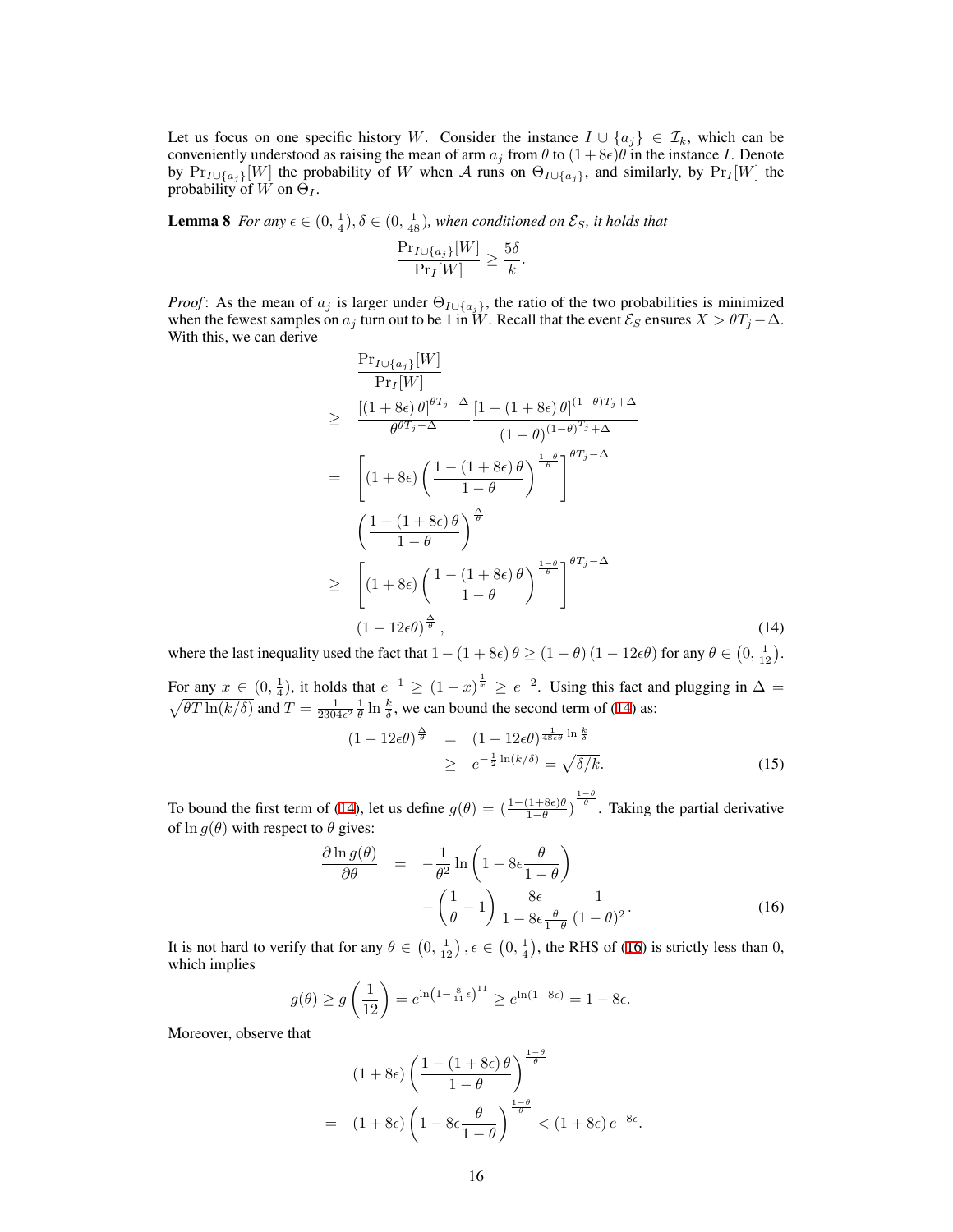Let us focus on one specific history $W$. Consider the instance $I \cup \{a_j\} \in \mathcal{I}_k$, which can be conveniently understood as raising the mean of arm $a_j$ from $\theta$ to $(1+8\epsilon)\theta$ in the instance $I$. Denote by $\Pr_{I\cup\{a_j\}}[W]$ the probability of $W$ when $\mathcal{A}$ runs on $\Theta_{I\cup\{a_j\}}$, and similarly, by $\Pr_I[W]$ the probability of $W$ on $\Theta_I$.

**Lemma 8** *For any $\epsilon \in (0, \frac{1}{4}), \delta \in (0, \frac{1}{48})$, when conditioned on $\mathcal{E}_S$, it holds that*

$$\frac{\Pr_{I\cup\{a_j\}}[W]}{\Pr_I[W]} \geq \frac{5\delta}{k}.$$

*Proof*: As the mean of $a_j$ is larger under $\Theta_{I\cup\{a_j\}}$, the ratio of the two probabilities is minimized when the fewest samples on $a_j$ turn out to be 1 in $W$. Recall that the event $\mathcal{E}_S$ ensures $X > \theta T_j - \Delta$. With this, we can derive

$$\begin{aligned}
&\frac{\Pr_{I\cup\{a_j\}}[W]}{\Pr_I[W]} \\
\geq\ & \frac{[(1+8\epsilon)\,\theta]^{\theta T_j - \Delta}}{\theta^{\theta T_j - \Delta}} \frac{[1-(1+8\epsilon)\,\theta]^{(1-\theta)T_j+\Delta}}{(1-\theta)^{(1-\theta)^{T_j}+\Delta}} \\
=\ & \left[(1+8\epsilon)\left(\frac{1-(1+8\epsilon)\,\theta}{1-\theta}\right)^{\frac{1-\theta}{\theta}}\right]^{\theta T_j - \Delta} \\
& \left(\frac{1-(1+8\epsilon)\,\theta}{1-\theta}\right)^{\frac{\Delta}{\theta}} \\
\geq\ & \left[(1+8\epsilon)\left(\frac{1-(1+8\epsilon)\,\theta}{1-\theta}\right)^{\frac{1-\theta}{\theta}}\right]^{\theta T_j - \Delta} \\
& (1-12\epsilon\theta)^{\frac{\Delta}{\theta}}, \qquad (14)
\end{aligned}$$

where the last inequality used the fact that $1-(1+8\epsilon)\,\theta \geq (1-\theta)(1-12\epsilon\theta)$ for any $\theta \in \left(0, \frac{1}{12}\right)$.

For any $x \in (0, \frac{1}{4})$, it holds that $e^{-1} \geq (1-x)^{\frac{1}{x}} \geq e^{-2}$. Using this fact and plugging in $\Delta = \sqrt{\theta T \ln(k/\delta)}$ and $T = \frac{1}{2304\epsilon^2}\frac{1}{\theta}\ln\frac{k}{\delta}$, we can bound the second term of (14) as:

$$\begin{aligned}
(1-12\epsilon\theta)^{\frac{\Delta}{\theta}} &= (1-12\epsilon\theta)^{\frac{1}{48\epsilon\theta}\ln\frac{k}{\delta}} \\
&\geq e^{-\frac{1}{2}\ln(k/\delta)} = \sqrt{\delta/k}. \qquad (15)
\end{aligned}$$

To bound the first term of (14), let us define $g(\theta) = \left(\frac{1-(1+8\epsilon)\theta}{1-\theta}\right)^{\frac{1-\theta}{\theta}}$. Taking the partial derivative of $\ln g(\theta)$ with respect to $\theta$ gives:

$$\begin{aligned}
\frac{\partial \ln g(\theta)}{\partial \theta} &= -\frac{1}{\theta^2}\ln\left(1-8\epsilon\frac{\theta}{1-\theta}\right) \\
&\quad -\left(\frac{1}{\theta}-1\right)\frac{8\epsilon}{1-8\epsilon\frac{\theta}{1-\theta}}\frac{1}{(1-\theta)^2}. \qquad (16)
\end{aligned}$$

It is not hard to verify that for any $\theta \in \left(0, \frac{1}{12}\right), \epsilon \in \left(0, \frac{1}{4}\right)$, the RHS of (16) is strictly less than 0, which implies

$$g(\theta) \geq g\left(\frac{1}{12}\right) = e^{\ln\left(1-\frac{8}{11}\epsilon\right)^{11}} \geq e^{\ln(1-8\epsilon)} = 1-8\epsilon.$$

Moreover, observe that

$$\begin{aligned}
& (1+8\epsilon)\left(\frac{1-(1+8\epsilon)\,\theta}{1-\theta}\right)^{\frac{1-\theta}{\theta}} \\
=\ & (1+8\epsilon)\left(1-8\epsilon\frac{\theta}{1-\theta}\right)^{\frac{1-\theta}{\theta}} < (1+8\epsilon)\,e^{-8\epsilon}.
\end{aligned}$$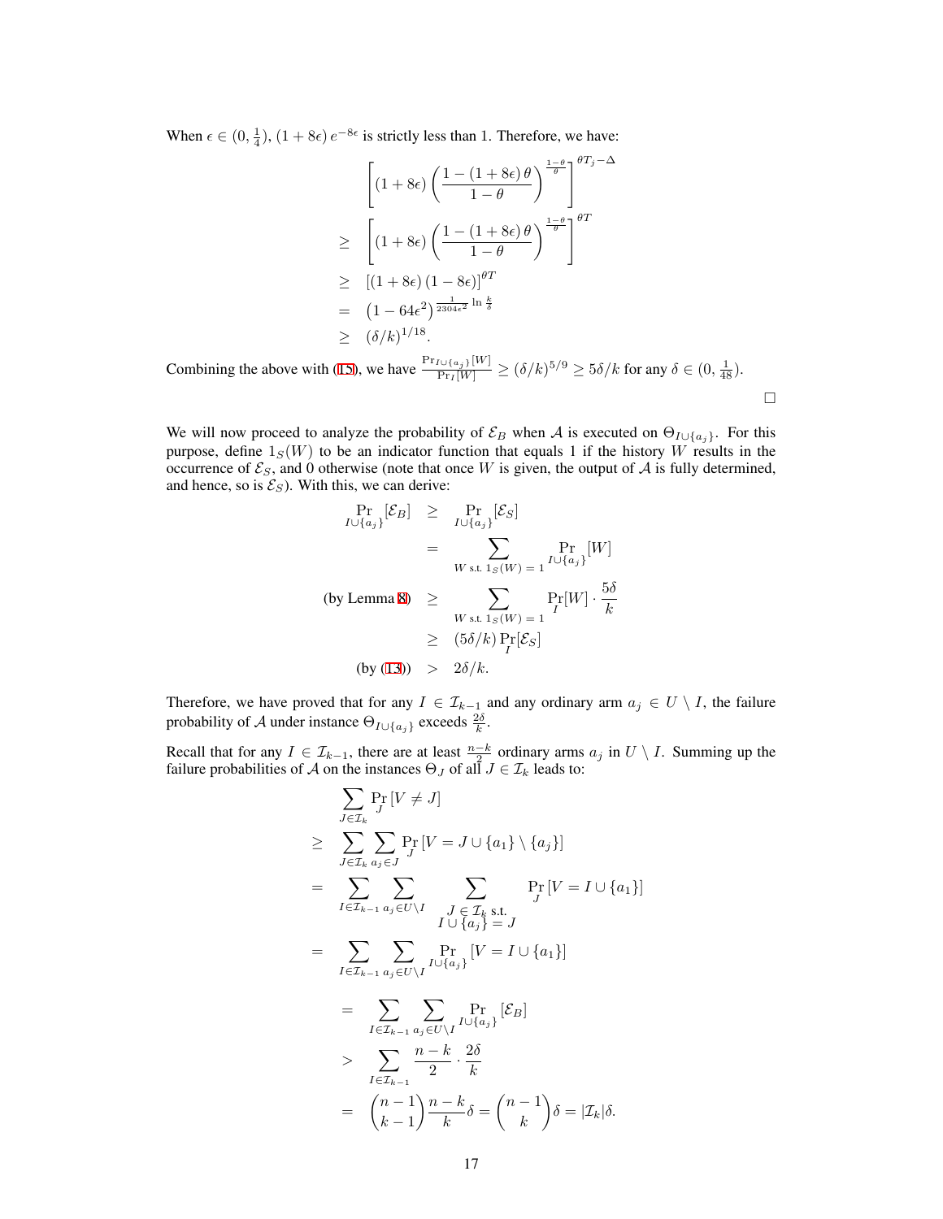When $\epsilon \in (0, \frac{1}{4})$, $(1+8\epsilon)\, e^{-8\epsilon}$ is strictly less than 1. Therefore, we have:

$$
\begin{aligned}
& \left[ (1+8\epsilon) \left( \frac{1-(1+8\epsilon)\,\theta}{1-\theta} \right)^{\frac{1-\theta}{\theta}} \right]^{\theta T_j - \Delta} \\
\geq\ & \left[ (1+8\epsilon) \left( \frac{1-(1+8\epsilon)\,\theta}{1-\theta} \right)^{\frac{1-\theta}{\theta}} \right]^{\theta T} \\
\geq\ & \left[ (1+8\epsilon)\,(1-8\epsilon) \right]^{\theta T} \\
=\ & \left(1 - 64\epsilon^2\right)^{\frac{1}{2304\epsilon^2} \ln \frac{k}{\delta}} \\
\geq\ & (\delta/k)^{1/18}.
\end{aligned}
$$

Combining the above with (15), we have $\frac{\Pr_{I \cup \{a_j\}}[W]}{\Pr_I[W]} \geq (\delta/k)^{5/9} \geq 5\delta/k$ for any $\delta \in (0, \frac{1}{48})$.

$\square$

We will now proceed to analyze the probability of $\mathcal{E}_B$ when $\mathcal{A}$ is executed on $\Theta_{I \cup \{a_j\}}$. For this purpose, define $1_S(W)$ to be an indicator function that equals 1 if the history $W$ results in the occurrence of $\mathcal{E}_S$, and 0 otherwise (note that once $W$ is given, the output of $\mathcal{A}$ is fully determined, and hence, so is $\mathcal{E}_S$). With this, we can derive:

$$
\begin{aligned}
\Pr_{I \cup \{a_j\}}[\mathcal{E}_B] &\geq \Pr_{I \cup \{a_j\}}[\mathcal{E}_S] \\
&= \sum_{W \text{ s.t. } 1_S(W) = 1} \Pr_{I \cup \{a_j\}}[W] \\
\text{(by Lemma 8)} \quad &\geq \sum_{W \text{ s.t. } 1_S(W) = 1} \Pr_I[W] \cdot \frac{5\delta}{k} \\
&\geq (5\delta/k) \Pr_I[\mathcal{E}_S] \\
\text{(by (13))} \quad &> 2\delta/k.
\end{aligned}
$$

Therefore, we have proved that for any $I \in \mathcal{I}_{k-1}$ and any ordinary arm $a_j \in U \setminus I$, the failure probability of $\mathcal{A}$ under instance $\Theta_{I \cup \{a_j\}}$ exceeds $\frac{2\delta}{k}$.

Recall that for any $I \in \mathcal{I}_{k-1}$, there are at least $\frac{n-k}{2}$ ordinary arms $a_j$ in $U \setminus I$. Summing up the failure probabilities of $\mathcal{A}$ on the instances $\Theta_J$ of all $J \in \mathcal{I}_k$ leads to:

$$
\begin{aligned}
& \sum_{J \in \mathcal{I}_k} \Pr_J \left[ V \neq J \right] \\
\geq\ & \sum_{J \in \mathcal{I}_k} \sum_{a_j \in J} \Pr_J \left[ V = J \cup \{a_1\} \setminus \{a_j\} \right] \\
=\ & \sum_{I \in \mathcal{I}_{k-1}} \sum_{a_j \in U \setminus I} \sum_{\substack{J \in \mathcal{I}_k \text{ s.t.} \\ I \cup \{a_j\} = J}} \Pr_J \left[ V = I \cup \{a_1\} \right] \\
=\ & \sum_{I \in \mathcal{I}_{k-1}} \sum_{a_j \in U \setminus I} \Pr_{I \cup \{a_j\}} \left[ V = I \cup \{a_1\} \right] \\
=\ & \sum_{I \in \mathcal{I}_{k-1}} \sum_{a_j \in U \setminus I} \Pr_{I \cup \{a_j\}} \left[ \mathcal{E}_B \right] \\
>\ & \sum_{I \in \mathcal{I}_{k-1}} \frac{n-k}{2} \cdot \frac{2\delta}{k} \\
=\ & \binom{n-1}{k-1} \frac{n-k}{k} \delta = \binom{n-1}{k} \delta = |\mathcal{I}_k| \delta.
\end{aligned}
$$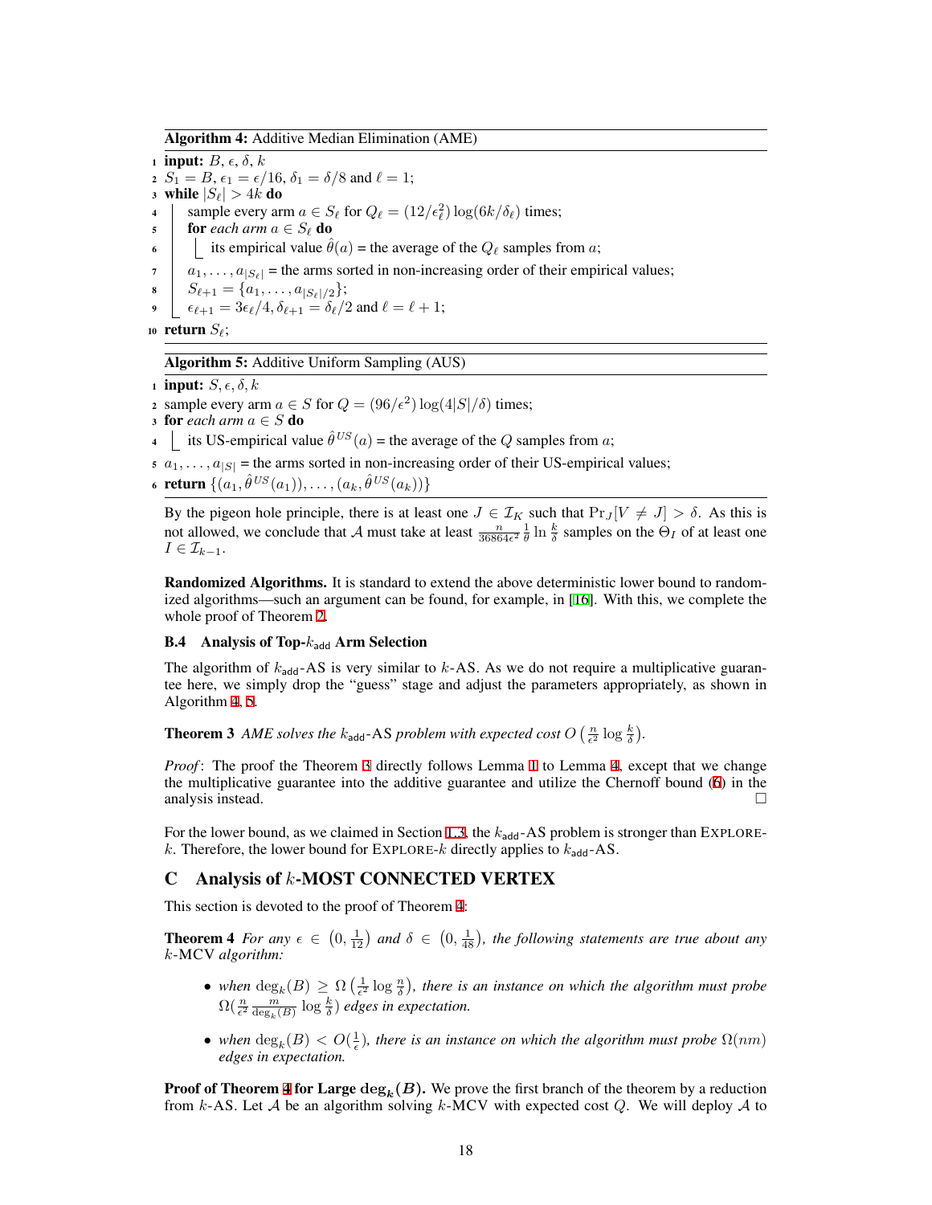**Algorithm 4:** Additive Median Elimination (AME)

```
1  input: B, ϵ, δ, k
2  S_1 = B, ϵ_1 = ϵ/16, δ_1 = δ/8 and ℓ = 1;
3  while |S_ℓ| > 4k do
4      sample every arm a ∈ S_ℓ for Q_ℓ = (12/ϵ_ℓ^2) log(6k/δ_ℓ) times;
5      for each arm a ∈ S_ℓ do
6          its empirical value θ̂(a) = the average of the Q_ℓ samples from a;
7      a_1, ..., a_{|S_ℓ|} = the arms sorted in non-increasing order of their empirical values;
8      S_{ℓ+1} = {a_1, ..., a_{|S_ℓ|/2}};
9      ϵ_{ℓ+1} = 3ϵ_ℓ/4, δ_{ℓ+1} = δ_ℓ/2 and ℓ = ℓ + 1;
10 return S_ℓ;
```

**Algorithm 5:** Additive Uniform Sampling (AUS)

```
1  input: S, ϵ, δ, k
2  sample every arm a ∈ S for Q = (96/ϵ^2) log(4|S|/δ) times;
3  for each arm a ∈ S do
4      its US-empirical value θ̂^US(a) = the average of the Q samples from a;
5  a_1, ..., a_{|S|} = the arms sorted in non-increasing order of their US-empirical values;
6  return {(a_1, θ̂^US(a_1)), ..., (a_k, θ̂^US(a_k))}
```

By the pigeon hole principle, there is at least one $J \in \mathcal{I}_K$ such that $\Pr_J[V \neq J] > \delta$. As this is not allowed, we conclude that $\mathcal{A}$ must take at least $\frac{n}{36864\epsilon^2}\frac{1}{\theta}\ln\frac{k}{\delta}$ samples on the $\Theta_I$ of at least one $I \in \mathcal{I}_{k-1}$.

**Randomized Algorithms.** It is standard to extend the above deterministic lower bound to randomized algorithms—such an argument can be found, for example, in [16]. With this, we complete the whole proof of Theorem 2.

### B.4 Analysis of Top-$k_{\mathsf{add}}$ Arm Selection

The algorithm of $k_{\mathsf{add}}$-AS is very similar to $k$-AS. As we do not require a multiplicative guarantee here, we simply drop the "guess" stage and adjust the parameters appropriately, as shown in Algorithm 4, 5.

**Theorem 3** *AME solves the* $k_{\mathsf{add}}$-AS *problem with expected cost* $O\left(\frac{n}{\epsilon^2}\log\frac{k}{\delta}\right)$.

*Proof*: The proof the Theorem 3 directly follows Lemma 1 to Lemma 4, except that we change the multiplicative guarantee into the additive guarantee and utilize the Chernoff bound (6) in the analysis instead. □

For the lower bound, as we claimed in Section 1.3, the $k_{\mathsf{add}}$-AS problem is stronger than EXPLORE-$k$. Therefore, the lower bound for EXPLORE-$k$ directly applies to $k_{\mathsf{add}}$-AS.

## C Analysis of $k$-MOST CONNECTED VERTEX

This section is devoted to the proof of Theorem 4:

**Theorem 4** *For any* $\epsilon \in \left(0, \frac{1}{12}\right)$ *and* $\delta \in \left(0, \frac{1}{48}\right)$*, the following statements are true about any* $k$-MCV *algorithm:*

- *when* $\deg_k(B) \geq \Omega\left(\frac{1}{\epsilon^2}\log\frac{n}{\delta}\right)$*, there is an instance on which the algorithm must probe* $\Omega\left(\frac{n}{\epsilon^2}\frac{m}{\deg_k(B)}\log\frac{k}{\delta}\right)$ *edges in expectation.*
- *when* $\deg_k(B) < O\left(\frac{1}{\epsilon}\right)$*, there is an instance on which the algorithm must probe* $\Omega(nm)$ *edges in expectation.*

**Proof of Theorem 4 for Large $\deg_k(B)$.** We prove the first branch of the theorem by a reduction from $k$-AS. Let $\mathcal{A}$ be an algorithm solving $k$-MCV with expected cost $Q$. We will deploy $\mathcal{A}$ to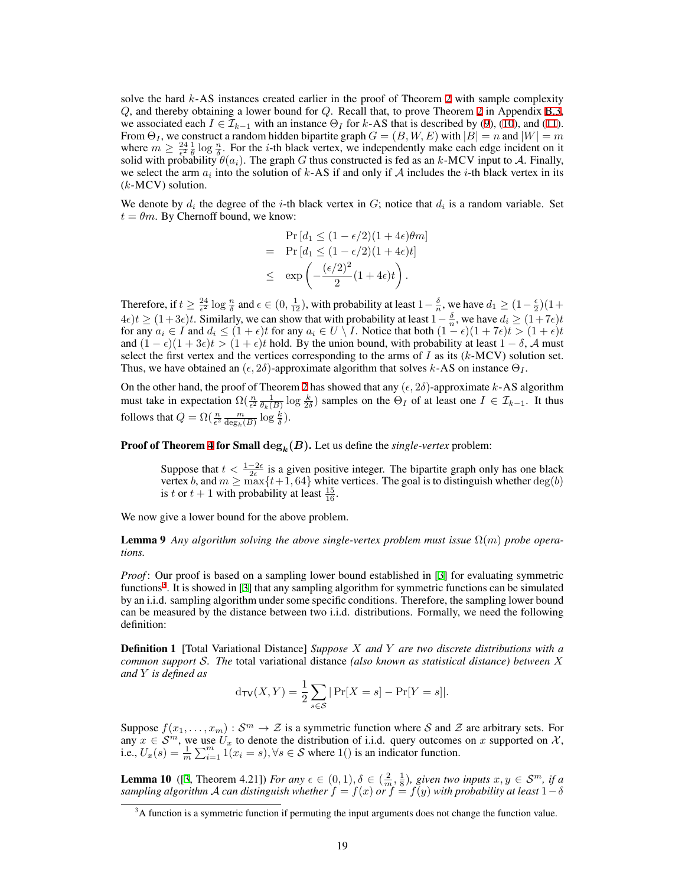solve the hard $k$-AS instances created earlier in the proof of Theorem 2 with sample complexity $Q$, and thereby obtaining a lower bound for $Q$. Recall that, to prove Theorem 2 in Appendix B.3, we associated each $I \in \mathcal{I}_{k-1}$ with an instance $\Theta_I$ for $k$-AS that is described by (9), (10), and (11). From $\Theta_I$, we construct a random hidden bipartite graph $G = (B, W, E)$ with $|B| = n$ and $|W| = m$ where $m \geq \frac{24}{\epsilon^2}\frac{1}{\theta}\log\frac{n}{\delta}$. For the $i$-th black vertex, we independently make each edge incident on it solid with probability $\theta(a_i)$. The graph $G$ thus constructed is fed as an $k$-MCV input to $\mathcal{A}$. Finally, we select the arm $a_i$ into the solution of $k$-AS if and only if $\mathcal{A}$ includes the $i$-th black vertex in its ($k$-MCV) solution.

We denote by $d_i$ the degree of the $i$-th black vertex in $G$; notice that $d_i$ is a random variable. Set $t = \theta m$. By Chernoff bound, we know:

$$
\begin{aligned}
& \Pr\left[d_1 \leq (1-\epsilon/2)(1+4\epsilon)\theta m\right] \\
= \; & \Pr\left[d_1 \leq (1-\epsilon/2)(1+4\epsilon)t\right] \\
\leq \; & \exp\left(-\frac{(\epsilon/2)^2}{2}(1+4\epsilon)t\right).
\end{aligned}
$$

Therefore, if $t \geq \frac{24}{\epsilon^2}\log\frac{n}{\delta}$ and $\epsilon \in (0, \frac{1}{12})$, with probability at least $1 - \frac{\delta}{n}$, we have $d_1 \geq (1-\frac{\epsilon}{2})(1+4\epsilon)t \geq (1+3\epsilon)t$. Similarly, we can show that with probability at least $1-\frac{\delta}{n}$, we have $d_i \geq (1+7\epsilon)t$ for any $a_i \in I$ and $d_i \leq (1+\epsilon)t$ for any $a_i \in U \setminus I$. Notice that both $(1-\epsilon)(1+7\epsilon)t > (1+\epsilon)t$ and $(1-\epsilon)(1+3\epsilon)t > (1+\epsilon)t$ hold. By the union bound, with probability at least $1-\delta$, $\mathcal{A}$ must select the first vertex and the vertices corresponding to the arms of $I$ as its ($k$-MCV) solution set. Thus, we have obtained an $(\epsilon, 2\delta)$-approximate algorithm that solves $k$-AS on instance $\Theta_I$.

On the other hand, the proof of Theorem 2 has showed that any $(\epsilon, 2\delta)$-approximate $k$-AS algorithm must take in expectation $\Omega(\frac{n}{\epsilon^2}\frac{1}{\theta_k(B)}\log\frac{k}{2\delta})$ samples on the $\Theta_I$ of at least one $I \in \mathcal{I}_{k-1}$. It thus follows that $Q = \Omega(\frac{n}{\epsilon^2}\frac{m}{\deg_k(B)}\log\frac{k}{\delta})$.

**Proof of Theorem 4 for Small $\deg_k(B)$.** Let us define the *single-vertex* problem:

> Suppose that $t < \frac{1-2\epsilon}{2\epsilon}$ is a given positive integer. The bipartite graph only has one black vertex $b$, and $m \geq \max\{t+1, 64\}$ white vertices. The goal is to distinguish whether $\deg(b)$ is $t$ or $t+1$ with probability at least $\frac{15}{16}$.

We now give a lower bound for the above problem.

**Lemma 9** *Any algorithm solving the above single-vertex problem must issue $\Omega(m)$ probe operations.*

*Proof*: Our proof is based on a sampling lower bound established in [3] for evaluating symmetric functions[3]. It is showed in [3] that any sampling algorithm for symmetric functions can be simulated by an i.i.d. sampling algorithm under some specific conditions. Therefore, the sampling lower bound can be measured by the distance between two i.i.d. distributions. Formally, we need the following definition:

**Definition 1** [Total Variational Distance] *Suppose $X$ and $Y$ are two discrete distributions with a common support $\mathcal{S}$. The* total variational distance *(also known as statistical distance) between $X$ and $Y$ is defined as*

$$
\mathsf{d_{TV}}(X, Y) = \frac{1}{2}\sum_{s\in\mathcal{S}} |\Pr[X = s] - \Pr[Y = s]|.
$$

Suppose $f(x_1, \ldots, x_m) : \mathcal{S}^m \to \mathcal{Z}$ is a symmetric function where $\mathcal{S}$ and $\mathcal{Z}$ are arbitrary sets. For any $x \in \mathcal{S}^m$, we use $U_x$ to denote the distribution of i.i.d. query outcomes on $x$ supported on $\mathcal{X}$, i.e., $U_x(s) = \frac{1}{m}\sum_{i=1}^m 1(x_i = s), \forall s \in \mathcal{S}$ where $1()$ is an indicator function.

**Lemma 10** ([3, Theorem 4.21]) *For any $\epsilon \in (0, 1), \delta \in (\frac{2}{m}, \frac{1}{8})$, given two inputs $x, y \in \mathcal{S}^m$, if a sampling algorithm $\mathcal{A}$ can distinguish whether $f = f(x)$ or $f = f(y)$ with probability at least $1-\delta$*

[3] A function is a symmetric function if permuting the input arguments does not change the function value.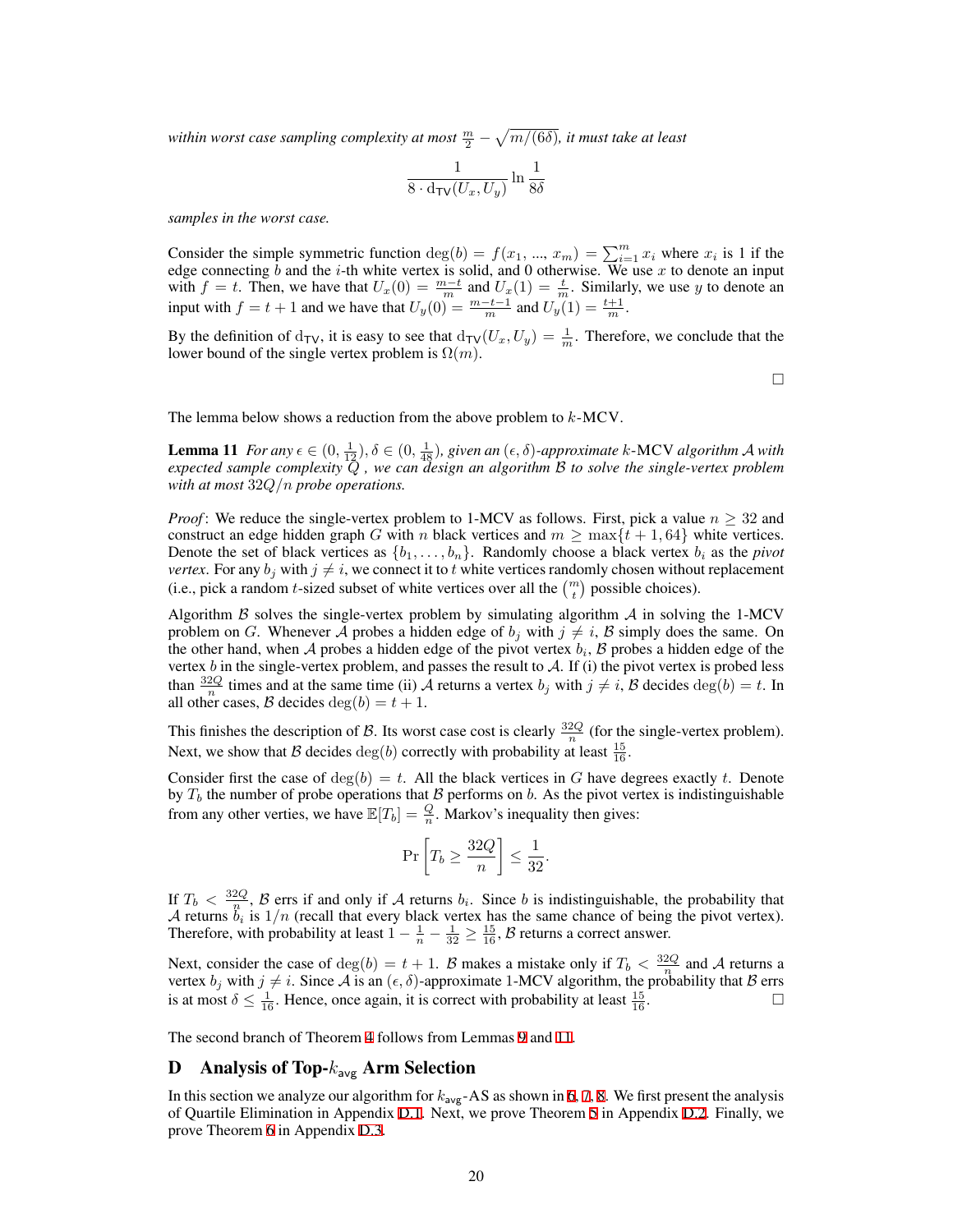*within worst case sampling complexity at most $\frac{m}{2} - \sqrt{m/(6\delta)}$, it must take at least*

$$\frac{1}{8 \cdot \mathrm{d_{TV}}(U_x, U_y)} \ln \frac{1}{8\delta}$$

*samples in the worst case.*

Consider the simple symmetric function $\deg(b) = f(x_1, ..., x_m) = \sum_{i=1}^{m} x_i$ where $x_i$ is 1 if the edge connecting $b$ and the $i$-th white vertex is solid, and 0 otherwise. We use $x$ to denote an input with $f = t$. Then, we have that $U_x(0) = \frac{m-t}{m}$ and $U_x(1) = \frac{t}{m}$. Similarly, we use $y$ to denote an input with $f = t+1$ and we have that $U_y(0) = \frac{m-t-1}{m}$ and $U_y(1) = \frac{t+1}{m}$.

By the definition of $\mathrm{d_{TV}}$, it is easy to see that $\mathrm{d_{TV}}(U_x, U_y) = \frac{1}{m}$. Therefore, we conclude that the lower bound of the single vertex problem is $\Omega(m)$.

□

The lemma below shows a reduction from the above problem to $k$-MCV.

**Lemma 11** *For any $\epsilon \in (0, \frac{1}{12}), \delta \in (0, \frac{1}{48})$, given an $(\epsilon, \delta)$-approximate $k$-MCV algorithm $\mathcal{A}$ with expected sample complexity $Q$ , we can design an algorithm $\mathcal{B}$ to solve the single-vertex problem with at most $32Q/n$ probe operations.*

*Proof*: We reduce the single-vertex problem to 1-MCV as follows. First, pick a value $n \geq 32$ and construct an edge hidden graph $G$ with $n$ black vertices and $m \geq \max\{t+1, 64\}$ white vertices. Denote the set of black vertices as $\{b_1, \ldots, b_n\}$. Randomly choose a black vertex $b_i$ as the *pivot vertex*. For any $b_j$ with $j \neq i$, we connect it to $t$ white vertices randomly chosen without replacement (i.e., pick a random $t$-sized subset of white vertices over all the $\binom{m}{t}$ possible choices).

Algorithm $\mathcal{B}$ solves the single-vertex problem by simulating algorithm $\mathcal{A}$ in solving the 1-MCV problem on $G$. Whenever $\mathcal{A}$ probes a hidden edge of $b_j$ with $j \neq i$, $\mathcal{B}$ simply does the same. On the other hand, when $\mathcal{A}$ probes a hidden edge of the pivot vertex $b_i$, $\mathcal{B}$ probes a hidden edge of the vertex $b$ in the single-vertex problem, and passes the result to $\mathcal{A}$. If (i) the pivot vertex is probed less than $\frac{32Q}{n}$ times and at the same time (ii) $\mathcal{A}$ returns a vertex $b_j$ with $j \neq i$, $\mathcal{B}$ decides $\deg(b) = t$. In all other cases, $\mathcal{B}$ decides $\deg(b) = t+1$.

This finishes the description of $\mathcal{B}$. Its worst case cost is clearly $\frac{32Q}{n}$ (for the single-vertex problem). Next, we show that $\mathcal{B}$ decides $\deg(b)$ correctly with probability at least $\frac{15}{16}$.

Consider first the case of $\deg(b) = t$. All the black vertices in $G$ have degrees exactly $t$. Denote by $T_b$ the number of probe operations that $\mathcal{B}$ performs on $b$. As the pivot vertex is indistinguishable from any other verties, we have $\mathbb{E}[T_b] = \frac{Q}{n}$. Markov's inequality then gives:

$$\Pr\left[T_b \geq \frac{32Q}{n}\right] \leq \frac{1}{32}.$$

If $T_b < \frac{32Q}{n}$, $\mathcal{B}$ errs if and only if $\mathcal{A}$ returns $b_i$. Since $b$ is indistinguishable, the probability that $\mathcal{A}$ returns $b_i$ is $1/n$ (recall that every black vertex has the same chance of being the pivot vertex). Therefore, with probability at least $1 - \frac{1}{n} - \frac{1}{32} \geq \frac{15}{16}$, $\mathcal{B}$ returns a correct answer.

Next, consider the case of $\deg(b) = t+1$. $\mathcal{B}$ makes a mistake only if $T_b < \frac{32Q}{n}$ and $\mathcal{A}$ returns a vertex $b_j$ with $j \neq i$. Since $\mathcal{A}$ is an $(\epsilon, \delta)$-approximate 1-MCV algorithm, the probability that $\mathcal{B}$ errs is at most $\delta \leq \frac{1}{16}$. Hence, once again, it is correct with probability at least $\frac{15}{16}$. □

The second branch of Theorem 4 follows from Lemmas 9 and 11.

## D Analysis of Top-$k_{\mathsf{avg}}$ Arm Selection

In this section we analyze our algorithm for $k_{\mathsf{avg}}$-AS as shown in 6, 7, 8. We first present the analysis of Quartile Elimination in Appendix D.1. Next, we prove Theorem 5 in Appendix D.2. Finally, we prove Theorem 6 in Appendix D.3.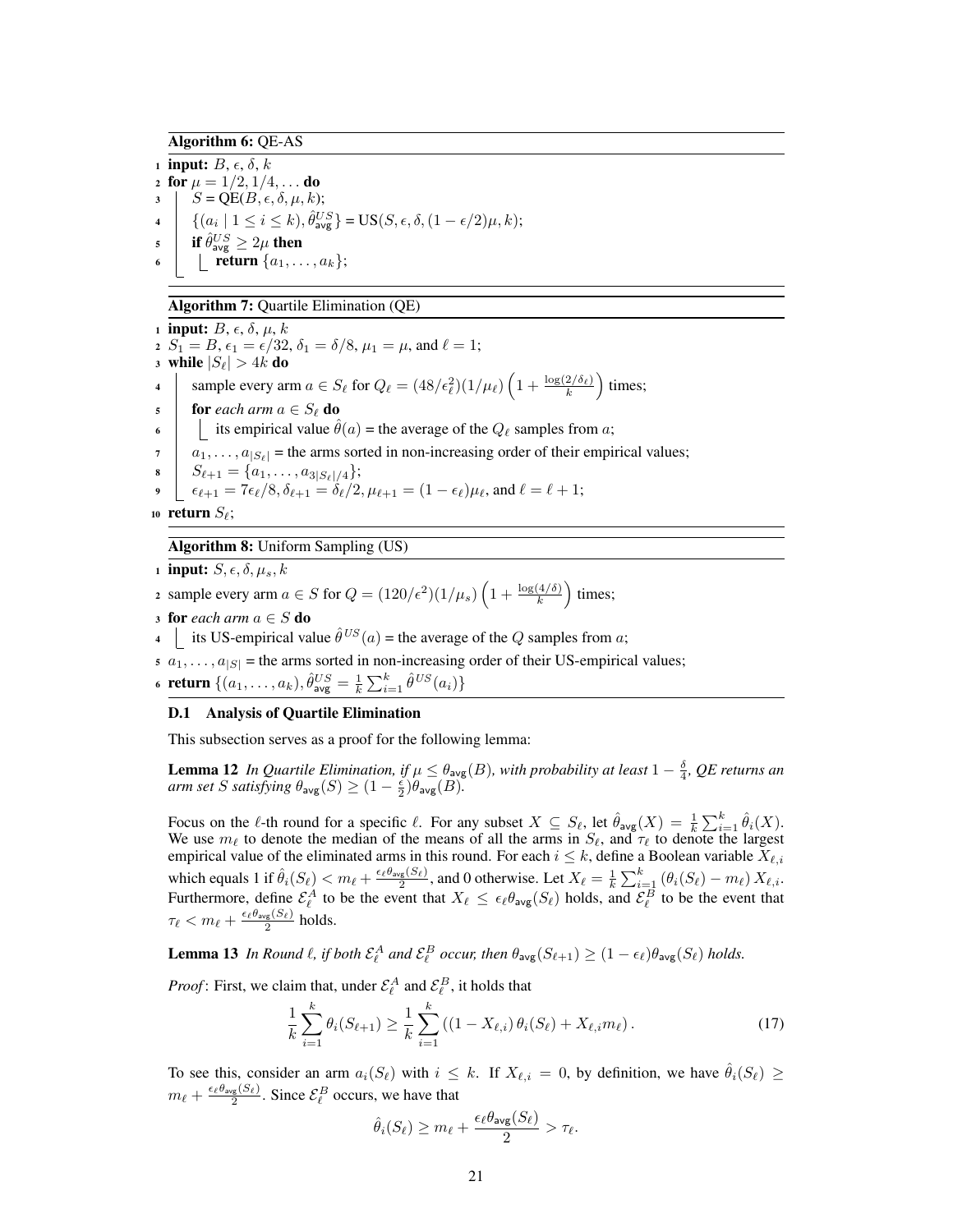**Algorithm 6:** QE-AS

```
1  input: B, ϵ, δ, k
2  for μ = 1/2, 1/4, ... do
3      S = QE(B, ϵ, δ, μ, k);
4      {(a_i | 1 ≤ i ≤ k), θ̂^US_avg} = US(S, ϵ, δ, (1 − ϵ/2)μ, k);
5      if θ̂^US_avg ≥ 2μ then
6          return {a_1, ..., a_k};
```

**Algorithm 7:** Quartile Elimination (QE)

```
1  input: B, ϵ, δ, μ, k
2  S_1 = B, ϵ_1 = ϵ/32, δ_1 = δ/8, μ_1 = μ, and ℓ = 1;
3  while |S_ℓ| > 4k do
4      sample every arm a ∈ S_ℓ for Q_ℓ = (48/ϵ_ℓ^2)(1/μ_ℓ)(1 + log(2/δ_ℓ)/k) times;
5      for each arm a ∈ S_ℓ do
6          its empirical value θ̂(a) = the average of the Q_ℓ samples from a;
7      a_1, ..., a_{|S_ℓ|} = the arms sorted in non-increasing order of their empirical values;
8      S_{ℓ+1} = {a_1, ..., a_{3|S_ℓ|/4}};
9      ϵ_{ℓ+1} = 7ϵ_ℓ/8, δ_{ℓ+1} = δ_ℓ/2, μ_{ℓ+1} = (1 − ϵ_ℓ)μ_ℓ, and ℓ = ℓ + 1;
10 return S_ℓ;
```

**Algorithm 8:** Uniform Sampling (US)

```
1  input: S, ϵ, δ, μ_s, k
2  sample every arm a ∈ S for Q = (120/ϵ^2)(1/μ_s)(1 + log(4/δ)/k) times;
3  for each arm a ∈ S do
4      its US-empirical value θ̂^US(a) = the average of the Q samples from a;
5  a_1, ..., a_{|S|} = the arms sorted in non-increasing order of their US-empirical values;
6  return {(a_1, ..., a_k), θ̂^US_avg = (1/k) Σ_{i=1}^k θ̂^US(a_i)}
```

### D.1 Analysis of Quartile Elimination

This subsection serves as a proof for the following lemma:

**Lemma 12** *In Quartile Elimination, if $\mu \le \theta_{\mathsf{avg}}(B)$, with probability at least $1 - \frac{\delta}{4}$, QE returns an arm set $S$ satisfying $\theta_{\mathsf{avg}}(S) \ge (1 - \frac{\epsilon}{2})\theta_{\mathsf{avg}}(B)$.*

Focus on the $\ell$-th round for a specific $\ell$. For any subset $X \subseteq S_\ell$, let $\hat{\theta}_{\mathsf{avg}}(X) = \frac{1}{k}\sum_{i=1}^{k}\hat{\theta}_i(X)$. We use $m_\ell$ to denote the median of the means of all the arms in $S_\ell$, and $\tau_\ell$ to denote the largest empirical value of the eliminated arms in this round. For each $i \le k$, define a Boolean variable $X_{\ell,i}$ which equals 1 if $\hat{\theta}_i(S_\ell) < m_\ell + \frac{\epsilon_\ell \theta_{\mathsf{avg}}(S_\ell)}{2}$, and 0 otherwise. Let $X_\ell = \frac{1}{k}\sum_{i=1}^{k}\left(\theta_i(S_\ell) - m_\ell\right)X_{\ell,i}$. Furthermore, define $\mathcal{E}_\ell^A$ to be the event that $X_\ell \le \epsilon_\ell \theta_{\mathsf{avg}}(S_\ell)$ holds, and $\mathcal{E}_\ell^B$ to be the event that $\tau_\ell < m_\ell + \frac{\epsilon_\ell \theta_{\mathsf{avg}}(S_\ell)}{2}$ holds.

**Lemma 13** *In Round $\ell$, if both $\mathcal{E}_\ell^A$ and $\mathcal{E}_\ell^B$ occur, then $\theta_{\mathsf{avg}}(S_{\ell+1}) \ge (1 - \epsilon_\ell)\theta_{\mathsf{avg}}(S_\ell)$ holds.*

*Proof*: First, we claim that, under $\mathcal{E}_\ell^A$ and $\mathcal{E}_\ell^B$, it holds that

$$\frac{1}{k}\sum_{i=1}^{k}\theta_i(S_{\ell+1}) \ge \frac{1}{k}\sum_{i=1}^{k}\left(\left(1 - X_{\ell,i}\right)\theta_i(S_\ell) + X_{\ell,i} m_\ell\right). \tag{17}$$

To see this, consider an arm $a_i(S_\ell)$ with $i \le k$. If $X_{\ell,i} = 0$, by definition, we have $\hat{\theta}_i(S_\ell) \ge m_\ell + \frac{\epsilon_\ell \theta_{\mathsf{avg}}(S_\ell)}{2}$. Since $\mathcal{E}_\ell^B$ occurs, we have that

$$\hat{\theta}_i(S_\ell) \ge m_\ell + \frac{\epsilon_\ell \theta_{\mathsf{avg}}(S_\ell)}{2} > \tau_\ell.$$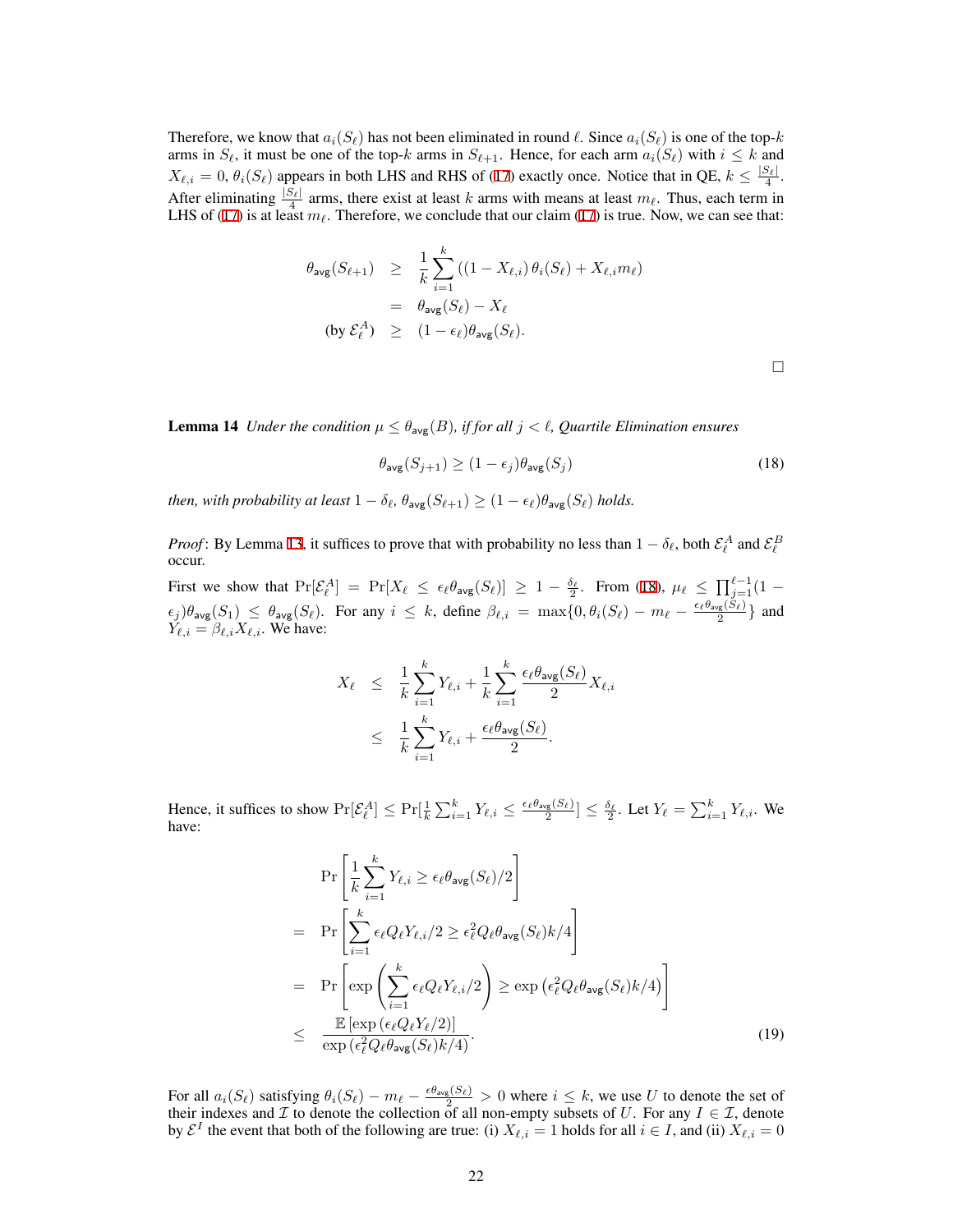Therefore, we know that $a_i(S_\ell)$ has not been eliminated in round $\ell$. Since $a_i(S_\ell)$ is one of the top-$k$ arms in $S_\ell$, it must be one of the top-$k$ arms in $S_{\ell+1}$. Hence, for each arm $a_i(S_\ell)$ with $i \le k$ and $X_{\ell,i} = 0$, $\theta_i(S_\ell)$ appears in both LHS and RHS of (17) exactly once. Notice that in QE, $k \le \frac{|S_\ell|}{4}$. After eliminating $\frac{|S_\ell|}{4}$ arms, there exist at least $k$ arms with means at least $m_\ell$. Thus, each term in LHS of (17) is at least $m_\ell$. Therefore, we conclude that our claim (17) is true. Now, we can see that:

$$
\begin{aligned}
\theta_{\mathsf{avg}}(S_{\ell+1}) &\ge \frac{1}{k}\sum_{i=1}^{k}\left((1 - X_{\ell,i})\,\theta_i(S_\ell) + X_{\ell,i} m_\ell\right) \\
&= \theta_{\mathsf{avg}}(S_\ell) - X_\ell \\
(\text{by } \mathcal{E}_\ell^A) \quad &\ge (1-\epsilon_\ell)\theta_{\mathsf{avg}}(S_\ell).
\end{aligned}
$$

□

**Lemma 14** *Under the condition $\mu \le \theta_{\mathsf{avg}}(B)$, if for all $j < \ell$, Quartile Elimination ensures*

$$
\theta_{\mathsf{avg}}(S_{j+1}) \ge (1-\epsilon_j)\theta_{\mathsf{avg}}(S_j) \tag{18}
$$

*then, with probability at least $1-\delta_\ell$, $\theta_{\mathsf{avg}}(S_{\ell+1}) \ge (1-\epsilon_\ell)\theta_{\mathsf{avg}}(S_\ell)$ holds.*

*Proof*: By Lemma 13, it suffices to prove that with probability no less than $1-\delta_\ell$, both $\mathcal{E}_\ell^A$ and $\mathcal{E}_\ell^B$ occur.

First we show that $\Pr[\mathcal{E}_\ell^A] = \Pr[X_\ell \le \epsilon_\ell \theta_{\mathsf{avg}}(S_\ell)] \ge 1 - \frac{\delta_\ell}{2}$. From (18), $\mu_\ell \le \prod_{j=1}^{\ell-1}(1-\epsilon_j)\theta_{\mathsf{avg}}(S_1) \le \theta_{\mathsf{avg}}(S_\ell)$. For any $i \le k$, define $\beta_{\ell,i} = \max\{0, \theta_i(S_\ell) - m_\ell - \frac{\epsilon_\ell\theta_{\mathsf{avg}}(S_\ell)}{2}\}$ and $Y_{\ell,i} = \beta_{\ell,i}X_{\ell,i}$. We have:

$$
\begin{aligned}
X_\ell &\le \frac{1}{k}\sum_{i=1}^{k} Y_{\ell,i} + \frac{1}{k}\sum_{i=1}^{k}\frac{\epsilon_\ell\theta_{\mathsf{avg}}(S_\ell)}{2}X_{\ell,i} \\
&\le \frac{1}{k}\sum_{i=1}^{k} Y_{\ell,i} + \frac{\epsilon_\ell\theta_{\mathsf{avg}}(S_\ell)}{2}.
\end{aligned}
$$

Hence, it suffices to show $\Pr[\mathcal{E}_\ell^A] \le \Pr[\frac{1}{k}\sum_{i=1}^{k} Y_{\ell,i} \le \frac{\epsilon_\ell\theta_{\mathsf{avg}}(S_\ell)}{2}] \le \frac{\delta_\ell}{2}$. Let $Y_\ell = \sum_{i=1}^{k} Y_{\ell,i}$. We have:

$$
\begin{aligned}
&\Pr\left[\frac{1}{k}\sum_{i=1}^{k} Y_{\ell,i} \ge \epsilon_\ell\theta_{\mathsf{avg}}(S_\ell)/2\right] \\
= \;&\Pr\left[\sum_{i=1}^{k}\epsilon_\ell Q_\ell Y_{\ell,i}/2 \ge \epsilon_\ell^2 Q_\ell\theta_{\mathsf{avg}}(S_\ell)k/4\right] \\
= \;&\Pr\left[\exp\left(\sum_{i=1}^{k}\epsilon_\ell Q_\ell Y_{\ell,i}/2\right) \ge \exp\left(\epsilon_\ell^2 Q_\ell\theta_{\mathsf{avg}}(S_\ell)k/4\right)\right] \\
\le \;&\frac{\mathbb{E}\left[\exp\left(\epsilon_\ell Q_\ell Y_\ell/2\right)\right]}{\exp\left(\epsilon_\ell^2 Q_\ell\theta_{\mathsf{avg}}(S_\ell)k/4\right)}.
\end{aligned} \tag{19}
$$

For all $a_i(S_\ell)$ satisfying $\theta_i(S_\ell) - m_\ell - \frac{\epsilon\theta_{\mathsf{avg}}(S_\ell)}{2} > 0$ where $i \le k$, we use $U$ to denote the set of their indexes and $\mathcal{I}$ to denote the collection of all non-empty subsets of $U$. For any $I \in \mathcal{I}$, denote by $\mathcal{E}^I$ the event that both of the following are true: (i) $X_{\ell,i} = 1$ holds for all $i \in I$, and (ii) $X_{\ell,i} = 0$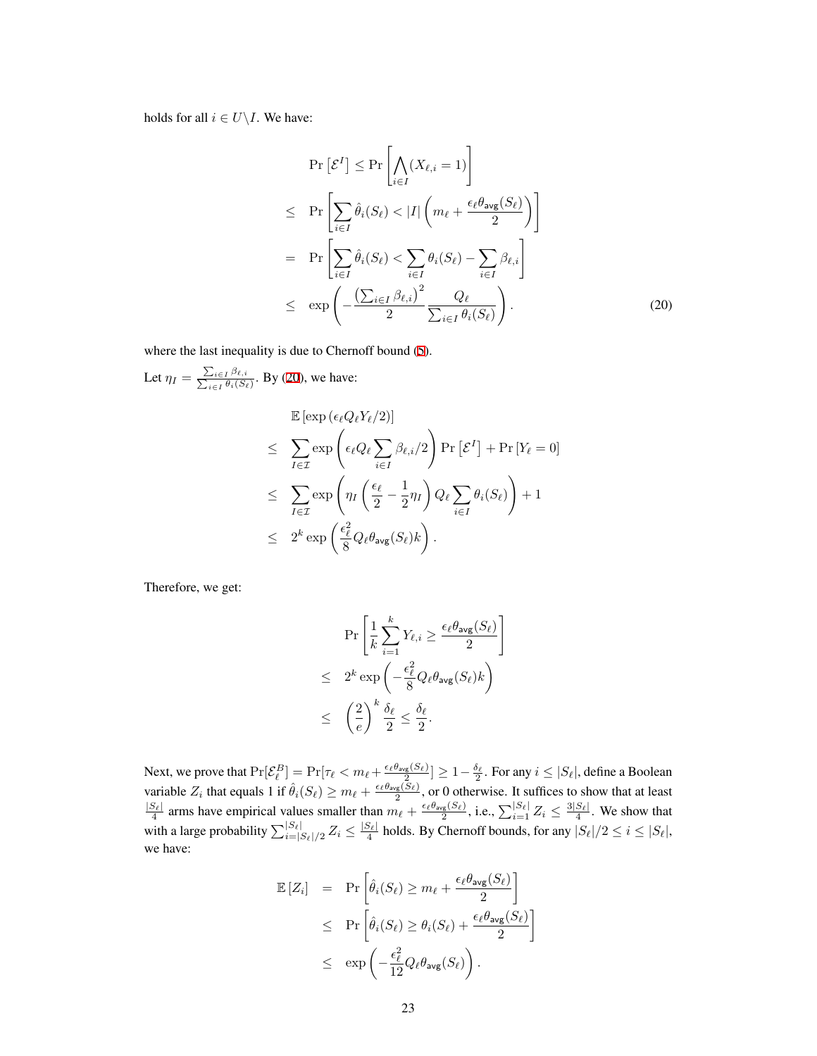holds for all $i \in U \backslash I$. We have:

$$
\begin{aligned}
\Pr\left[\mathcal{E}^I\right] &\leq \Pr\left[\bigwedge_{i \in I}(X_{\ell,i} = 1)\right] \\
&\leq \Pr\left[\sum_{i \in I} \hat{\theta}_i(S_\ell) < |I| \left(m_\ell + \frac{\epsilon_\ell \theta_{\mathsf{avg}}(S_\ell)}{2}\right)\right] \\
&= \Pr\left[\sum_{i \in I} \hat{\theta}_i(S_\ell) < \sum_{i \in I} \theta_i(S_\ell) - \sum_{i \in I} \beta_{\ell,i}\right] \\
&\leq \exp\left(-\frac{\left(\sum_{i \in I} \beta_{\ell,i}\right)^2}{2} \frac{Q_\ell}{\sum_{i \in I} \theta_i(S_\ell)}\right). \qquad (20)
\end{aligned}
$$

where the last inequality is due to Chernoff bound (5).

Let $\eta_I = \frac{\sum_{i \in I} \beta_{\ell,i}}{\sum_{i \in I} \theta_i(S_\ell)}$. By (20), we have:

$$
\begin{aligned}
& \mathbb{E}\left[\exp\left(\epsilon_\ell Q_\ell Y_\ell / 2\right)\right] \\
\leq\ & \sum_{I \in \mathcal{I}} \exp\left(\epsilon_\ell Q_\ell \sum_{i \in I} \beta_{\ell,i}/2\right) \Pr\left[\mathcal{E}^I\right] + \Pr\left[Y_\ell = 0\right] \\
\leq\ & \sum_{I \in \mathcal{I}} \exp\left(\eta_I \left(\frac{\epsilon_\ell}{2} - \frac{1}{2}\eta_I\right) Q_\ell \sum_{i \in I} \theta_i(S_\ell)\right) + 1 \\
\leq\ & 2^k \exp\left(\frac{\epsilon_\ell^2}{8} Q_\ell \theta_{\mathsf{avg}}(S_\ell) k\right).
\end{aligned}
$$

Therefore, we get:

$$
\begin{aligned}
& \Pr\left[\frac{1}{k}\sum_{i=1}^{k} Y_{\ell,i} \geq \frac{\epsilon_\ell \theta_{\mathsf{avg}}(S_\ell)}{2}\right] \\
\leq\ & 2^k \exp\left(-\frac{\epsilon_\ell^2}{8} Q_\ell \theta_{\mathsf{avg}}(S_\ell) k\right) \\
\leq\ & \left(\frac{2}{e}\right)^k \frac{\delta_\ell}{2} \leq \frac{\delta_\ell}{2}.
\end{aligned}
$$

Next, we prove that $\Pr[\mathcal{E}_\ell^B] = \Pr[\tau_\ell < m_\ell + \frac{\epsilon_\ell \theta_{\mathsf{avg}}(S_\ell)}{2}] \geq 1 - \frac{\delta_\ell}{2}$. For any $i \leq |S_\ell|$, define a Boolean variable $Z_i$ that equals 1 if $\hat{\theta}_i(S_\ell) \geq m_\ell + \frac{\epsilon_\ell \theta_{\mathsf{avg}}(S_\ell)}{2}$, or 0 otherwise. It suffices to show that at least $\frac{|S_\ell|}{4}$ arms have empirical values smaller than $m_\ell + \frac{\epsilon_\ell \theta_{\mathsf{avg}}(S_\ell)}{2}$, i.e., $\sum_{i=1}^{|S_\ell|} Z_i \leq \frac{3|S_\ell|}{4}$. We show that with a large probability $\sum_{i=|S_\ell|/2}^{|S_\ell|} Z_i \leq \frac{|S_\ell|}{4}$ holds. By Chernoff bounds, for any $|S_\ell|/2 \leq i \leq |S_\ell|$, we have:

$$
\begin{aligned}
\mathbb{E}\left[Z_i\right] &= \Pr\left[\hat{\theta}_i(S_\ell) \geq m_\ell + \frac{\epsilon_\ell \theta_{\mathsf{avg}}(S_\ell)}{2}\right] \\
&\leq \Pr\left[\hat{\theta}_i(S_\ell) \geq \theta_i(S_\ell) + \frac{\epsilon_\ell \theta_{\mathsf{avg}}(S_\ell)}{2}\right] \\
&\leq \exp\left(-\frac{\epsilon_\ell^2}{12} Q_\ell \theta_{\mathsf{avg}}(S_\ell)\right).
\end{aligned}
$$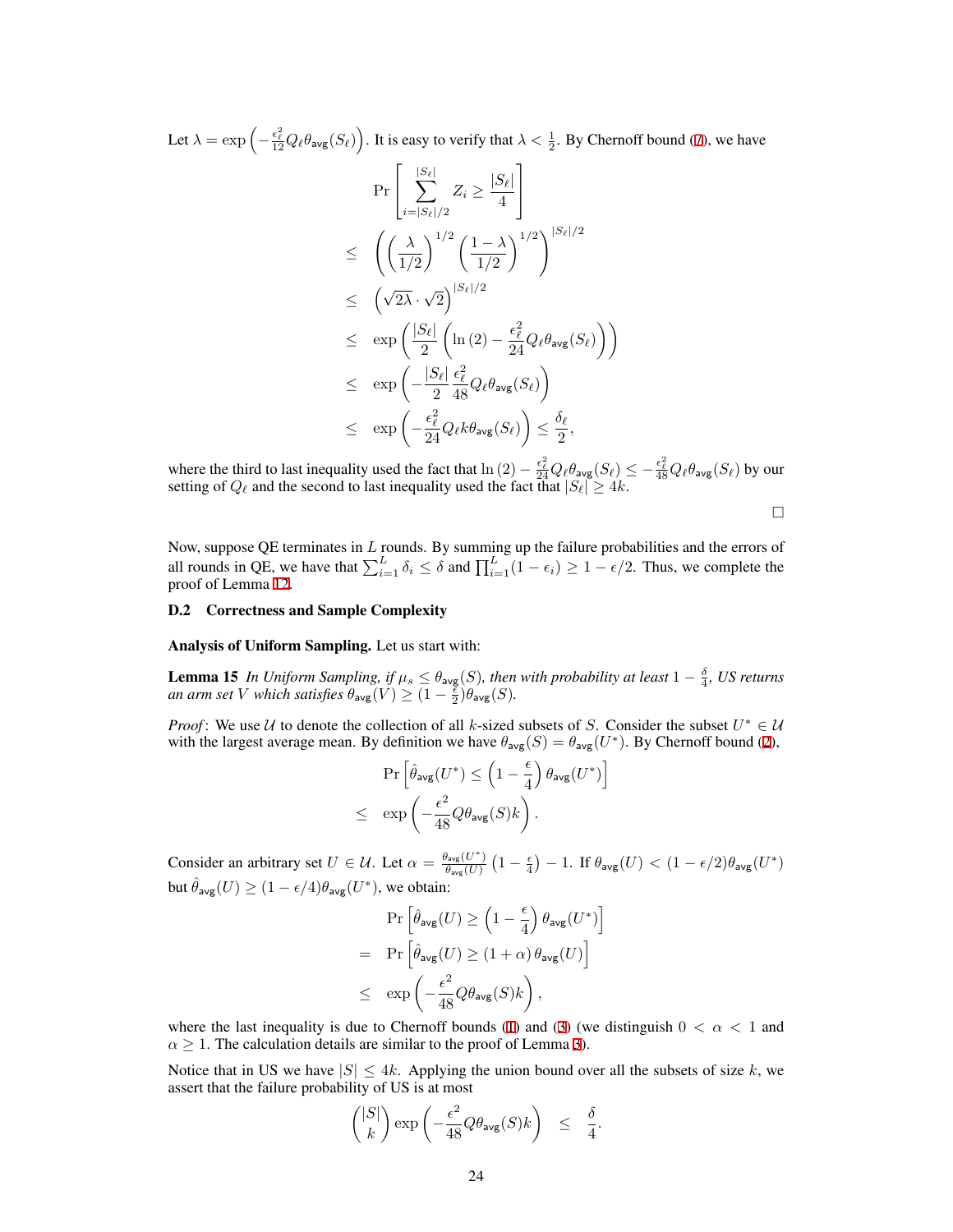Let $\lambda = \exp\left(-\frac{\epsilon_\ell^2}{12} Q_\ell \theta_{\mathsf{avg}}(S_\ell)\right)$. It is easy to verify that $\lambda < \frac{1}{2}$. By Chernoff bound (7), we have

$$
\begin{aligned}
& \Pr\left[\sum_{i=|S_\ell|/2}^{|S_\ell|} Z_i \geq \frac{|S_\ell|}{4}\right] \\
\leq\ & \left(\left(\frac{\lambda}{1/2}\right)^{1/2}\left(\frac{1-\lambda}{1/2}\right)^{1/2}\right)^{|S_\ell|/2} \\
\leq\ & \left(\sqrt{2\lambda}\cdot\sqrt{2}\right)^{|S_\ell|/2} \\
\leq\ & \exp\left(\frac{|S_\ell|}{2}\left(\ln(2) - \frac{\epsilon_\ell^2}{24} Q_\ell \theta_{\mathsf{avg}}(S_\ell)\right)\right) \\
\leq\ & \exp\left(-\frac{|S_\ell|}{2}\frac{\epsilon_\ell^2}{48} Q_\ell \theta_{\mathsf{avg}}(S_\ell)\right) \\
\leq\ & \exp\left(-\frac{\epsilon_\ell^2}{24} Q_\ell k \theta_{\mathsf{avg}}(S_\ell)\right) \leq \frac{\delta_\ell}{2},
\end{aligned}
$$

where the third to last inequality used the fact that $\ln(2) - \frac{\epsilon_\ell^2}{24} Q_\ell \theta_{\mathsf{avg}}(S_\ell) \leq -\frac{\epsilon_\ell^2}{48} Q_\ell \theta_{\mathsf{avg}}(S_\ell)$ by our setting of $Q_\ell$ and the second to last inequality used the fact that $|S_\ell| \geq 4k$.

□

Now, suppose QE terminates in $L$ rounds. By summing up the failure probabilities and the errors of all rounds in QE, we have that $\sum_{i=1}^{L} \delta_i \leq \delta$ and $\prod_{i=1}^{L}(1-\epsilon_i) \geq 1 - \epsilon/2$. Thus, we complete the proof of Lemma 12.

### D.2 Correctness and Sample Complexity

**Analysis of Uniform Sampling.** Let us start with:

**Lemma 15** *In Uniform Sampling, if $\mu_s \leq \theta_{\mathsf{avg}}(S)$, then with probability at least $1 - \frac{\delta}{4}$, US returns an arm set $V$ which satisfies $\theta_{\mathsf{avg}}(V) \geq (1 - \frac{\epsilon}{2})\theta_{\mathsf{avg}}(S)$.*

*Proof*: We use $\mathcal{U}$ to denote the collection of all $k$-sized subsets of $S$. Consider the subset $U^* \in \mathcal{U}$ with the largest average mean. By definition we have $\theta_{\mathsf{avg}}(S) = \theta_{\mathsf{avg}}(U^*)$. By Chernoff bound (2),

$$
\begin{aligned}
& \Pr\left[\hat{\theta}_{\mathsf{avg}}(U^*) \leq \left(1 - \frac{\epsilon}{4}\right)\theta_{\mathsf{avg}}(U^*)\right] \\
\leq\ & \exp\left(-\frac{\epsilon^2}{48} Q \theta_{\mathsf{avg}}(S) k\right).
\end{aligned}
$$

Consider an arbitrary set $U \in \mathcal{U}$. Let $\alpha = \frac{\theta_{\mathsf{avg}}(U^*)}{\theta_{\mathsf{avg}}(U)}\left(1 - \frac{\epsilon}{4}\right) - 1$. If $\theta_{\mathsf{avg}}(U) < (1 - \epsilon/2)\theta_{\mathsf{avg}}(U^*)$ but $\hat{\theta}_{\mathsf{avg}}(U) \geq (1 - \epsilon/4)\theta_{\mathsf{avg}}(U^*)$, we obtain:

$$
\begin{aligned}
& \Pr\left[\hat{\theta}_{\mathsf{avg}}(U) \geq \left(1 - \frac{\epsilon}{4}\right)\theta_{\mathsf{avg}}(U^*)\right] \\
=\ & \Pr\left[\hat{\theta}_{\mathsf{avg}}(U) \geq (1 + \alpha)\,\theta_{\mathsf{avg}}(U)\right] \\
\leq\ & \exp\left(-\frac{\epsilon^2}{48} Q \theta_{\mathsf{avg}}(S) k\right),
\end{aligned}
$$

where the last inequality is due to Chernoff bounds (1) and (3) (we distinguish $0 < \alpha < 1$ and $\alpha \geq 1$. The calculation details are similar to the proof of Lemma 3).

Notice that in US we have $|S| \leq 4k$. Applying the union bound over all the subsets of size $k$, we assert that the failure probability of US is at most

$$
\binom{|S|}{k} \exp\left(-\frac{\epsilon^2}{48} Q \theta_{\mathsf{avg}}(S) k\right) \quad \leq \quad \frac{\delta}{4}.
$$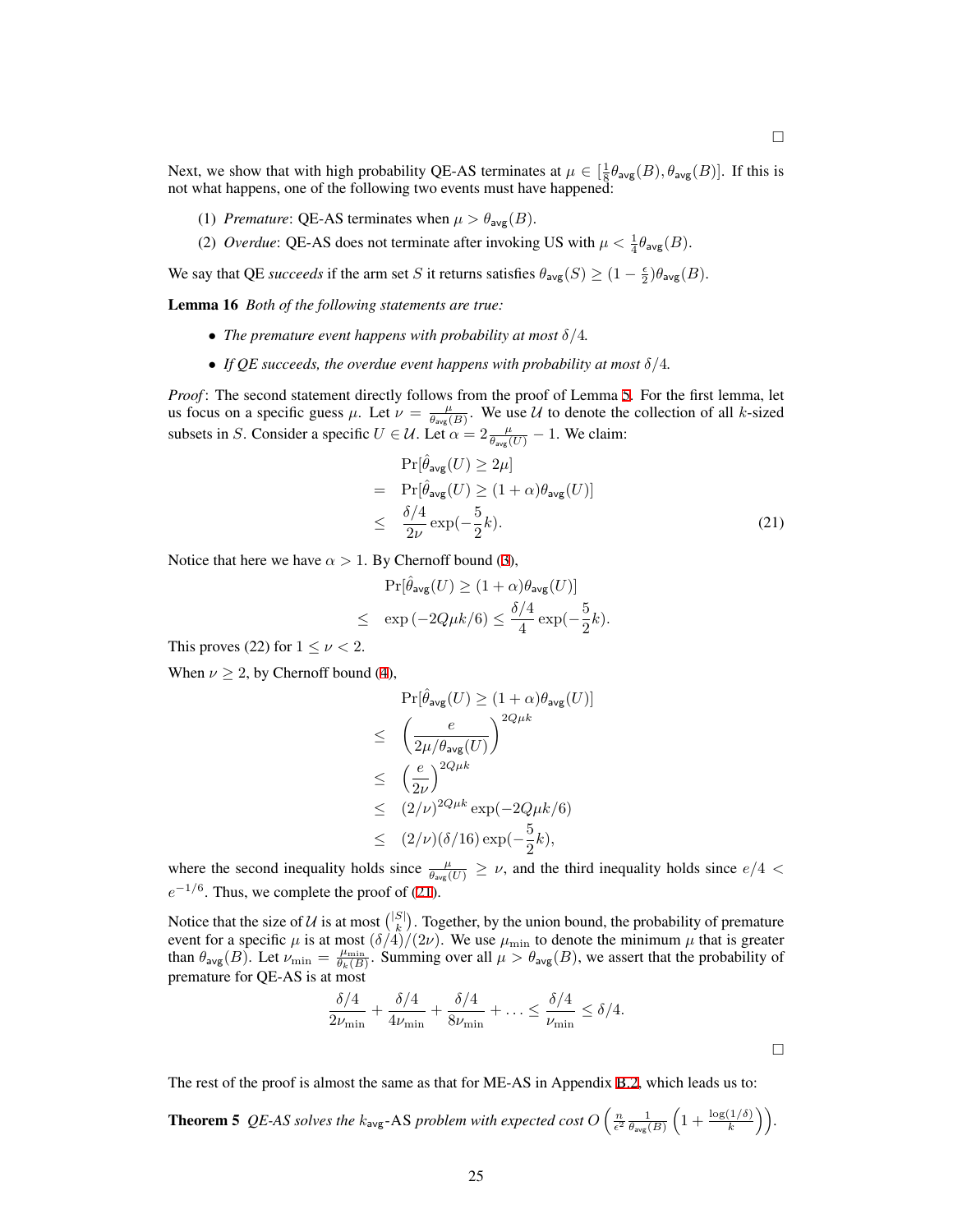□

Next, we show that with high probability QE-AS terminates at $\mu \in [\frac{1}{8}\theta_{\mathsf{avg}}(B), \theta_{\mathsf{avg}}(B)]$. If this is not what happens, one of the following two events must have happened:

(1) *Premature*: QE-AS terminates when $\mu > \theta_{\mathsf{avg}}(B)$.

(2) *Overdue*: QE-AS does not terminate after invoking US with $\mu < \frac{1}{4}\theta_{\mathsf{avg}}(B)$.

We say that QE *succeeds* if the arm set $S$ it returns satisfies $\theta_{\mathsf{avg}}(S) \geq (1 - \frac{\epsilon}{2})\theta_{\mathsf{avg}}(B)$.

**Lemma 16** *Both of the following statements are true:*

- *The premature event happens with probability at most $\delta/4$.*
- *If QE succeeds, the overdue event happens with probability at most $\delta/4$.*

*Proof*: The second statement directly follows from the proof of Lemma 5. For the first lemma, let us focus on a specific guess $\mu$. Let $\nu = \frac{\mu}{\theta_{\mathsf{avg}}(B)}$. We use $\mathcal{U}$ to denote the collection of all $k$-sized subsets in $S$. Consider a specific $U \in \mathcal{U}$. Let $\alpha = 2\frac{\mu}{\theta_{\mathsf{avg}}(U)} - 1$. We claim:

$$
\begin{aligned}
& \Pr[\hat{\theta}_{\mathsf{avg}}(U) \geq 2\mu] \\
= \; & \Pr[\hat{\theta}_{\mathsf{avg}}(U) \geq (1+\alpha)\theta_{\mathsf{avg}}(U)] \\
\leq \; & \frac{\delta/4}{2\nu}\exp(-\frac{5}{2}k).
\end{aligned}
\tag{21}
$$

Notice that here we have $\alpha > 1$. By Chernoff bound (3),

$$
\begin{aligned}
& \Pr[\hat{\theta}_{\mathsf{avg}}(U) \geq (1+\alpha)\theta_{\mathsf{avg}}(U)] \\
\leq \; & \exp\left(-2Q\mu k/6\right) \leq \frac{\delta/4}{4}\exp(-\frac{5}{2}k).
\end{aligned}
$$

This proves (22) for $1 \leq \nu < 2$.

When $\nu \geq 2$, by Chernoff bound (4),

$$
\begin{aligned}
& \Pr[\hat{\theta}_{\mathsf{avg}}(U) \geq (1+\alpha)\theta_{\mathsf{avg}}(U)] \\
\leq \; & \left(\frac{e}{2\mu/\theta_{\mathsf{avg}}(U)}\right)^{2Q\mu k} \\
\leq \; & \left(\frac{e}{2\nu}\right)^{2Q\mu k} \\
\leq \; & (2/\nu)^{2Q\mu k}\exp(-2Q\mu k/6) \\
\leq \; & (2/\nu)(\delta/16)\exp(-\frac{5}{2}k),
\end{aligned}
$$

where the second inequality holds since $\frac{\mu}{\theta_{\mathsf{avg}}(U)} \geq \nu$, and the third inequality holds since $e/4 < e^{-1/6}$. Thus, we complete the proof of (21).

Notice that the size of $\mathcal{U}$ is at most $\binom{|S|}{k}$. Together, by the union bound, the probability of premature event for a specific $\mu$ is at most $(\delta/4)/(2\nu)$. We use $\mu_{\min}$ to denote the minimum $\mu$ that is greater than $\theta_{\mathsf{avg}}(B)$. Let $\nu_{\min} = \frac{\mu_{\min}}{\theta_k(B)}$. Summing over all $\mu > \theta_{\mathsf{avg}}(B)$, we assert that the probability of premature for QE-AS is at most

$$
\frac{\delta/4}{2\nu_{\min}} + \frac{\delta/4}{4\nu_{\min}} + \frac{\delta/4}{8\nu_{\min}} + \ldots \leq \frac{\delta/4}{\nu_{\min}} \leq \delta/4.
$$

□

The rest of the proof is almost the same as that for ME-AS in Appendix B.2, which leads us to:

**Theorem 5** *QE-AS solves the $k_{\mathsf{avg}}$-AS problem with expected cost $O\left(\frac{n}{\epsilon^2}\frac{1}{\theta_{\mathsf{avg}}(B)}\left(1 + \frac{\log(1/\delta)}{k}\right)\right)$.*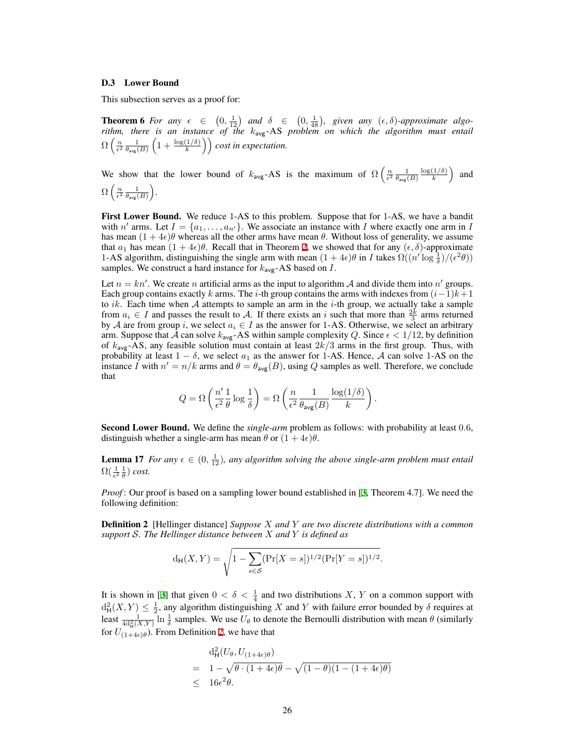### D.3 Lower Bound

This subsection serves as a proof for:

**Theorem 6** *For any $\epsilon \in \left(0, \frac{1}{12}\right)$ and $\delta \in \left(0, \frac{1}{48}\right)$, given any $(\epsilon, \delta)$-approximate algorithm, there is an instance of the $k_{\mathsf{avg}}$-AS problem on which the algorithm must entail $\Omega\left(\frac{n}{\epsilon^2}\frac{1}{\theta_{\mathsf{avg}}(B)}\left(1 + \frac{\log(1/\delta)}{k}\right)\right)$ cost in expectation.*

We show that the lower bound of $k_{\mathsf{avg}}$-AS is the maximum of $\Omega\left(\frac{n}{\epsilon^2}\frac{1}{\theta_{\mathsf{avg}}(B)}\frac{\log(1/\delta)}{k}\right)$ and $\Omega\left(\frac{n}{\epsilon^2}\frac{1}{\theta_{\mathsf{avg}}(B)}\right)$.

**First Lower Bound.** We reduce 1-AS to this problem. Suppose that for 1-AS, we have a bandit with $n'$ arms. Let $I = \{a_1, \ldots, a_{n'}\}$. We associate an instance with $I$ where exactly one arm in $I$ has mean $(1 + 4\epsilon)\theta$ whereas all the other arms have mean $\theta$. Without loss of generality, we assume that $a_1$ has mean $(1 + 4\epsilon)\theta$. Recall that in Theorem 2, we showed that for any $(\epsilon, \delta)$-approximate 1-AS algorithm, distinguishing the single arm with mean $(1 + 4\epsilon)\theta$ in $I$ takes $\Omega((n' \log \frac{1}{\delta})/(\epsilon^2\theta))$ samples. We construct a hard instance for $k_{\mathsf{avg}}$-AS based on $I$.

Let $n = kn'$. We create $n$ artificial arms as the input to algorithm $\mathcal{A}$ and divide them into $n'$ groups. Each group contains exactly $k$ arms. The $i$-th group contains the arms with indexes from $(i-1)k+1$ to $ik$. Each time when $\mathcal{A}$ attempts to sample an arm in the $i$-th group, we actually take a sample from $a_i \in I$ and passes the result to $\mathcal{A}$. If there exists an $i$ such that more than $\frac{2k}{3}$ arms returned by $\mathcal{A}$ are from group $i$, we select $a_i \in I$ as the answer for 1-AS. Otherwise, we select an arbitrary arm. Suppose that $\mathcal{A}$ can solve $k_{\mathsf{avg}}$-AS within sample complexity $Q$. Since $\epsilon < 1/12$, by definition of $k_{\mathsf{avg}}$-AS, any feasible solution must contain at least $2k/3$ arms in the first group. Thus, with probability at least $1 - \delta$, we select $a_1$ as the answer for 1-AS. Hence, $\mathcal{A}$ can solve 1-AS on the instance $I$ with $n' = n/k$ arms and $\theta = \theta_{\mathsf{avg}}(B)$, using $Q$ samples as well. Therefore, we conclude that

$$Q = \Omega\left(\frac{n'}{\epsilon^2}\frac{1}{\theta}\log\frac{1}{\delta}\right) = \Omega\left(\frac{n}{\epsilon^2}\frac{1}{\theta_{\mathsf{avg}}(B)}\frac{\log(1/\delta)}{k}\right).$$

**Second Lower Bound.** We define the *single-arm* problem as follows: with probability at least 0.6, distinguish whether a single-arm has mean $\theta$ or $(1 + 4\epsilon)\theta$.

**Lemma 17** *For any $\epsilon \in (0, \frac{1}{12})$, any algorithm solving the above single-arm problem must entail $\Omega(\frac{1}{\epsilon^2}\frac{1}{\theta})$ cost.*

*Proof*: Our proof is based on a sampling lower bound established in [3, Theorem 4.7]. We need the following definition:

**Definition 2** [Hellinger distance] *Suppose $X$ and $Y$ are two discrete distributions with a common support $\mathcal{S}$. The Hellinger distance between $X$ and $Y$ is defined as*

$$\mathrm{d}_{\mathsf{H}}(X, Y) = \sqrt{1 - \sum_{s \in \mathcal{S}} (\Pr[X = s])^{1/2} (\Pr[Y = s])^{1/2}}.$$

It is shown in [3] that given $0 < \delta < \frac{1}{4}$ and two distributions $X$, $Y$ on a common support with $\mathrm{d}^2_{\mathsf{H}}(X, Y) \leq \frac{1}{2}$, any algorithm distinguishing $X$ and $Y$ with failure error bounded by $\delta$ requires at least $\frac{1}{4\mathrm{d}^2_{\mathsf{H}}(X,Y)} \ln \frac{1}{\delta}$ samples. We use $U_\theta$ to denote the Bernoulli distribution with mean $\theta$ (similarly for $U_{(1+4\epsilon)\theta}$). From Definition 2, we have that

$$\begin{aligned}
& \mathrm{d}^2_{\mathsf{H}}(U_\theta, U_{(1+4\epsilon)\theta}) \\
= \quad & 1 - \sqrt{\theta \cdot (1 + 4\epsilon)\theta} - \sqrt{(1 - \theta)(1 - (1 + 4\epsilon)\theta)} \\
\leq \quad & 16\epsilon^2\theta.
\end{aligned}$$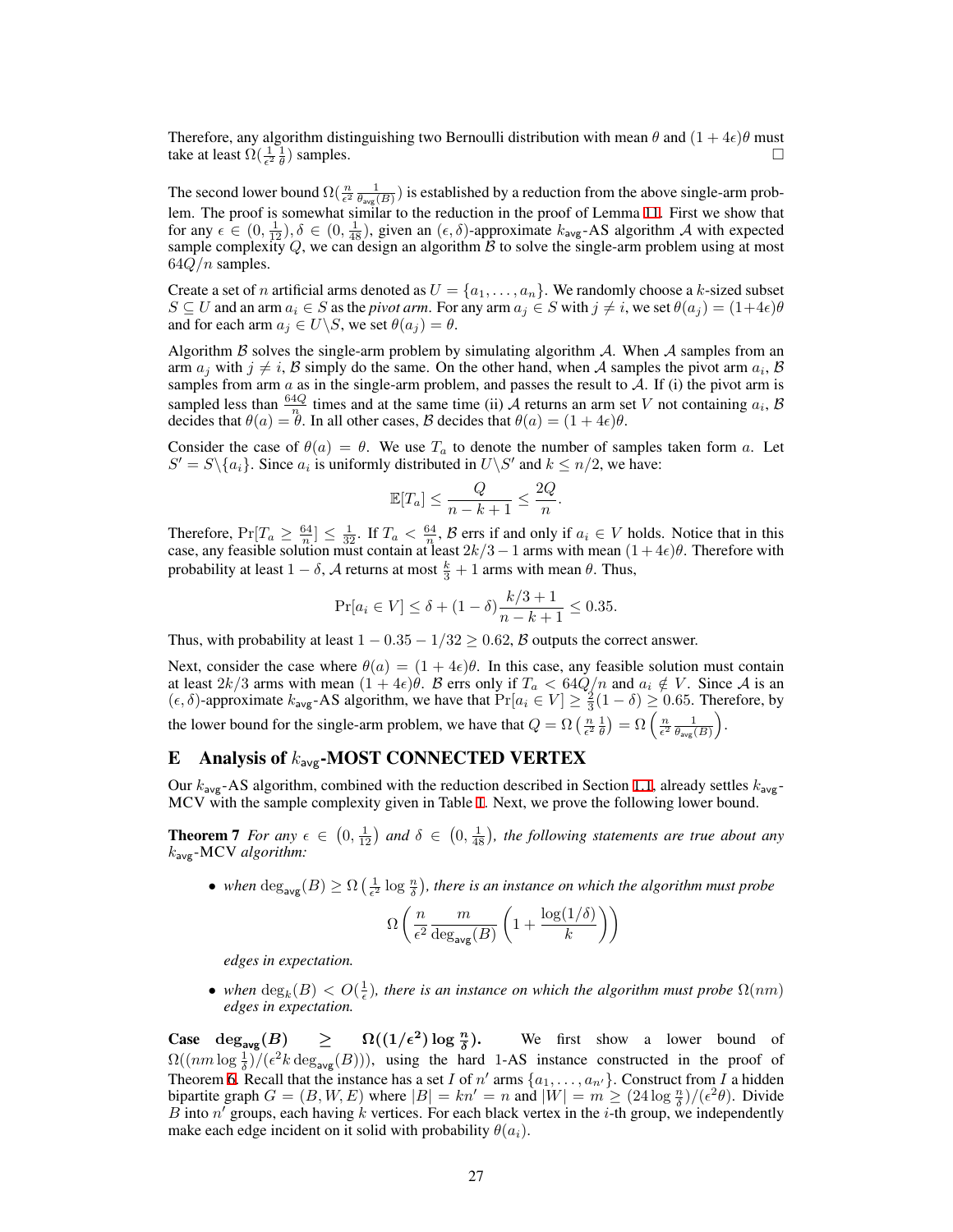Therefore, any algorithm distinguishing two Bernoulli distribution with mean $\theta$ and $(1+4\epsilon)\theta$ must take at least $\Omega(\frac{1}{\epsilon^2}\frac{1}{\theta})$ samples. $\square$

The second lower bound $\Omega(\frac{n}{\epsilon^2}\frac{1}{\theta_{\mathsf{avg}}(B)})$ is established by a reduction from the above single-arm problem. The proof is somewhat similar to the reduction in the proof of Lemma 11. First we show that for any $\epsilon \in (0, \frac{1}{12}), \delta \in (0, \frac{1}{48})$, given an $(\epsilon, \delta)$-approximate $k_{\mathsf{avg}}$-AS algorithm $\mathcal{A}$ with expected sample complexity $Q$, we can design an algorithm $\mathcal{B}$ to solve the single-arm problem using at most $64Q/n$ samples.

Create a set of $n$ artificial arms denoted as $U = \{a_1, \ldots, a_n\}$. We randomly choose a $k$-sized subset $S \subseteq U$ and an arm $a_i \in S$ as the *pivot arm*. For any arm $a_j \in S$ with $j \neq i$, we set $\theta(a_j) = (1+4\epsilon)\theta$ and for each arm $a_j \in U \backslash S$, we set $\theta(a_j) = \theta$.

Algorithm $\mathcal{B}$ solves the single-arm problem by simulating algorithm $\mathcal{A}$. When $\mathcal{A}$ samples from an arm $a_j$ with $j \neq i$, $\mathcal{B}$ simply do the same. On the other hand, when $\mathcal{A}$ samples the pivot arm $a_i$, $\mathcal{B}$ samples from arm $a$ as in the single-arm problem, and passes the result to $\mathcal{A}$. If (i) the pivot arm is sampled less than $\frac{64Q}{n}$ times and at the same time (ii) $\mathcal{A}$ returns an arm set $V$ not containing $a_i$, $\mathcal{B}$ decides that $\theta(a) = \theta$. In all other cases, $\mathcal{B}$ decides that $\theta(a) = (1+4\epsilon)\theta$.

Consider the case of $\theta(a) = \theta$. We use $T_a$ to denote the number of samples taken form $a$. Let $S' = S \backslash \{a_i\}$. Since $a_i$ is uniformly distributed in $U \backslash S'$ and $k \leq n/2$, we have:

$$\mathbb{E}[T_a] \leq \frac{Q}{n-k+1} \leq \frac{2Q}{n}.$$

Therefore, $\Pr[T_a \geq \frac{64}{n}] \leq \frac{1}{32}$. If $T_a < \frac{64}{n}$, $\mathcal{B}$ errs if and only if $a_i \in V$ holds. Notice that in this case, any feasible solution must contain at least $2k/3 - 1$ arms with mean $(1+4\epsilon)\theta$. Therefore with probability at least $1-\delta$, $\mathcal{A}$ returns at most $\frac{k}{3}+1$ arms with mean $\theta$. Thus,

$$\Pr[a_i \in V] \leq \delta + (1-\delta)\frac{k/3+1}{n-k+1} \leq 0.35.$$

Thus, with probability at least $1 - 0.35 - 1/32 \geq 0.62$, $\mathcal{B}$ outputs the correct answer.

Next, consider the case where $\theta(a) = (1+4\epsilon)\theta$. In this case, any feasible solution must contain at least $2k/3$ arms with mean $(1+4\epsilon)\theta$. $\mathcal{B}$ errs only if $T_a < 64Q/n$ and $a_i \notin V$. Since $\mathcal{A}$ is an $(\epsilon, \delta)$-approximate $k_{\mathsf{avg}}$-AS algorithm, we have that $\Pr[a_i \in V] \geq \frac{2}{3}(1-\delta) \geq 0.65$. Therefore, by the lower bound for the single-arm problem, we have that $Q = \Omega\left(\frac{n}{\epsilon^2}\frac{1}{\theta}\right) = \Omega\left(\frac{n}{\epsilon^2}\frac{1}{\theta_{\mathsf{avg}}(B)}\right)$.

# E Analysis of $k_{\mathsf{avg}}$-MOST CONNECTED VERTEX

Our $k_{\mathsf{avg}}$-AS algorithm, combined with the reduction described in Section 1.1, already settles $k_{\mathsf{avg}}$-MCV with the sample complexity given in Table 1. Next, we prove the following lower bound.

**Theorem 7** *For any $\epsilon \in \left(0, \frac{1}{12}\right)$ and $\delta \in \left(0, \frac{1}{48}\right)$, the following statements are true about any $k_{\mathsf{avg}}$-MCV algorithm:*

- *when $\deg_{\mathsf{avg}}(B) \geq \Omega\left(\frac{1}{\epsilon^2}\log\frac{n}{\delta}\right)$, there is an instance on which the algorithm must probe*

$$\Omega\left(\frac{n}{\epsilon^2}\frac{m}{\deg_{\mathsf{avg}}(B)}\left(1 + \frac{\log(1/\delta)}{k}\right)\right)$$

  *edges in expectation.*

- *when $\deg_k(B) < O(\frac{1}{\epsilon})$, there is an instance on which the algorithm must probe $\Omega(nm)$ edges in expectation.*

**Case $\deg_{\mathsf{avg}}(B) \geq \Omega((1/\epsilon^2)\log\frac{n}{\delta})$.** We first show a lower bound of $\Omega((nm\log\frac{1}{\delta})/(\epsilon^2 k \deg_{\mathsf{avg}}(B)))$, using the hard 1-AS instance constructed in the proof of Theorem 6. Recall that the instance has a set $I$ of $n'$ arms $\{a_1, \ldots, a_{n'}\}$. Construct from $I$ a hidden bipartite graph $G = (B, W, E)$ where $|B| = kn' = n$ and $|W| = m \geq (24\log\frac{n}{\delta})/(\epsilon^2\theta)$. Divide $B$ into $n'$ groups, each having $k$ vertices. For each black vertex in the $i$-th group, we independently make each edge incident on it solid with probability $\theta(a_i)$.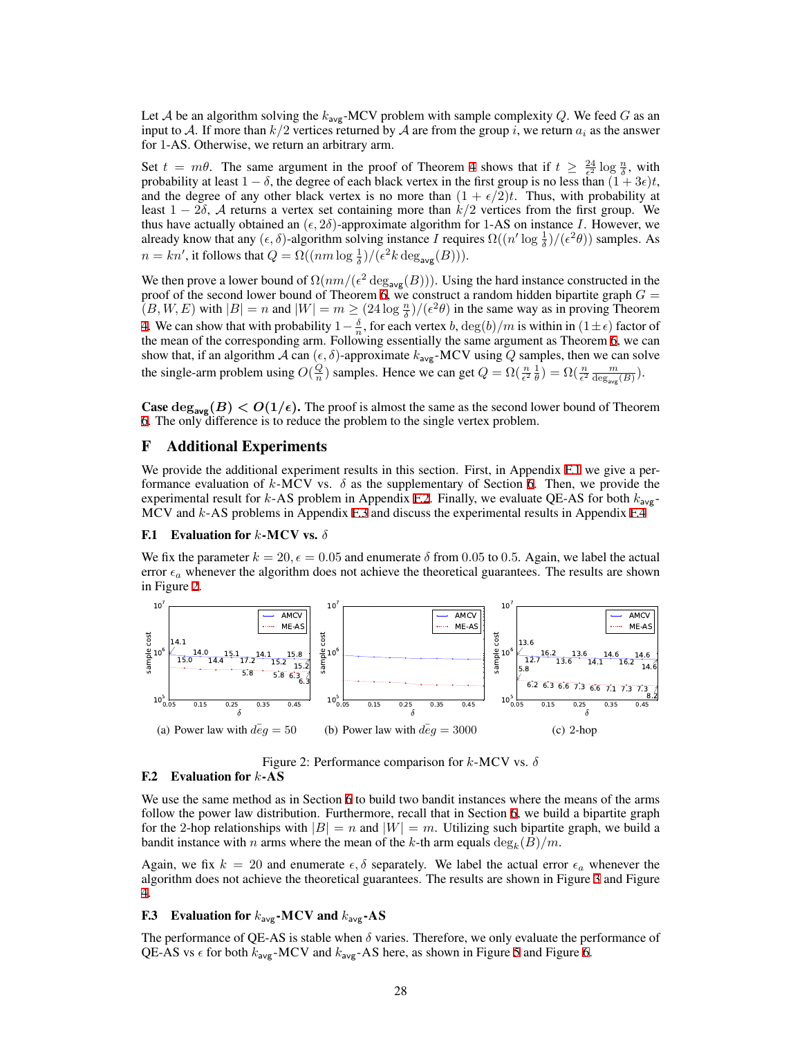Let $\mathcal{A}$ be an algorithm solving the $k_{\mathsf{avg}}$-MCV problem with sample complexity $Q$. We feed $G$ as an input to $\mathcal{A}$. If more than $k/2$ vertices returned by $\mathcal{A}$ are from the group $i$, we return $a_i$ as the answer for 1-AS. Otherwise, we return an arbitrary arm.

Set $t = m\theta$. The same argument in the proof of Theorem 4 shows that if $t \geq \frac{24}{\epsilon^2} \log \frac{n}{\delta}$, with probability at least $1 - \delta$, the degree of each black vertex in the first group is no less than $(1 + 3\epsilon)t$, and the degree of any other black vertex is no more than $(1 + \epsilon/2)t$. Thus, with probability at least $1 - 2\delta$, $\mathcal{A}$ returns a vertex set containing more than $k/2$ vertices from the first group. We thus have actually obtained an $(\epsilon, 2\delta)$-approximate algorithm for 1-AS on instance $I$. However, we already know that any $(\epsilon, \delta)$-algorithm solving instance $I$ requires $\Omega((n' \log \frac{1}{\delta})/(\epsilon^2\theta))$ samples. As $n = kn'$, it follows that $Q = \Omega((nm \log \frac{1}{\delta})/(\epsilon^2 k \deg_{\mathsf{avg}}(B)))$.

We then prove a lower bound of $\Omega(nm/(\epsilon^2 \deg_{\mathsf{avg}}(B)))$. Using the hard instance constructed in the proof of the second lower bound of Theorem 6, we construct a random hidden bipartite graph $G = (B, W, E)$ with $|B| = n$ and $|W| = m \geq (24 \log \frac{n}{\delta})/(\epsilon^2\theta)$ in the same way as in proving Theorem 4. We can show that with probability $1 - \frac{\delta}{n}$, for each vertex $b$, $\deg(b)/m$ is within in $(1 \pm \epsilon)$ factor of the mean of the corresponding arm. Following essentially the same argument as Theorem 6, we can show that, if an algorithm $\mathcal{A}$ can $(\epsilon, \delta)$-approximate $k_{\mathsf{avg}}$-MCV using $Q$ samples, then we can solve the single-arm problem using $O(\frac{Q}{n})$ samples. Hence we can get $Q = \Omega(\frac{n}{\epsilon^2}\frac{1}{\theta}) = \Omega(\frac{n}{\epsilon^2}\frac{m}{\deg_{\mathsf{avg}}(B)})$.

**Case $\deg_{\mathsf{avg}}(B) < O(1/\epsilon)$.** The proof is almost the same as the second lower bound of Theorem 6. The only difference is to reduce the problem to the single vertex problem.

# F Additional Experiments

We provide the additional experiment results in this section. First, in Appendix F.1 we give a performance evaluation of $k$-MCV vs. $\delta$ as the supplementary of Section 6. Then, we provide the experimental result for $k$-AS problem in Appendix F.2. Finally, we evaluate QE-AS for both $k_{\mathsf{avg}}$-MCV and $k$-AS problems in Appendix F.3 and discuss the experimental results in Appendix F.4.

## F.1 Evaluation for $k$-MCV vs. $\delta$

We fix the parameter $k = 20, \epsilon = 0.05$ and enumerate $\delta$ from 0.05 to 0.5. Again, we label the actual error $\epsilon_a$ whenever the algorithm does not achieve the theoretical guarantees. The results are shown in Figure 2.

(a) Power law with $\bar{deg} = 50$ (b) Power law with $\bar{deg} = 3000$ (c) 2-hop

Figure 2: Performance comparison for $k$-MCV vs. $\delta$

## F.2 Evaluation for $k$-AS

We use the same method as in Section 6 to build two bandit instances where the means of the arms follow the power law distribution. Furthermore, recall that in Section 6, we build a bipartite graph for the 2-hop relationships with $|B| = n$ and $|W| = m$. Utilizing such bipartite graph, we build a bandit instance with $n$ arms where the mean of the $k$-th arm equals $\deg_k(B)/m$.

Again, we fix $k = 20$ and enumerate $\epsilon, \delta$ separately. We label the actual error $\epsilon_a$ whenever the algorithm does not achieve the theoretical guarantees. The results are shown in Figure 3 and Figure 4.

## F.3 Evaluation for $k_{\mathsf{avg}}$-MCV and $k_{\mathsf{avg}}$-AS

The performance of QE-AS is stable when $\delta$ varies. Therefore, we only evaluate the performance of QE-AS vs $\epsilon$ for both $k_{\mathsf{avg}}$-MCV and $k_{\mathsf{avg}}$-AS here, as shown in Figure 5 and Figure 6.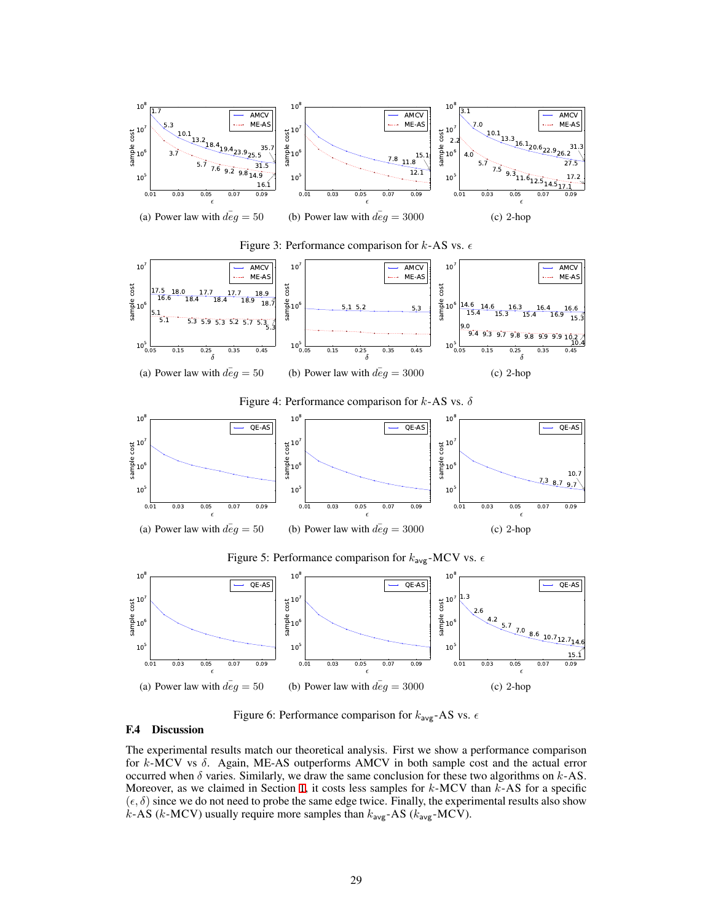(a) Power law with $\bar{deg} = 50$ (b) Power law with $\bar{deg} = 3000$ (c) 2-hop

Figure 3: Performance comparison for $k$-AS vs. $\epsilon$

(a) Power law with $\bar{deg} = 50$ (b) Power law with $\bar{deg} = 3000$ (c) 2-hop

Figure 4: Performance comparison for $k$-AS vs. $\delta$

(a) Power law with $\bar{deg} = 50$ (b) Power law with $\bar{deg} = 3000$ (c) 2-hop

Figure 5: Performance comparison for $k_{\text{avg}}$-MCV vs. $\epsilon$

(a) Power law with $\bar{deg} = 50$ (b) Power law with $\bar{deg} = 3000$ (c) 2-hop

Figure 6: Performance comparison for $k_{\text{avg}}$-AS vs. $\epsilon$

### F.4 Discussion

The experimental results match our theoretical analysis. First we show a performance comparison for $k$-MCV vs $\delta$. Again, ME-AS outperforms AMCV in both sample cost and the actual error occurred when $\delta$ varies. Similarly, we draw the same conclusion for these two algorithms on $k$-AS. Moreover, as we claimed in Section 1, it costs less samples for $k$-MCV than $k$-AS for a specific $(\epsilon, \delta)$ since we do not need to probe the same edge twice. Finally, the experimental results also show $k$-AS ($k$-MCV) usually require more samples than $k_{\text{avg}}$-AS ($k_{\text{avg}}$-MCV).